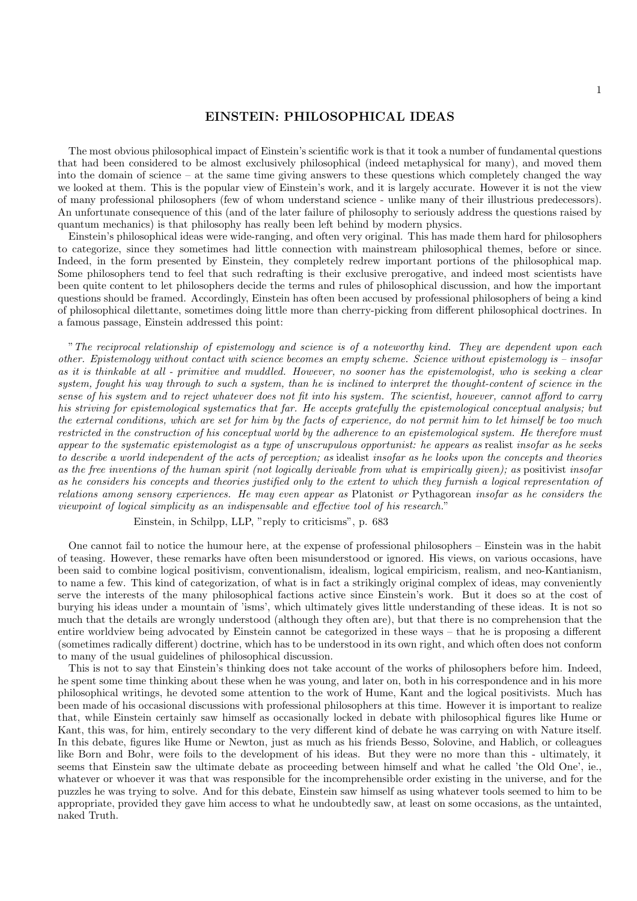# EINSTEIN: PHILOSOPHICAL IDEAS

The most obvious philosophical impact of Einstein's scientific work is that it took a number of fundamental questions that had been considered to be almost exclusively philosophical (indeed metaphysical for many), and moved them into the domain of science – at the same time giving answers to these questions which completely changed the way we looked at them. This is the popular view of Einstein's work, and it is largely accurate. However it is not the view of many professional philosophers (few of whom understand science - unlike many of their illustrious predecessors). An unfortunate consequence of this (and of the later failure of philosophy to seriously address the questions raised by quantum mechanics) is that philosophy has really been left behind by modern physics.

Einstein's philosophical ideas were wide-ranging, and often very original. This has made them hard for philosophers to categorize, since they sometimes had little connection with mainstream philosophical themes, before or since. Indeed, in the form presented by Einstein, they completely redrew important portions of the philosophical map. Some philosophers tend to feel that such redrafting is their exclusive prerogative, and indeed most scientists have been quite content to let philosophers decide the terms and rules of philosophical discussion, and how the important questions should be framed. Accordingly, Einstein has often been accused by professional philosophers of being a kind of philosophical dilettante, sometimes doing little more than cherry-picking from different philosophical doctrines. In a famous passage, Einstein addressed this point:

"*The reciprocal relationship of epistemology and science is of a noteworthy kind. They are dependent upon each other. Epistemology without contact with science becomes an empty scheme. Science without epistemology is – insofar as it is thinkable at all - primitive and muddled. However, no sooner has the epistemologist, who is seeking a clear system, fought his way through to such a system, than he is inclined to interpret the thought-content of science in the sense of his system and to reject whatever does not fit into his system. The scientist, however, cannot afford to carry his striving for epistemological systematics that far. He accepts gratefully the epistemological conceptual analysis; but the external conditions, which are set for him by the facts of experience, do not permit him to let himself be too much restricted in the construction of his conceptual world by the adherence to an epistemological system. He therefore must appear to the systematic epistemologist as a type of unscrupulous opportunist: he appears as* realist *insofar as he seeks to describe a world independent of the acts of perception; as* idealist *insofar as he looks upon the concepts and theories as the free inventions of the human spirit (not logically derivable from what is empirically given); as* positivist *insofar as he considers his concepts and theories justified only to the extent to which they furnish a logical representation of relations among sensory experiences. He may even appear as* Platonist *or* Pythagorean *insofar as he considers the viewpoint of logical simplicity as an indispensable and effective tool of his research.*"

Einstein, in Schilpp, LLP, "reply to criticisms", p. 683

One cannot fail to notice the humour here, at the expense of professional philosophers – Einstein was in the habit of teasing. However, these remarks have often been misunderstood or ignored. His views, on various occasions, have been said to combine logical positivism, conventionalism, idealism, logical empiricism, realism, and neo-Kantianism, to name a few. This kind of categorization, of what is in fact a strikingly original complex of ideas, may conveniently serve the interests of the many philosophical factions active since Einstein's work. But it does so at the cost of burying his ideas under a mountain of 'isms', which ultimately gives little understanding of these ideas. It is not so much that the details are wrongly understood (although they often are), but that there is no comprehension that the entire worldview being advocated by Einstein cannot be categorized in these ways – that he is proposing a different (sometimes radically different) doctrine, which has to be understood in its own right, and which often does not conform to many of the usual guidelines of philosophical discussion.

This is not to say that Einstein's thinking does not take account of the works of philosophers before him. Indeed, he spent some time thinking about these when he was young, and later on, both in his correspondence and in his more philosophical writings, he devoted some attention to the work of Hume, Kant and the logical positivists. Much has been made of his occasional discussions with professional philosophers at this time. However it is important to realize that, while Einstein certainly saw himself as occasionally locked in debate with philosophical figures like Hume or Kant, this was, for him, entirely secondary to the very different kind of debate he was carrying on with Nature itself. In this debate, figures like Hume or Newton, just as much as his friends Besso, Solovine, and Hablich, or colleagues like Born and Bohr, were foils to the development of his ideas. But they were no more than this - ultimately, it seems that Einstein saw the ultimate debate as proceeding between himself and what he called 'the Old One', ie., whatever or whoever it was that was responsible for the incomprehensible order existing in the universe, and for the puzzles he was trying to solve. And for this debate, Einstein saw himself as using whatever tools seemed to him to be appropriate, provided they gave him access to what he undoubtedly saw, at least on some occasions, as the untainted, naked Truth.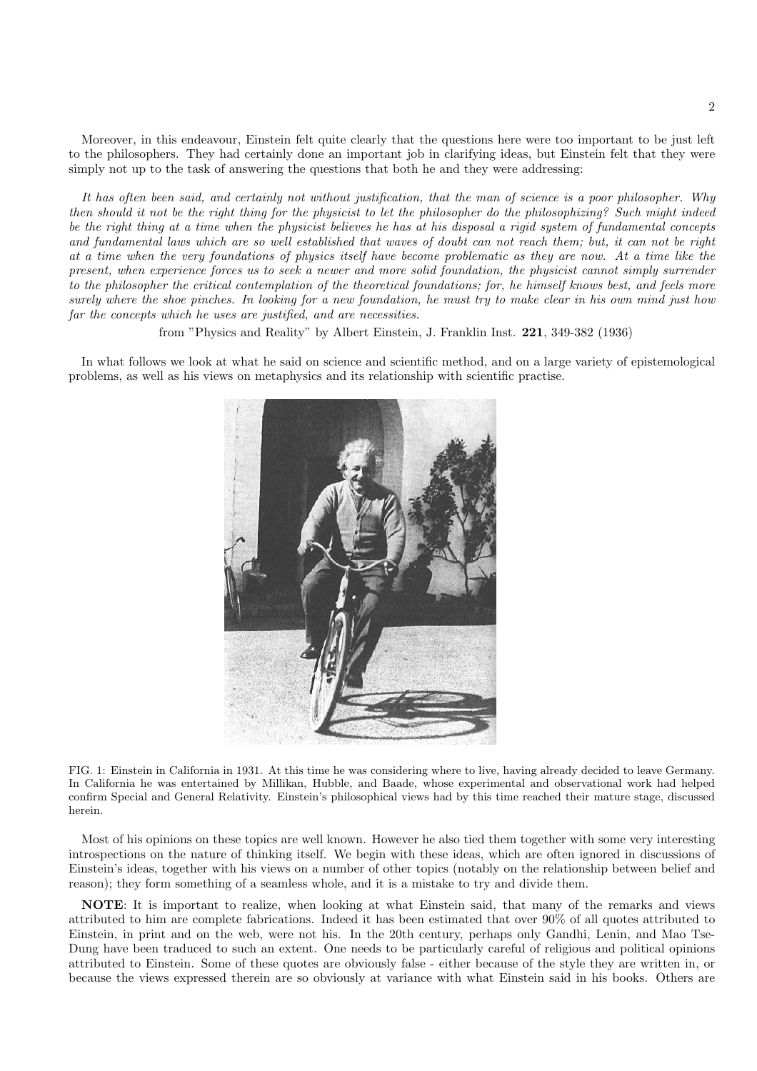Moreover, in this endeavour, Einstein felt quite clearly that the questions here were too important to be just left to the philosophers. They had certainly done an important job in clarifying ideas, but Einstein felt that they were simply not up to the task of answering the questions that both he and they were addressing:

*It has often been said, and certainly not without justification, that the man of science is a poor philosopher. Why then should it not be the right thing for the physicist to let the philosopher do the philosophizing? Such might indeed be the right thing at a time when the physicist believes he has at his disposal a rigid system of fundamental concepts and fundamental laws which are so well established that waves of doubt can not reach them; but, it can not be right at a time when the very foundations of physics itself have become problematic as they are now. At a time like the present, when experience forces us to seek a newer and more solid foundation, the physicist cannot simply surrender to the philosopher the critical contemplation of the theoretical foundations; for, he himself knows best, and feels more surely where the shoe pinches. In looking for a new foundation, he must try to make clear in his own mind just how far the concepts which he uses are justified, and are necessities.*

from "Physics and Reality" by Albert Einstein, J. Franklin Inst. **221**, 349-382 (1936)

In what follows we look at what he said on science and scientific method, and on a large variety of epistemological problems, as well as his views on metaphysics and its relationship with scientific practise.

FIG. 1: Einstein in California in 1931. At this time he was considering where to live, having already decided to leave Germany. In California he was entertained by Millikan, Hubble, and Baade, whose experimental and observational work had helped confirm Special and General Relativity. Einstein's philosophical views had by this time reached their mature stage, discussed herein.

Most of his opinions on these topics are well known. However he also tied them together with some very interesting introspections on the nature of thinking itself. We begin with these ideas, which are often ignored in discussions of Einstein's ideas, together with his views on a number of other topics (notably on the relationship between belief and reason); they form something of a seamless whole, and it is a mistake to try and divide them.

**NOTE**: It is important to realize, when looking at what Einstein said, that many of the remarks and views attributed to him are complete fabrications. Indeed it has been estimated that over 90% of all quotes attributed to Einstein, in print and on the web, were not his. In the 20th century, perhaps only Gandhi, Lenin, and Mao Tse-Dung have been traduced to such an extent. One needs to be particularly careful of religious and political opinions attributed to Einstein. Some of these quotes are obviously false - either because of the style they are written in, or because the views expressed therein are so obviously at variance with what Einstein said in his books. Others are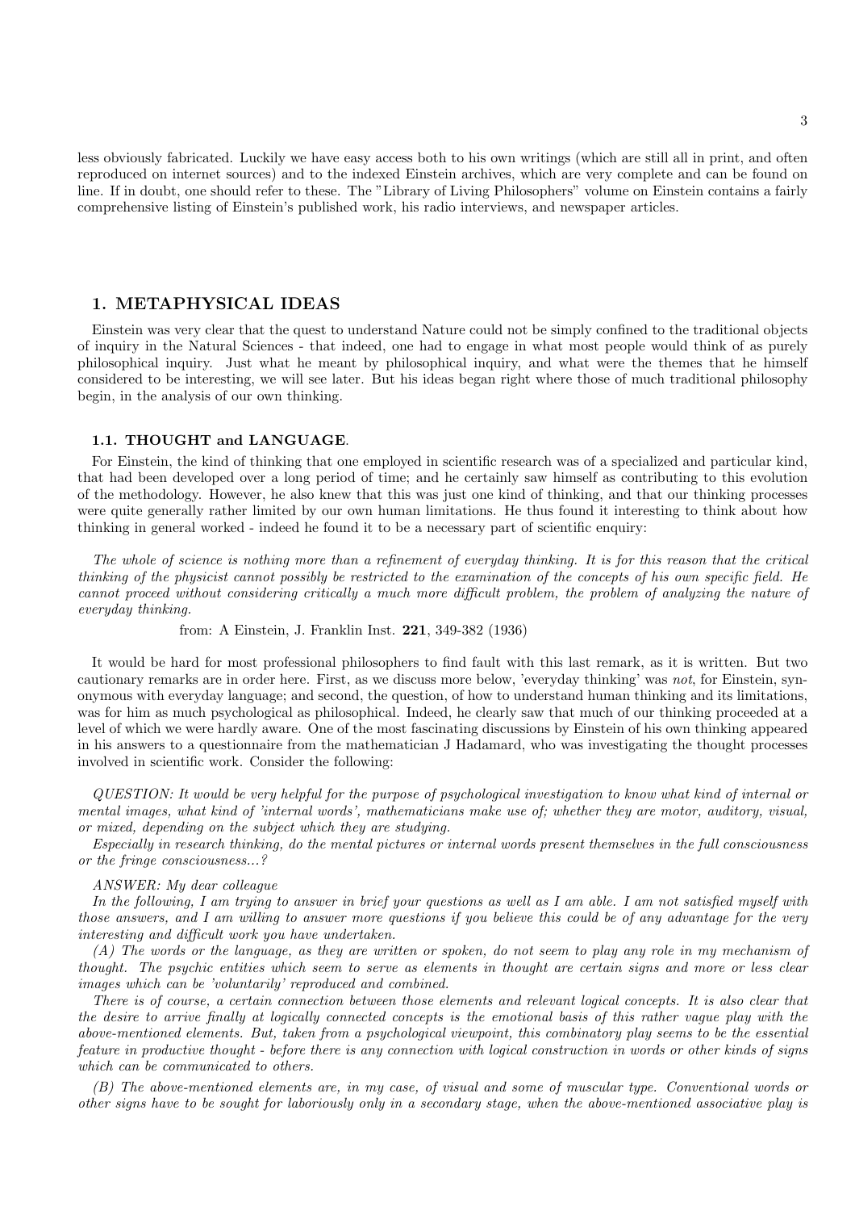less obviously fabricated. Luckily we have easy access both to his own writings (which are still all in print, and often reproduced on internet sources) and to the indexed Einstein archives, which are very complete and can be found on line. If in doubt, one should refer to these. The "Library of Living Philosophers" volume on Einstein contains a fairly comprehensive listing of Einstein's published work, his radio interviews, and newspaper articles.

## 1. METAPHYSICAL IDEAS

Einstein was very clear that the quest to understand Nature could not be simply confined to the traditional objects of inquiry in the Natural Sciences - that indeed, one had to engage in what most people would think of as purely philosophical inquiry. Just what he meant by philosophical inquiry, and what were the themes that he himself considered to be interesting, we will see later. But his ideas began right where those of much traditional philosophy begin, in the analysis of our own thinking.

### 1.1. THOUGHT and LANGUAGE.

For Einstein, the kind of thinking that one employed in scientific research was of a specialized and particular kind, that had been developed over a long period of time; and he certainly saw himself as contributing to this evolution of the methodology. However, he also knew that this was just one kind of thinking, and that our thinking processes were quite generally rather limited by our own human limitations. He thus found it interesting to think about how thinking in general worked - indeed he found it to be a necessary part of scientific enquiry:

*The whole of science is nothing more than a refinement of everyday thinking. It is for this reason that the critical thinking of the physicist cannot possibly be restricted to the examination of the concepts of his own specific field. He cannot proceed without considering critically a much more difficult problem, the problem of analyzing the nature of everyday thinking.*

from: A Einstein, J. Franklin Inst. **221**, 349-382 (1936)

It would be hard for most professional philosophers to find fault with this last remark, as it is written. But two cautionary remarks are in order here. First, as we discuss more below, 'everyday thinking' was *not*, for Einstein, synonymous with everyday language; and second, the question, of how to understand human thinking and its limitations, was for him as much psychological as philosophical. Indeed, he clearly saw that much of our thinking proceeded at a level of which we were hardly aware. One of the most fascinating discussions by Einstein of his own thinking appeared in his answers to a questionnaire from the mathematician J Hadamard, who was investigating the thought processes involved in scientific work. Consider the following:

*QUESTION: It would be very helpful for the purpose of psychological investigation to know what kind of internal or mental images, what kind of 'internal words', mathematicians make use of; whether they are motor, auditory, visual, or mixed, depending on the subject which they are studying.*

*Especially in research thinking, do the mental pictures or internal words present themselves in the full consciousness or the fringe consciousness...?*

*ANSWER: My dear colleague*

*In the following, I am trying to answer in brief your questions as well as I am able. I am not satisfied myself with those answers, and I am willing to answer more questions if you believe this could be of any advantage for the very interesting and difficult work you have undertaken.*

*(A) The words or the language, as they are written or spoken, do not seem to play any role in my mechanism of thought. The psychic entities which seem to serve as elements in thought are certain signs and more or less clear images which can be 'voluntarily' reproduced and combined.*

*There is of course, a certain connection between those elements and relevant logical concepts. It is also clear that the desire to arrive finally at logically connected concepts is the emotional basis of this rather vague play with the above-mentioned elements. But, taken from a psychological viewpoint, this combinatory play seems to be the essential feature in productive thought - before there is any connection with logical construction in words or other kinds of signs which can be communicated to others.*

*(B) The above-mentioned elements are, in my case, of visual and some of muscular type. Conventional words or other signs have to be sought for laboriously only in a secondary stage, when the above-mentioned associative play is*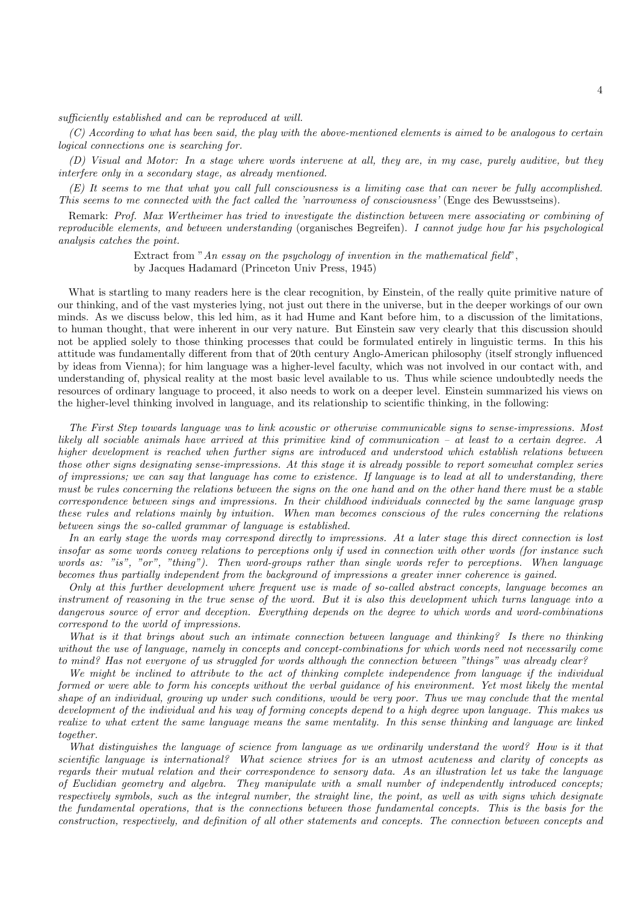*sufficiently established and can be reproduced at will.*

*(C) According to what has been said, the play with the above-mentioned elements is aimed to be analogous to certain logical connections one is searching for.*

*(D) Visual and Motor: In a stage where words intervene at all, they are, in my case, purely auditive, but they interfere only in a secondary stage, as already mentioned.*

*(E) It seems to me that what you call full consciousness is a limiting case that can never be fully accomplished. This seems to me connected with the fact called the 'narrowness of consciousness'* (Enge des Bewusstseins).

Remark: *Prof. Max Wertheimer has tried to investigate the distinction between mere associating or combining of reproducible elements, and between understanding* (organisches Begreifen). *I cannot judge how far his psychological analysis catches the point.*

Extract from "*An essay on the psychology of invention in the mathematical field*",
by Jacques Hadamard (Princeton Univ Press, 1945)

What is startling to many readers here is the clear recognition, by Einstein, of the really quite primitive nature of our thinking, and of the vast mysteries lying, not just out there in the universe, but in the deeper workings of our own minds. As we discuss below, this led him, as it had Hume and Kant before him, to a discussion of the limitations, to human thought, that were inherent in our very nature. But Einstein saw very clearly that this discussion should not be applied solely to those thinking processes that could be formulated entirely in linguistic terms. In this his attitude was fundamentally different from that of 20th century Anglo-American philosophy (itself strongly influenced by ideas from Vienna); for him language was a higher-level faculty, which was not involved in our contact with, and understanding of, physical reality at the most basic level available to us. Thus while science undoubtedly needs the resources of ordinary language to proceed, it also needs to work on a deeper level. Einstein summarized his views on the higher-level thinking involved in language, and its relationship to scientific thinking, in the following:

*The First Step towards language was to link acoustic or otherwise communicable signs to sense-impressions. Most likely all sociable animals have arrived at this primitive kind of communication – at least to a certain degree. A higher development is reached when further signs are introduced and understood which establish relations between those other signs designating sense-impressions. At this stage it is already possible to report somewhat complex series of impressions; we can say that language has come to existence. If language is to lead at all to understanding, there must be rules concerning the relations between the signs on the one hand and on the other hand there must be a stable correspondence between sings and impressions. In their childhood individuals connected by the same language grasp these rules and relations mainly by intuition. When man becomes conscious of the rules concerning the relations between sings the so-called grammar of language is established.*

*In an early stage the words may correspond directly to impressions. At a later stage this direct connection is lost insofar as some words convey relations to perceptions only if used in connection with other words (for instance such words as: "is", "or", "thing"). Then word-groups rather than single words refer to perceptions. When language becomes thus partially independent from the background of impressions a greater inner coherence is gained.*

*Only at this further development where frequent use is made of so-called abstract concepts, language becomes an instrument of reasoning in the true sense of the word. But it is also this development which turns language into a dangerous source of error and deception. Everything depends on the degree to which words and word-combinations correspond to the world of impressions.*

*What is it that brings about such an intimate connection between language and thinking? Is there no thinking without the use of language, namely in concepts and concept-combinations for which words need not necessarily come to mind? Has not everyone of us struggled for words although the connection between "things" was already clear?*

*We might be inclined to attribute to the act of thinking complete independence from language if the individual formed or were able to form his concepts without the verbal guidance of his environment. Yet most likely the mental shape of an individual, growing up under such conditions, would be very poor. Thus we may conclude that the mental development of the individual and his way of forming concepts depend to a high degree upon language. This makes us realize to what extent the same language means the same mentality. In this sense thinking and language are linked together.*

*What distinguishes the language of science from language as we ordinarily understand the word? How is it that scientific language is international? What science strives for is an utmost acuteness and clarity of concepts as regards their mutual relation and their correspondence to sensory data. As an illustration let us take the language of Euclidian geometry and algebra. They manipulate with a small number of independently introduced concepts; respectively symbols, such as the integral number, the straight line, the point, as well as with signs which designate the fundamental operations, that is the connections between those fundamental concepts. This is the basis for the construction, respectively, and definition of all other statements and concepts. The connection between concepts and*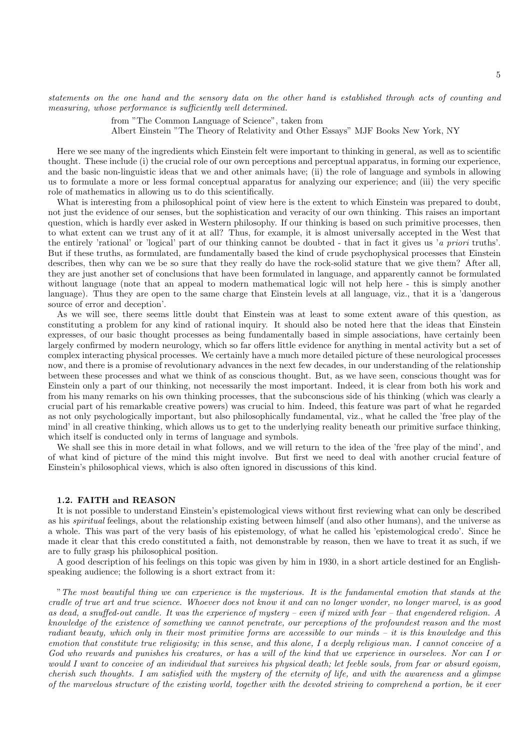*statements on the one hand and the sensory data on the other hand is established through acts of counting and measuring, whose performance is sufficiently well determined.*

from "The Common Language of Science", taken from
Albert Einstein "The Theory of Relativity and Other Essays" MJF Books New York, NY

Here we see many of the ingredients which Einstein felt were important to thinking in general, as well as to scientific thought. These include (i) the crucial role of our own perceptions and perceptual apparatus, in forming our experience, and the basic non-linguistic ideas that we and other animals have; (ii) the role of language and symbols in allowing us to formulate a more or less formal conceptual apparatus for analyzing our experience; and (iii) the very specific role of mathematics in allowing us to do this scientifically.

What is interesting from a philosophical point of view here is the extent to which Einstein was prepared to doubt, not just the evidence of our senses, but the sophistication and veracity of our own thinking. This raises an important question, which is hardly ever asked in Western philosophy. If our thinking is based on such primitive processes, then to what extent can we trust any of it at all? Thus, for example, it is almost universally accepted in the West that the entirely 'rational' or 'logical' part of our thinking cannot be doubted - that in fact it gives us '*a priori* truths'. But if these truths, as formulated, are fundamentally based the kind of crude psychophysical processes that Einstein describes, then why can we be so sure that they really do have the rock-solid stature that we give them? After all, they are just another set of conclusions that have been formulated in language, and apparently cannot be formulated without language (note that an appeal to modern mathematical logic will not help here - this is simply another language). Thus they are open to the same charge that Einstein levels at all language, viz., that it is a 'dangerous source of error and deception'.

As we will see, there seems little doubt that Einstein was at least to some extent aware of this question, as constituting a problem for any kind of rational inquiry. It should also be noted here that the ideas that Einstein expresses, of our basic thought processes as being fundamentally based in simple associations, have certainly been largely confirmed by modern neurology, which so far offers little evidence for anything in mental activity but a set of complex interacting physical processes. We certainly have a much more detailed picture of these neurological processes now, and there is a promise of revolutionary advances in the next few decades, in our understanding of the relationship between these processes and what we think of as conscious thought. But, as we have seen, conscious thought was for Einstein only a part of our thinking, not necessarily the most important. Indeed, it is clear from both his work and from his many remarks on his own thinking processes, that the subconscious side of his thinking (which was clearly a crucial part of his remarkable creative powers) was crucial to him. Indeed, this feature was part of what he regarded as not only psychologically important, but also philosophically fundamental, viz., what he called the 'free play of the mind' in all creative thinking, which allows us to get to the underlying reality beneath our primitive surface thinking, which itself is conducted only in terms of language and symbols.

We shall see this in more detail in what follows, and we will return to the idea of the 'free play of the mind', and of what kind of picture of the mind this might involve. But first we need to deal with another crucial feature of Einstein's philosophical views, which is also often ignored in discussions of this kind.

### 1.2. FAITH and REASON

It is not possible to understand Einstein's epistemological views without first reviewing what can only be described as his *spiritual* feelings, about the relationship existing between himself (and also other humans), and the universe as a whole. This was part of the very basis of his epistemology, of what he called his 'epistemological credo'. Since he made it clear that this credo constituted a faith, not demonstrable by reason, then we have to treat it as such, if we are to fully grasp his philosophical position.

A good description of his feelings on this topic was given by him in 1930, in a short article destined for an English-speaking audience; the following is a short extract from it:

"*The most beautiful thing we can experience is the mysterious. It is the fundamental emotion that stands at the cradle of true art and true science. Whoever does not know it and can no longer wonder, no longer marvel, is as good as dead, a snuffed-out candle. It was the experience of mystery – even if mixed with fear – that engendered religion. A knowledge of the existence of something we cannot penetrate, our perceptions of the profoundest reason and the most radiant beauty, which only in their most primitive forms are accessible to our minds – it is this knowledge and this emotion that constitute true religiosity; in this sense, and this alone, I a deeply religious man. I cannot conceive of a God who rewards and punishes his creatures, or has a will of the kind that we experience in ourselves. Nor can I or would I want to conceive of an individual that survives his physical death; let feeble souls, from fear or absurd egoism, cherish such thoughts. I am satisfied with the mystery of the eternity of life, and with the awareness and a glimpse of the marvelous structure of the existing world, together with the devoted striving to comprehend a portion, be it ever*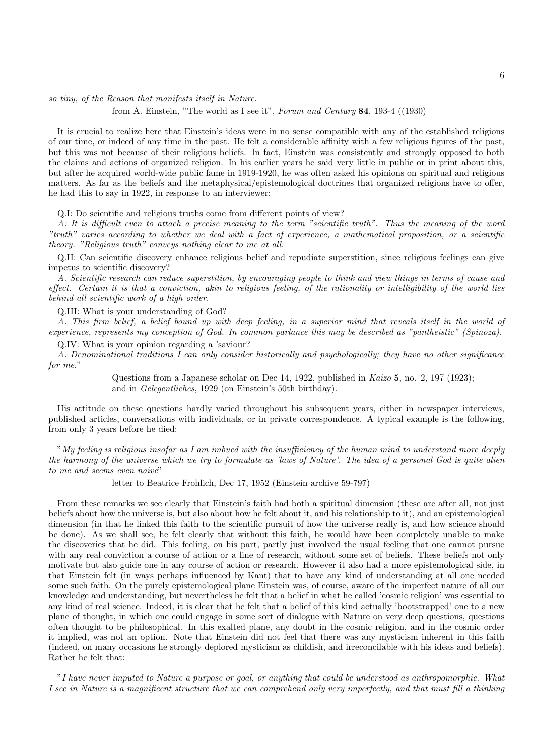*so tiny, of the Reason that manifests itself in Nature.*

from A. Einstein, "The world as I see it", *Forum and Century* **84**, 193-4 ((1930)

It is crucial to realize here that Einstein's ideas were in no sense compatible with any of the established religions of our time, or indeed of any time in the past. He felt a considerable affinity with a few religious figures of the past, but this was not because of their religious beliefs. In fact, Einstein was consistently and strongly opposed to both the claims and actions of organized religion. In his earlier years he said very little in public or in print about this, but after he acquired world-wide public fame in 1919-1920, he was often asked his opinions on spiritual and religious matters. As far as the beliefs and the metaphysical/epistemological doctrines that organized religions have to offer, he had this to say in 1922, in response to an interviewer:

Q.I: Do scientific and religious truths come from different points of view?

*A: It is difficult even to attach a precise meaning to the term "scientific truth". Thus the meaning of the word "truth" varies according to whether we deal with a fact of experience, a mathematical proposition, or a scientific theory. "Religious truth" conveys nothing clear to me at all.*

Q.II: Can scientific discovery enhance religious belief and repudiate superstition, since religious feelings can give impetus to scientific discovery?

*A. Scientific research can reduce superstition, by encouraging people to think and view things in terms of cause and effect. Certain it is that a conviction, akin to religious feeling, of the rationality or intelligibility of the world lies behind all scientific work of a high order.*

Q.III: What is your understanding of God?

*A. This firm belief, a belief bound up with deep feeling, in a superior mind that reveals itself in the world of experience, represents my conception of God. In common parlance this may be described as "pantheistic" (Spinoza).*

Q.IV: What is your opinion regarding a 'saviour?

*A. Denominational traditions I can only consider historically and psychologically; they have no other significance for me."*

Questions from a Japanese scholar on Dec 14, 1922, published in *Kaizo* **5**, no. 2, 197 (1923);
and in *Gelegentliches*, 1929 (on Einstein's 50th birthday).

His attitude on these questions hardly varied throughout his subsequent years, either in newspaper interviews, published articles, conversations with individuals, or in private correspondence. A typical example is the following, from only 3 years before he died:

"*My feeling is religious insofar as I am imbued with the insufficiency of the human mind to understand more deeply the harmony of the universe which we try to formulate as 'laws of Nature'. The idea of a personal God is quite alien to me and seems even naive*"

letter to Beatrice Frohlich, Dec 17, 1952 (Einstein archive 59-797)

From these remarks we see clearly that Einstein's faith had both a spiritual dimension (these are after all, not just beliefs about how the universe is, but also about how he felt about it, and his relationship to it), and an epistemological dimension (in that he linked this faith to the scientific pursuit of how the universe really is, and how science should be done). As we shall see, he felt clearly that without this faith, he would have been completely unable to make the discoveries that he did. This feeling, on his part, partly just involved the usual feeling that one cannot pursue with any real conviction a course of action or a line of research, without some set of beliefs. These beliefs not only motivate but also guide one in any course of action or research. However it also had a more epistemological side, in that Einstein felt (in ways perhaps influenced by Kant) that to have any kind of understanding at all one needed some such faith. On the purely epistemological plane Einstein was, of course, aware of the imperfect nature of all our knowledge and understanding, but nevertheless he felt that a belief in what he called 'cosmic religion' was essential to any kind of real science. Indeed, it is clear that he felt that a belief of this kind actually 'bootstrapped' one to a new plane of thought, in which one could engage in some sort of dialogue with Nature on very deep questions, questions often thought to be philosophical. In this exalted plane, any doubt in the cosmic religion, and in the cosmic order it implied, was not an option. Note that Einstein did not feel that there was any mysticism inherent in this faith (indeed, on many occasions he strongly deplored mysticism as childish, and irreconcilable with his ideas and beliefs). Rather he felt that:

"*I have never imputed to Nature a purpose or goal, or anything that could be understood as anthropomorphic. What I see in Nature is a magnificent structure that we can comprehend only very imperfectly, and that must fill a thinking*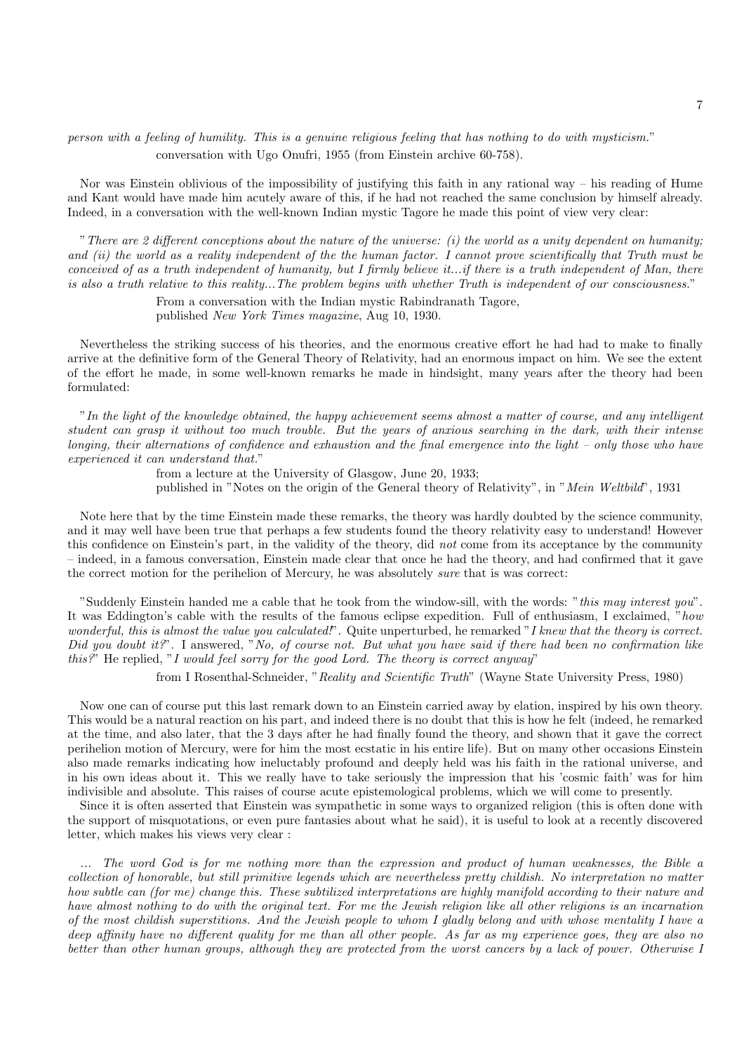*person with a feeling of humility. This is a genuine religious feeling that has nothing to do with mysticism.*"
conversation with Ugo Onufri, 1955 (from Einstein archive 60-758).

Nor was Einstein oblivious of the impossibility of justifying this faith in any rational way – his reading of Hume and Kant would have made him acutely aware of this, if he had not reached the same conclusion by himself already. Indeed, in a conversation with the well-known Indian mystic Tagore he made this point of view very clear:

"*There are 2 different conceptions about the nature of the universe: (i) the world as a unity dependent on humanity; and (ii) the world as a reality independent of the the human factor. I cannot prove scientifically that Truth must be conceived of as a truth independent of humanity, but I firmly believe it...if there is a truth independent of Man, there is also a truth relative to this reality...The problem begins with whether Truth is independent of our consciousness.*"

From a conversation with the Indian mystic Rabindranath Tagore,
published *New York Times magazine*, Aug 10, 1930.

Nevertheless the striking success of his theories, and the enormous creative effort he had had to make to finally arrive at the definitive form of the General Theory of Relativity, had an enormous impact on him. We see the extent of the effort he made, in some well-known remarks he made in hindsight, many years after the theory had been formulated:

"*In the light of the knowledge obtained, the happy achievement seems almost a matter of course, and any intelligent student can grasp it without too much trouble. But the years of anxious searching in the dark, with their intense longing, their alternations of confidence and exhaustion and the final emergence into the light – only those who have experienced it can understand that.*"

from a lecture at the University of Glasgow, June 20, 1933;
published in "Notes on the origin of the General theory of Relativity", in "*Mein Weltbild*", 1931

Note here that by the time Einstein made these remarks, the theory was hardly doubted by the science community, and it may well have been true that perhaps a few students found the theory relativity easy to understand! However this confidence on Einstein's part, in the validity of the theory, did *not* come from its acceptance by the community – indeed, in a famous conversation, Einstein made clear that once he had the theory, and had confirmed that it gave the correct motion for the perihelion of Mercury, he was absolutely *sure* that is was correct:

"Suddenly Einstein handed me a cable that he took from the window-sill, with the words: "*this may interest you*". It was Eddington's cable with the results of the famous eclipse expedition. Full of enthusiasm, I exclaimed, "*how wonderful, this is almost the value you calculated!*". Quite unperturbed, he remarked "*I knew that the theory is correct. Did you doubt it?*". I answered, "*No, of course not. But what you have said if there had been no confirmation like this?*" He replied, "*I would feel sorry for the good Lord. The theory is correct anyway*"

from I Rosenthal-Schneider, "*Reality and Scientific Truth*" (Wayne State University Press, 1980)

Now one can of course put this last remark down to an Einstein carried away by elation, inspired by his own theory. This would be a natural reaction on his part, and indeed there is no doubt that this is how he felt (indeed, he remarked at the time, and also later, that the 3 days after he had finally found the theory, and shown that it gave the correct perihelion motion of Mercury, were for him the most ecstatic in his entire life). But on many other occasions Einstein also made remarks indicating how ineluctably profound and deeply held was his faith in the rational universe, and in his own ideas about it. This we really have to take seriously the impression that his 'cosmic faith' was for him indivisible and absolute. This raises of course acute epistemological problems, which we will come to presently.

Since it is often asserted that Einstein was sympathetic in some ways to organized religion (this is often done with the support of misquotations, or even pure fantasies about what he said), it is useful to look at a recently discovered letter, which makes his views very clear :

*... The word God is for me nothing more than the expression and product of human weaknesses, the Bible a collection of honorable, but still primitive legends which are nevertheless pretty childish. No interpretation no matter how subtle can (for me) change this. These subtilized interpretations are highly manifold according to their nature and have almost nothing to do with the original text. For me the Jewish religion like all other religions is an incarnation of the most childish superstitions. And the Jewish people to whom I gladly belong and with whose mentality I have a deep affinity have no different quality for me than all other people. As far as my experience goes, they are also no better than other human groups, although they are protected from the worst cancers by a lack of power. Otherwise I*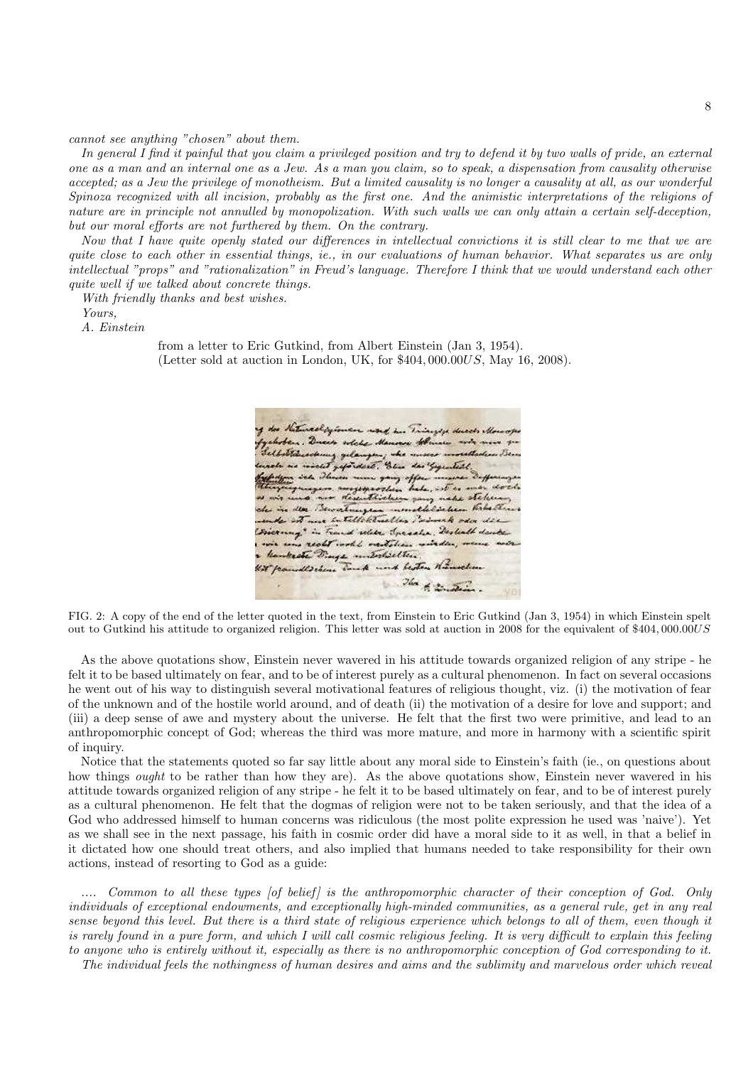*cannot see anything "chosen" about them.*

*In general I find it painful that you claim a privileged position and try to defend it by two walls of pride, an external one as a man and an internal one as a Jew. As a man you claim, so to speak, a dispensation from causality otherwise accepted; as a Jew the privilege of monotheism. But a limited causality is no longer a causality at all, as our wonderful Spinoza recognized with all incision, probably as the first one. And the animistic interpretations of the religions of nature are in principle not annulled by monopolization. With such walls we can only attain a certain self-deception, but our moral efforts are not furthered by them. On the contrary.*

*Now that I have quite openly stated our differences in intellectual convictions it is still clear to me that we are quite close to each other in essential things, ie., in our evaluations of human behavior. What separates us are only intellectual "props" and "rationalization" in Freud's language. Therefore I think that we would understand each other quite well if we talked about concrete things.*

*With friendly thanks and best wishes.*

*Yours,*

*A. Einstein*

from a letter to Eric Gutkind, from Albert Einstein (Jan 3, 1954).
(Letter sold at auction in London, UK, for \$404, 000.00$US$, May 16, 2008).

FIG. 2: A copy of the end of the letter quoted in the text, from Einstein to Eric Gutkind (Jan 3, 1954) in which Einstein spelt out to Gutkind his attitude to organized religion. This letter was sold at auction in 2008 for the equivalent of \$404, 000.00$US$

As the above quotations show, Einstein never wavered in his attitude towards organized religion of any stripe - he felt it to be based ultimately on fear, and to be of interest purely as a cultural phenomenon. In fact on several occasions he went out of his way to distinguish several motivational features of religious thought, viz. (i) the motivation of fear of the unknown and of the hostile world around, and of death (ii) the motivation of a desire for love and support; and (iii) a deep sense of awe and mystery about the universe. He felt that the first two were primitive, and lead to an anthropomorphic concept of God; whereas the third was more mature, and more in harmony with a scientific spirit of inquiry.

Notice that the statements quoted so far say little about any moral side to Einstein's faith (ie., on questions about how things *ought* to be rather than how they are). As the above quotations show, Einstein never wavered in his attitude towards organized religion of any stripe - he felt it to be based ultimately on fear, and to be of interest purely as a cultural phenomenon. He felt that the dogmas of religion were not to be taken seriously, and that the idea of a God who addressed himself to human concerns was ridiculous (the most polite expression he used was 'naive'). Yet as we shall see in the next passage, his faith in cosmic order did have a moral side to it as well, in that a belief in it dictated how one should treat others, and also implied that humans needed to take responsibility for their own actions, instead of resorting to God as a guide:

*.... Common to all these types [of belief] is the anthropomorphic character of their conception of God. Only individuals of exceptional endowments, and exceptionally high-minded communities, as a general rule, get in any real sense beyond this level. But there is a third state of religious experience which belongs to all of them, even though it is rarely found in a pure form, and which I will call cosmic religious feeling. It is very difficult to explain this feeling to anyone who is entirely without it, especially as there is no anthropomorphic conception of God corresponding to it.*

*The individual feels the nothingness of human desires and aims and the sublimity and marvelous order which reveal*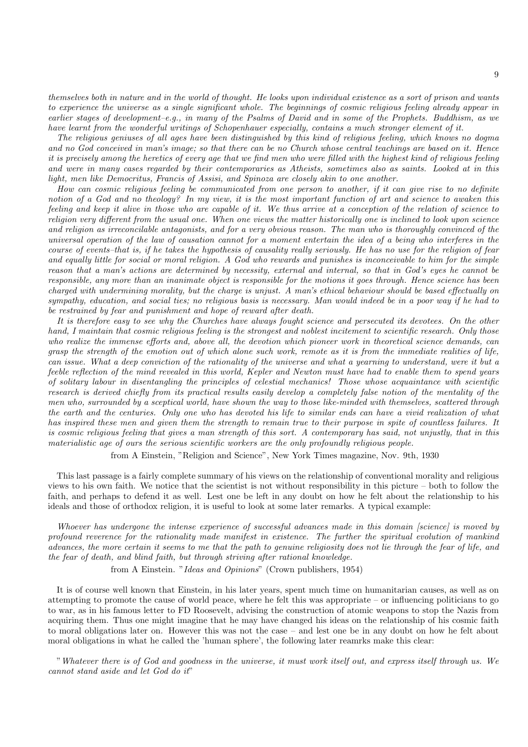*themselves both in nature and in the world of thought. He looks upon individual existence as a sort of prison and wants to experience the universe as a single significant whole. The beginnings of cosmic religious feeling already appear in earlier stages of development–e.g., in many of the Psalms of David and in some of the Prophets. Buddhism, as we have learnt from the wonderful writings of Schopenhauer especially, contains a much stronger element of it.*

*The religious geniuses of all ages have been distinguished by this kind of religious feeling, which knows no dogma and no God conceived in man's image; so that there can be no Church whose central teachings are based on it. Hence it is precisely among the heretics of every age that we find men who were filled with the highest kind of religious feeling and were in many cases regarded by their contemporaries as Atheists, sometimes also as saints. Looked at in this light, men like Democritus, Francis of Assisi, and Spinoza are closely akin to one another.*

*How can cosmic religious feeling be communicated from one person to another, if it can give rise to no definite notion of a God and no theology? In my view, it is the most important function of art and science to awaken this feeling and keep it alive in those who are capable of it. We thus arrive at a conception of the relation of science to religion very different from the usual one. When one views the matter historically one is inclined to look upon science and religion as irreconcilable antagonists, and for a very obvious reason. The man who is thoroughly convinced of the universal operation of the law of causation cannot for a moment entertain the idea of a being who interferes in the course of events–that is, if he takes the hypothesis of causality really seriously. He has no use for the religion of fear and equally little for social or moral religion. A God who rewards and punishes is inconceivable to him for the simple reason that a man's actions are determined by necessity, external and internal, so that in God's eyes he cannot be responsible, any more than an inanimate object is responsible for the motions it goes through. Hence science has been charged with undermining morality, but the charge is unjust. A man's ethical behaviour should be based effectually on sympathy, education, and social ties; no religious basis is necessary. Man would indeed be in a poor way if he had to be restrained by fear and punishment and hope of reward after death.*

*It is therefore easy to see why the Churches have always fought science and persecuted its devotees. On the other hand, I maintain that cosmic religious feeling is the strongest and noblest incitement to scientific research. Only those who realize the immense efforts and, above all, the devotion which pioneer work in theoretical science demands, can grasp the strength of the emotion out of which alone such work, remote as it is from the immediate realities of life, can issue. What a deep conviction of the rationality of the universe and what a yearning to understand, were it but a feeble reflection of the mind revealed in this world, Kepler and Newton must have had to enable them to spend years of solitary labour in disentangling the principles of celestial mechanics! Those whose acquaintance with scientific research is derived chiefly from its practical results easily develop a completely false notion of the mentality of the men who, surrounded by a sceptical world, have shown the way to those like-minded with themselves, scattered through the earth and the centuries. Only one who has devoted his life to similar ends can have a vivid realization of what has inspired these men and given them the strength to remain true to their purpose in spite of countless failures. It is cosmic religious feeling that gives a man strength of this sort. A contemporary has said, not unjustly, that in this materialistic age of ours the serious scientific workers are the only profoundly religious people.*

from A Einstein, "Religion and Science", New York Times magazine, Nov. 9th, 1930

This last passage is a fairly complete summary of his views on the relationship of conventional morality and religious views to his own faith. We notice that the scientist is not without responsibility in this picture – both to follow the faith, and perhaps to defend it as well. Lest one be left in any doubt on how he felt about the relationship to his ideals and those of orthodox religion, it is useful to look at some later remarks. A typical example:

*Whoever has undergone the intense experience of successful advances made in this domain [science] is moved by profound reverence for the rationality made manifest in existence. The further the spiritual evolution of mankind advances, the more certain it seems to me that the path to genuine religiosity does not lie through the fear of life, and the fear of death, and blind faith, but through striving after rational knowledge.*

from A Einstein. "*Ideas and Opinions*" (Crown publishers, 1954)

It is of course well known that Einstein, in his later years, spent much time on humanitarian causes, as well as on attempting to promote the cause of world peace, where he felt this was appropriate – or influencing politicians to go to war, as in his famous letter to FD Roosevelt, advising the construction of atomic weapons to stop the Nazis from acquiring them. Thus one might imagine that he may have changed his ideas on the relationship of his cosmic faith to moral obligations later on. However this was not the case – and lest one be in any doubt on how he felt about moral obligations in what he called the 'human sphere', the following later reamrks make this clear:

"*Whatever there is of God and goodness in the universe, it must work itself out, and express itself through us. We cannot stand aside and let God do it*"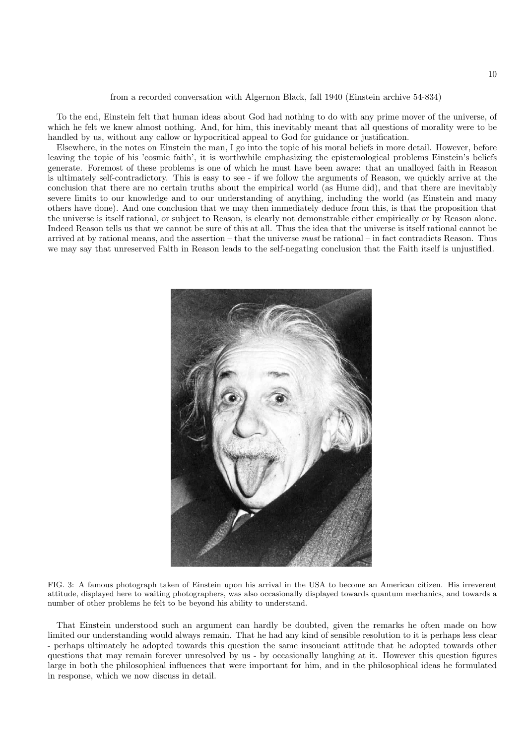from a recorded conversation with Algernon Black, fall 1940 (Einstein archive 54-834)

To the end, Einstein felt that human ideas about God had nothing to do with any prime mover of the universe, of which he felt we knew almost nothing. And, for him, this inevitably meant that all questions of morality were to be handled by us, without any callow or hypocritical appeal to God for guidance or justification.

Elsewhere, in the notes on Einstein the man, I go into the topic of his moral beliefs in more detail. However, before leaving the topic of his 'cosmic faith', it is worthwhile emphasizing the epistemological problems Einstein's beliefs generate. Foremost of these problems is one of which he must have been aware: that an unalloyed faith in Reason is ultimately self-contradictory. This is easy to see - if we follow the arguments of Reason, we quickly arrive at the conclusion that there are no certain truths about the empirical world (as Hume did), and that there are inevitably severe limits to our knowledge and to our understanding of anything, including the world (as Einstein and many others have done). And one conclusion that we may then immediately deduce from this, is that the proposition that the universe is itself rational, or subject to Reason, is clearly not demonstrable either empirically or by Reason alone. Indeed Reason tells us that we cannot be sure of this at all. Thus the idea that the universe is itself rational cannot be arrived at by rational means, and the assertion – that the universe *must* be rational – in fact contradicts Reason. Thus we may say that unreserved Faith in Reason leads to the self-negating conclusion that the Faith itself is unjustified.

FIG. 3: A famous photograph taken of Einstein upon his arrival in the USA to become an American citizen. His irreverent attitude, displayed here to waiting photographers, was also occasionally displayed towards quantum mechanics, and towards a number of other problems he felt to be beyond his ability to understand.

That Einstein understood such an argument can hardly be doubted, given the remarks he often made on how limited our understanding would always remain. That he had any kind of sensible resolution to it is perhaps less clear - perhaps ultimately he adopted towards this question the same insouciant attitude that he adopted towards other questions that may remain forever unresolved by us - by occasionally laughing at it. However this question figures large in both the philosophical influences that were important for him, and in the philosophical ideas he formulated in response, which we now discuss in detail.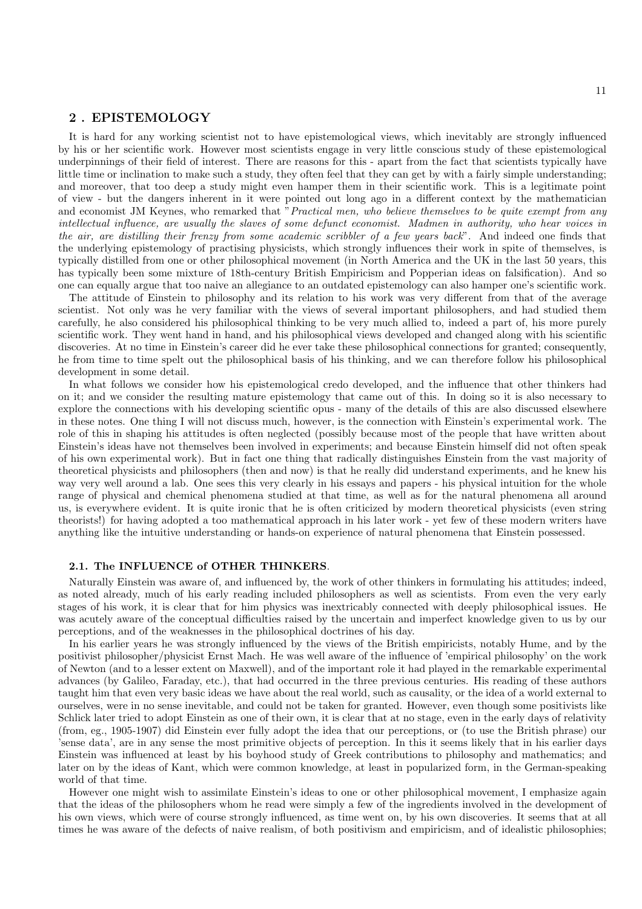## 2 . EPISTEMOLOGY

It is hard for any working scientist not to have epistemological views, which inevitably are strongly influenced by his or her scientific work. However most scientists engage in very little conscious study of these epistemological underpinnings of their field of interest. There are reasons for this - apart from the fact that scientists typically have little time or inclination to make such a study, they often feel that they can get by with a fairly simple understanding; and moreover, that too deep a study might even hamper them in their scientific work. This is a legitimate point of view - but the dangers inherent in it were pointed out long ago in a different context by the mathematician and economist JM Keynes, who remarked that "*Practical men, who believe themselves to be quite exempt from any intellectual influence, are usually the slaves of some defunct economist. Madmen in authority, who hear voices in the air, are distilling their frenzy from some academic scribbler of a few years back*". And indeed one finds that the underlying epistemology of practising physicists, which strongly influences their work in spite of themselves, is typically distilled from one or other philosophical movement (in North America and the UK in the last 50 years, this has typically been some mixture of 18th-century British Empiricism and Popperian ideas on falsification). And so one can equally argue that too naive an allegiance to an outdated epistemology can also hamper one's scientific work.

The attitude of Einstein to philosophy and its relation to his work was very different from that of the average scientist. Not only was he very familiar with the views of several important philosophers, and had studied them carefully, he also considered his philosophical thinking to be very much allied to, indeed a part of, his more purely scientific work. They went hand in hand, and his philosophical views developed and changed along with his scientific discoveries. At no time in Einstein's career did he ever take these philosophical connections for granted; consequently, he from time to time spelt out the philosophical basis of his thinking, and we can therefore follow his philosophical development in some detail.

In what follows we consider how his epistemological credo developed, and the influence that other thinkers had on it; and we consider the resulting mature epistemology that came out of this. In doing so it is also necessary to explore the connections with his developing scientific opus - many of the details of this are also discussed elsewhere in these notes. One thing I will not discuss much, however, is the connection with Einstein's experimental work. The role of this in shaping his attitudes is often neglected (possibly because most of the people that have written about Einstein's ideas have not themselves been involved in experiments; and because Einstein himself did not often speak of his own experimental work). But in fact one thing that radically distinguishes Einstein from the vast majority of theoretical physicists and philosophers (then and now) is that he really did understand experiments, and he knew his way very well around a lab. One sees this very clearly in his essays and papers - his physical intuition for the whole range of physical and chemical phenomena studied at that time, as well as for the natural phenomena all around us, is everywhere evident. It is quite ironic that he is often criticized by modern theoretical physicists (even string theorists!) for having adopted a too mathematical approach in his later work - yet few of these modern writers have anything like the intuitive understanding or hands-on experience of natural phenomena that Einstein possessed.

### 2.1. The INFLUENCE of OTHER THINKERS.

Naturally Einstein was aware of, and influenced by, the work of other thinkers in formulating his attitudes; indeed, as noted already, much of his early reading included philosophers as well as scientists. From even the very early stages of his work, it is clear that for him physics was inextricably connected with deeply philosophical issues. He was acutely aware of the conceptual difficulties raised by the uncertain and imperfect knowledge given to us by our perceptions, and of the weaknesses in the philosophical doctrines of his day.

In his earlier years he was strongly influenced by the views of the British empiricists, notably Hume, and by the positivist philosopher/physicist Ernst Mach. He was well aware of the influence of 'empirical philosophy' on the work of Newton (and to a lesser extent on Maxwell), and of the important role it had played in the remarkable experimental advances (by Galileo, Faraday, etc.), that had occurred in the three previous centuries. His reading of these authors taught him that even very basic ideas we have about the real world, such as causality, or the idea of a world external to ourselves, were in no sense inevitable, and could not be taken for granted. However, even though some positivists like Schlick later tried to adopt Einstein as one of their own, it is clear that at no stage, even in the early days of relativity (from, eg., 1905-1907) did Einstein ever fully adopt the idea that our perceptions, or (to use the British phrase) our 'sense data', are in any sense the most primitive objects of perception. In this it seems likely that in his earlier days Einstein was influenced at least by his boyhood study of Greek contributions to philosophy and mathematics; and later on by the ideas of Kant, which were common knowledge, at least in popularized form, in the German-speaking world of that time.

However one might wish to assimilate Einstein's ideas to one or other philosophical movement, I emphasize again that the ideas of the philosophers whom he read were simply a few of the ingredients involved in the development of his own views, which were of course strongly influenced, as time went on, by his own discoveries. It seems that at all times he was aware of the defects of naive realism, of both positivism and empiricism, and of idealistic philosophies;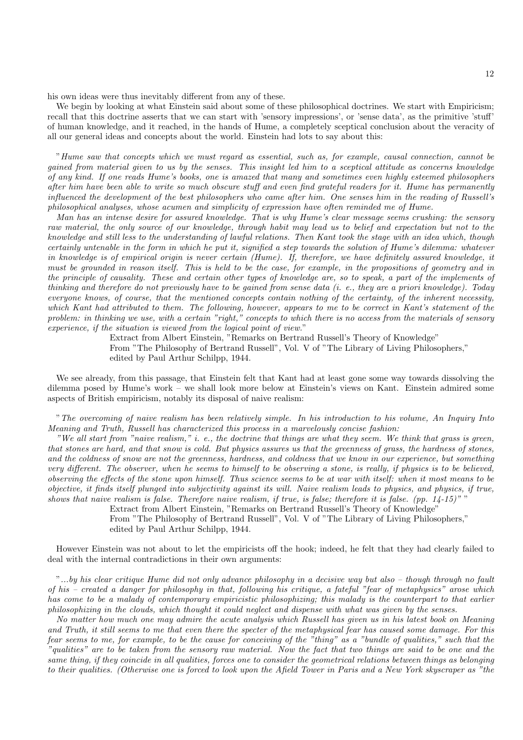his own ideas were thus inevitably different from any of these.

We begin by looking at what Einstein said about some of these philosophical doctrines. We start with Empiricism; recall that this doctrine asserts that we can start with 'sensory impressions', or 'sense data', as the primitive 'stuff' of human knowledge, and it reached, in the hands of Hume, a completely sceptical conclusion about the veracity of all our general ideas and concepts about the world. Einstein had lots to say about this:

"*Hume saw that concepts which we must regard as essential, such as, for example, causal connection, cannot be gained from material given to us by the senses. This insight led him to a sceptical attitude as concerns knowledge of any kind. If one reads Hume's books, one is amazed that many and sometimes even highly esteemed philosophers after him have been able to write so much obscure stuff and even find grateful readers for it. Hume has permanently influenced the development of the best philosophers who came after him. One senses him in the reading of Russell's philosophical analyses, whose acumen and simplicity of expression have often reminded me of Hume.*

*Man has an intense desire for assured knowledge. That is why Hume's clear message seems crushing: the sensory raw material, the only source of our knowledge, through habit may lead us to belief and expectation but not to the knowledge and still less to the understanding of lawful relations. Then Kant took the stage with an idea which, though certainly untenable in the form in which he put it, signified a step towards the solution of Hume's dilemma: whatever in knowledge is of empirical origin is never certain (Hume). If, therefore, we have definitely assured knowledge, it must be grounded in reason itself. This is held to be the case, for example, in the propositions of geometry and in the principle of causality. These and certain other types of knowledge are, so to speak, a part of the implements of thinking and therefore do not previously have to be gained from sense data (i. e., they are a priori knowledge). Today everyone knows, of course, that the mentioned concepts contain nothing of the certainty, of the inherent necessity, which Kant had attributed to them. The following, however, appears to me to be correct in Kant's statement of the problem: in thinking we use, with a certain "right," concepts to which there is no access from the materials of sensory experience, if the situation is viewed from the logical point of view.*"

Extract from Albert Einstein, "Remarks on Bertrand Russell's Theory of Knowledge"
From "The Philosophy of Bertrand Russell", Vol. V of "The Library of Living Philosophers,"
edited by Paul Arthur Schilpp, 1944.

We see already, from this passage, that Einstein felt that Kant had at least gone some way towards dissolving the dilemma posed by Hume's work – we shall look more below at Einstein's views on Kant. Einstein admired some aspects of British empiricism, notably its disposal of naive realism:

"*The overcoming of naive realism has been relatively simple. In his introduction to his volume, An Inquiry Into Meaning and Truth, Russell has characterized this process in a marvelously concise fashion:*

*"We all start from "naive realism," i. e., the doctrine that things are what they seem. We think that grass is green, that stones are hard, and that snow is cold. But physics assures us that the greenness of grass, the hardness of stones, and the coldness of snow are not the greenness, hardness, and coldness that we know in our experience, but something very different. The observer, when he seems to himself to be observing a stone, is really, if physics is to be believed, observing the effects of the stone upon himself. Thus science seems to be at war with itself: when it most means to be objective, it finds itself plunged into subjectivity against its will. Naive realism leads to physics, and physics, if true, shows that naive realism is false. Therefore naive realism, if true, is false; therefore it is false. (pp. 14-15)"* "

Extract from Albert Einstein, "Remarks on Bertrand Russell's Theory of Knowledge"
From "The Philosophy of Bertrand Russell", Vol. V of "The Library of Living Philosophers,"
edited by Paul Arthur Schilpp, 1944.

However Einstein was not about to let the empiricists off the hook; indeed, he felt that they had clearly failed to deal with the internal contradictions in their own arguments:

"*...by his clear critique Hume did not only advance philosophy in a decisive way but also – though through no fault of his – created a danger for philosophy in that, following his critique, a fateful "fear of metaphysics" arose which has come to be a malady of contemporary empiricistic philosophizing; this malady is the counterpart to that earlier philosophizing in the clouds, which thought it could neglect and dispense with what was given by the senses.*

*No matter how much one may admire the acute analysis which Russell has given us in his latest book on Meaning and Truth, it still seems to me that even there the specter of the metaphysical fear has caused some damage. For this fear seems to me, for example, to be the cause for conceiving of the "thing" as a "bundle of qualities," such that the "qualities" are to be taken from the sensory raw material. Now the fact that two things are said to be one and the same thing, if they coincide in all qualities, forces one to consider the geometrical relations between things as belonging to their qualities. (Otherwise one is forced to look upon the Afield Tower in Paris and a New York skyscraper as "the*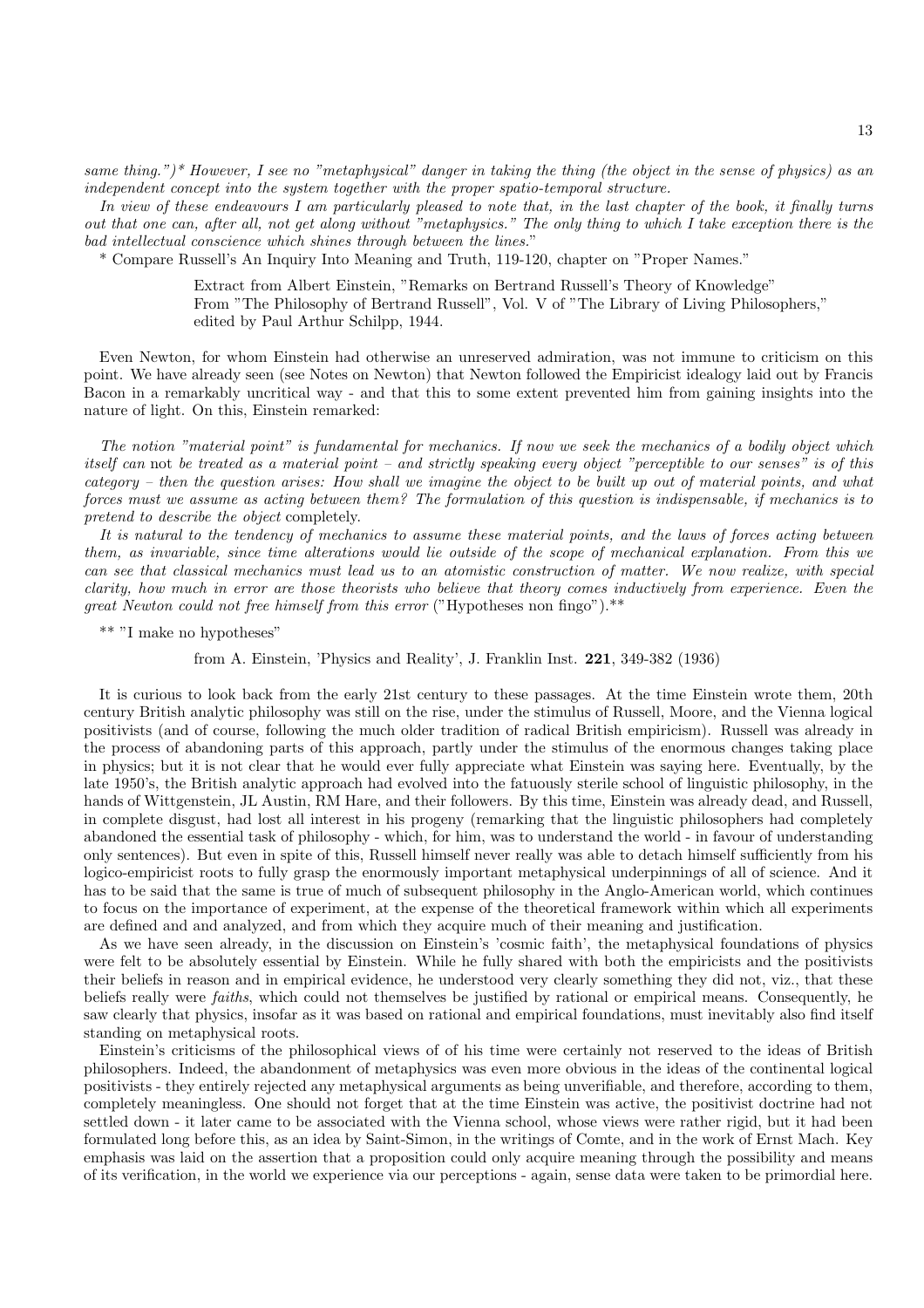*same thing.")\* However, I see no "metaphysical" danger in taking the thing (the object in the sense of physics) as an independent concept into the system together with the proper spatio-temporal structure.*

*In view of these endeavours I am particularly pleased to note that, in the last chapter of the book, it finally turns out that one can, after all, not get along without "metaphysics." The only thing to which I take exception there is the bad intellectual conscience which shines through between the lines.*"

\* Compare Russell's An Inquiry Into Meaning and Truth, 119-120, chapter on "Proper Names."

> Extract from Albert Einstein, "Remarks on Bertrand Russell's Theory of Knowledge"
> From "The Philosophy of Bertrand Russell", Vol. V of "The Library of Living Philosophers,"
> edited by Paul Arthur Schilpp, 1944.

Even Newton, for whom Einstein had otherwise an unreserved admiration, was not immune to criticism on this point. We have already seen (see Notes on Newton) that Newton followed the Empiricist idealogy laid out by Francis Bacon in a remarkably uncritical way - and that this to some extent prevented him from gaining insights into the nature of light. On this, Einstein remarked:

*The notion "material point" is fundamental for mechanics. If now we seek the mechanics of a bodily object which itself can* not *be treated as a material point – and strictly speaking every object "perceptible to our senses" is of this category – then the question arises: How shall we imagine the object to be built up out of material points, and what forces must we assume as acting between them? The formulation of this question is indispensable, if mechanics is to pretend to describe the object* completely.

*It is natural to the tendency of mechanics to assume these material points, and the laws of forces acting between them, as invariable, since time alterations would lie outside of the scope of mechanical explanation. From this we can see that classical mechanics must lead us to an atomistic construction of matter. We now realize, with special clarity, how much in error are those theorists who believe that theory comes inductively from experience. Even the great Newton could not free himself from this error* ("Hypotheses non fingo").\*\*

\*\* "I make no hypotheses"

> from A. Einstein, 'Physics and Reality', J. Franklin Inst. **221**, 349-382 (1936)

It is curious to look back from the early 21st century to these passages. At the time Einstein wrote them, 20th century British analytic philosophy was still on the rise, under the stimulus of Russell, Moore, and the Vienna logical positivists (and of course, following the much older tradition of radical British empiricism). Russell was already in the process of abandoning parts of this approach, partly under the stimulus of the enormous changes taking place in physics; but it is not clear that he would ever fully appreciate what Einstein was saying here. Eventually, by the late 1950's, the British analytic approach had evolved into the fatuously sterile school of linguistic philosophy, in the hands of Wittgenstein, JL Austin, RM Hare, and their followers. By this time, Einstein was already dead, and Russell, in complete disgust, had lost all interest in his progeny (remarking that the linguistic philosophers had completely abandoned the essential task of philosophy - which, for him, was to understand the world - in favour of understanding only sentences). But even in spite of this, Russell himself never really was able to detach himself sufficiently from his logico-empiricist roots to fully grasp the enormously important metaphysical underpinnings of all of science. And it has to be said that the same is true of much of subsequent philosophy in the Anglo-American world, which continues to focus on the importance of experiment, at the expense of the theoretical framework within which all experiments are defined and analyzed, and from which they acquire much of their meaning and justification.

As we have seen already, in the discussion on Einstein's 'cosmic faith', the metaphysical foundations of physics were felt to be absolutely essential by Einstein. While he fully shared with both the empiricists and the positivists their beliefs in reason and in empirical evidence, he understood very clearly something they did not, viz., that these beliefs really were *faiths*, which could not themselves be justified by rational or empirical means. Consequently, he saw clearly that physics, insofar as it was based on rational and empirical foundations, must inevitably also find itself standing on metaphysical roots.

Einstein's criticisms of the philosophical views of of his time were certainly not reserved to the ideas of British philosophers. Indeed, the abandonment of metaphysics was even more obvious in the ideas of the continental logical positivists - they entirely rejected any metaphysical arguments as being unverifiable, and therefore, according to them, completely meaningless. One should not forget that at the time Einstein was active, the positivist doctrine had not settled down - it later came to be associated with the Vienna school, whose views were rather rigid, but it had been formulated long before this, as an idea by Saint-Simon, in the writings of Comte, and in the work of Ernst Mach. Key emphasis was laid on the assertion that a proposition could only acquire meaning through the possibility and means of its verification, in the world we experience via our perceptions - again, sense data were taken to be primordial here.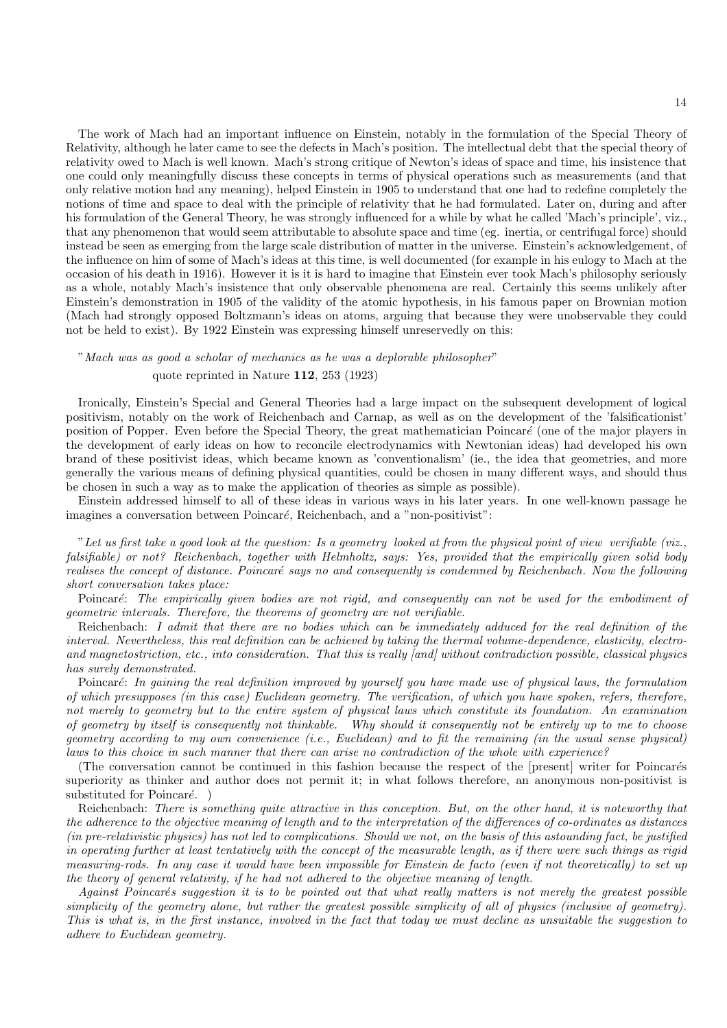The work of Mach had an important influence on Einstein, notably in the formulation of the Special Theory of Relativity, although he later came to see the defects in Mach's position. The intellectual debt that the special theory of relativity owed to Mach is well known. Mach's strong critique of Newton's ideas of space and time, his insistence that one could only meaningfully discuss these concepts in terms of physical operations such as measurements (and that only relative motion had any meaning), helped Einstein in 1905 to understand that one had to redefine completely the notions of time and space to deal with the principle of relativity that he had formulated. Later on, during and after his formulation of the General Theory, he was strongly influenced for a while by what he called 'Mach's principle', viz., that any phenomenon that would seem attributable to absolute space and time (eg. inertia, or centrifugal force) should instead be seen as emerging from the large scale distribution of matter in the universe. Einstein's acknowledgement, of the influence on him of some of Mach's ideas at this time, is well documented (for example in his eulogy to Mach at the occasion of his death in 1916). However it is it is hard to imagine that Einstein ever took Mach's philosophy seriously as a whole, notably Mach's insistence that only observable phenomena are real. Certainly this seems unlikely after Einstein's demonstration in 1905 of the validity of the atomic hypothesis, in his famous paper on Brownian motion (Mach had strongly opposed Boltzmann's ideas on atoms, arguing that because they were unobservable they could not be held to exist). By 1922 Einstein was expressing himself unreservedly on this:

"*Mach was as good a scholar of mechanics as he was a deplorable philosopher*"
quote reprinted in Nature **112**, 253 (1923)

Ironically, Einstein's Special and General Theories had a large impact on the subsequent development of logical positivism, notably on the work of Reichenbach and Carnap, as well as on the development of the 'falsificationist' position of Popper. Even before the Special Theory, the great mathematician Poincaré (one of the major players in the development of early ideas on how to reconcile electrodynamics with Newtonian ideas) had developed his own brand of these positivist ideas, which became known as 'conventionalism' (ie., the idea that geometries, and more generally the various means of defining physical quantities, could be chosen in many different ways, and should thus be chosen in such a way as to make the application of theories as simple as possible).

Einstein addressed himself to all of these ideas in various ways in his later years. In one well-known passage he imagines a conversation between Poincaré, Reichenbach, and a "non-positivist":

"*Let us first take a good look at the question: Is a geometry looked at from the physical point of view verifiable (viz., falsifiable) or not? Reichenbach, together with Helmholtz, says: Yes, provided that the empirically given solid body realises the concept of distance. Poincaré says no and consequently is condemned by Reichenbach. Now the following short conversation takes place:*

Poincaré: *The empirically given bodies are not rigid, and consequently can not be used for the embodiment of geometric intervals. Therefore, the theorems of geometry are not verifiable.*

Reichenbach: *I admit that there are no bodies which can be immediately adduced for the real definition of the interval. Nevertheless, this real definition can be achieved by taking the thermal volume-dependence, elasticity, electro- and magnetostriction, etc., into consideration. That this is really [and] without contradiction possible, classical physics has surely demonstrated.*

Poincaré: *In gaining the real definition improved by yourself you have made use of physical laws, the formulation of which presupposes (in this case) Euclidean geometry. The verification, of which you have spoken, refers, therefore, not merely to geometry but to the entire system of physical laws which constitute its foundation. An examination of geometry by itself is consequently not thinkable. Why should it consequently not be entirely up to me to choose geometry according to my own convenience (i.e., Euclidean) and to fit the remaining (in the usual sense physical) laws to this choice in such manner that there can arise no contradiction of the whole with experience?*

(The conversation cannot be continued in this fashion because the respect of the [present] writer for Poincarés superiority as thinker and author does not permit it; in what follows therefore, an anonymous non-positivist is substituted for Poincaré. )

Reichenbach: *There is something quite attractive in this conception. But, on the other hand, it is noteworthy that the adherence to the objective meaning of length and to the interpretation of the differences of co-ordinates as distances (in pre-relativistic physics) has not led to complications. Should we not, on the basis of this astounding fact, be justified in operating further at least tentatively with the concept of the measurable length, as if there were such things as rigid measuring-rods. In any case it would have been impossible for Einstein de facto (even if not theoretically) to set up the theory of general relativity, if he had not adhered to the objective meaning of length.*

*Against Poincarés suggestion it is to be pointed out that what really matters is not merely the greatest possible simplicity of the geometry alone, but rather the greatest possible simplicity of all of physics (inclusive of geometry). This is what is, in the first instance, involved in the fact that today we must decline as unsuitable the suggestion to adhere to Euclidean geometry.*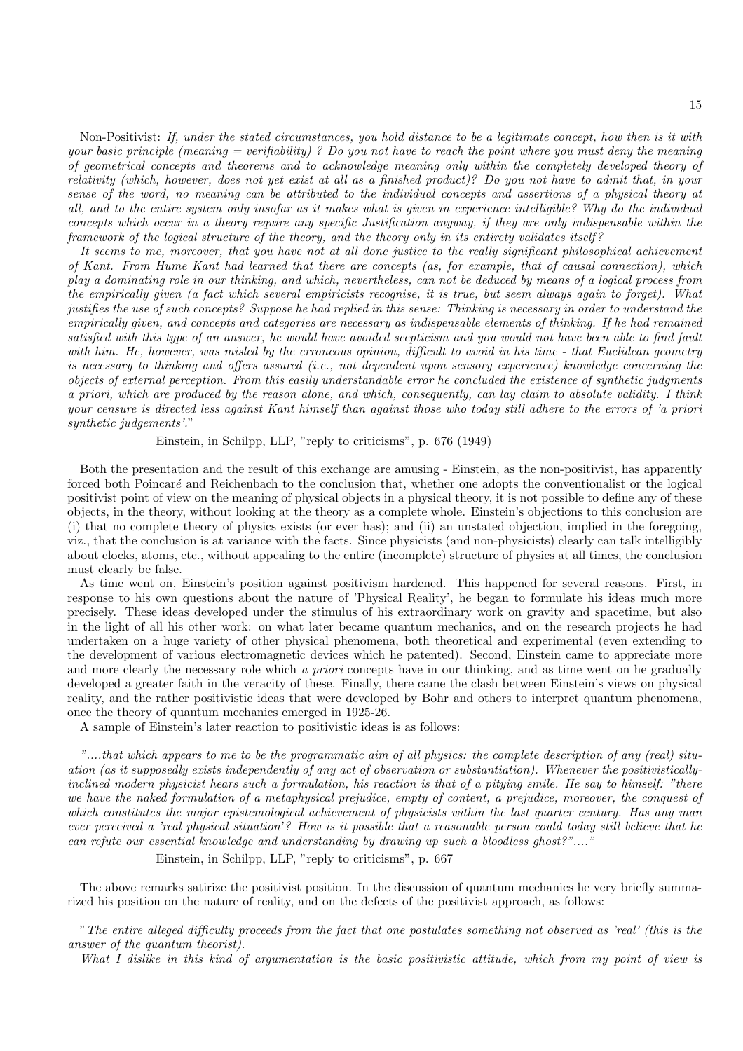Non-Positivist: *If, under the stated circumstances, you hold distance to be a legitimate concept, how then is it with your basic principle (meaning = verifiability) ? Do you not have to reach the point where you must deny the meaning of geometrical concepts and theorems and to acknowledge meaning only within the completely developed theory of relativity (which, however, does not yet exist at all as a finished product)? Do you not have to admit that, in your sense of the word, no meaning can be attributed to the individual concepts and assertions of a physical theory at all, and to the entire system only insofar as it makes what is given in experience intelligible? Why do the individual concepts which occur in a theory require any specific Justification anyway, if they are only indispensable within the framework of the logical structure of the theory, and the theory only in its entirety validates itself?*

*It seems to me, moreover, that you have not at all done justice to the really significant philosophical achievement of Kant. From Hume Kant had learned that there are concepts (as, for example, that of causal connection), which play a dominating role in our thinking, and which, nevertheless, can not be deduced by means of a logical process from the empirically given (a fact which several empiricists recognise, it is true, but seem always again to forget). What justifies the use of such concepts? Suppose he had replied in this sense: Thinking is necessary in order to understand the empirically given, and concepts and categories are necessary as indispensable elements of thinking. If he had remained satisfied with this type of an answer, he would have avoided scepticism and you would not have been able to find fault with him. He, however, was misled by the erroneous opinion, difficult to avoid in his time - that Euclidean geometry is necessary to thinking and offers assured (i.e., not dependent upon sensory experience) knowledge concerning the objects of external perception. From this easily understandable error he concluded the existence of synthetic judgments a priori, which are produced by the reason alone, and which, consequently, can lay claim to absolute validity. I think your censure is directed less against Kant himself than against those who today still adhere to the errors of 'a priori synthetic judgements'.*"

Einstein, in Schilpp, LLP, "reply to criticisms", p. 676 (1949)

Both the presentation and the result of this exchange are amusing - Einstein, as the non-positivist, has apparently forced both Poincaré and Reichenbach to the conclusion that, whether one adopts the conventionalist or the logical positivist point of view on the meaning of physical objects in a physical theory, it is not possible to define any of these objects, in the theory, without looking at the theory as a complete whole. Einstein's objections to this conclusion are (i) that no complete theory of physics exists (or ever has); and (ii) an unstated objection, implied in the foregoing, viz., that the conclusion is at variance with the facts. Since physicists (and non-physicists) clearly can talk intelligibly about clocks, atoms, etc., without appealing to the entire (incomplete) structure of physics at all times, the conclusion must clearly be false.

As time went on, Einstein's position against positivism hardened. This happened for several reasons. First, in response to his own questions about the nature of 'Physical Reality', he began to formulate his ideas much more precisely. These ideas developed under the stimulus of his extraordinary work on gravity and spacetime, but also in the light of all his other work: on what later became quantum mechanics, and on the research projects he had undertaken on a huge variety of other physical phenomena, both theoretical and experimental (even extending to the development of various electromagnetic devices which he patented). Second, Einstein came to appreciate more and more clearly the necessary role which *a priori* concepts have in our thinking, and as time went on he gradually developed a greater faith in the veracity of these. Finally, there came the clash between Einstein's views on physical reality, and the rather positivistic ideas that were developed by Bohr and others to interpret quantum phenomena, once the theory of quantum mechanics emerged in 1925-26.

A sample of Einstein's later reaction to positivistic ideas is as follows:

*"....that which appears to me to be the programmatic aim of all physics: the complete description of any (real) situation (as it supposedly exists independently of any act of observation or substantiation). Whenever the positivistically-inclined modern physicist hears such a formulation, his reaction is that of a pitying smile. He say to himself: "there we have the naked formulation of a metaphysical prejudice, empty of content, a prejudice, moreover, the conquest of which constitutes the major epistemological achievement of physicists within the last quarter century. Has any man ever perceived a 'real physical situation'? How is it possible that a reasonable person could today still believe that he can refute our essential knowledge and understanding by drawing up such a bloodless ghost?"...."*

Einstein, in Schilpp, LLP, "reply to criticisms", p. 667

The above remarks satirize the positivist position. In the discussion of quantum mechanics he very briefly summarized his position on the nature of reality, and on the defects of the positivist approach, as follows:

"*The entire alleged difficulty proceeds from the fact that one postulates something not observed as 'real' (this is the answer of the quantum theorist).*

*What I dislike in this kind of argumentation is the basic positivistic attitude, which from my point of view is*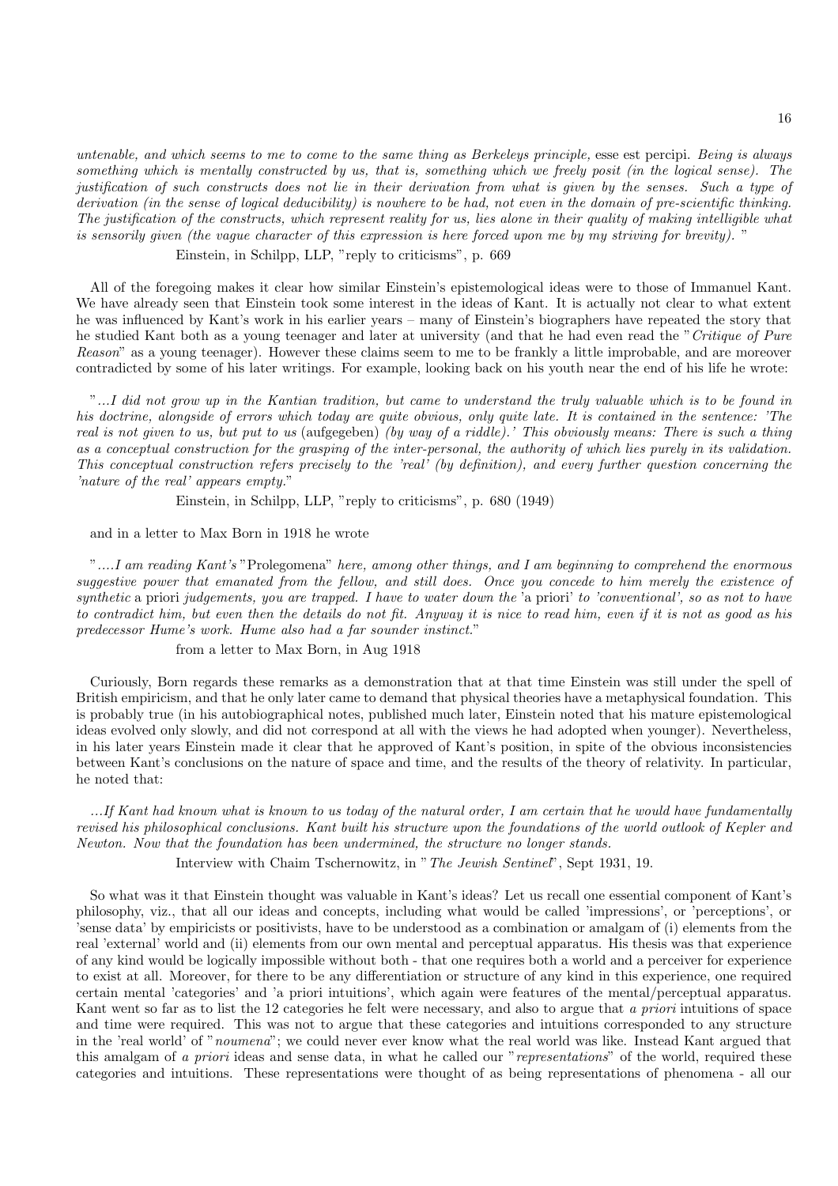*untenable, and which seems to me to come to the same thing as Berkeleys principle,* esse est percipi. *Being is always something which is mentally constructed by us, that is, something which we freely posit (in the logical sense). The justification of such constructs does not lie in their derivation from what is given by the senses. Such a type of derivation (in the sense of logical deducibility) is nowhere to be had, not even in the domain of pre-scientific thinking. The justification of the constructs, which represent reality for us, lies alone in their quality of making intelligible what is sensorily given (the vague character of this expression is here forced upon me by my striving for brevity).* "

Einstein, in Schilpp, LLP, "reply to criticisms", p. 669

All of the foregoing makes it clear how similar Einstein's epistemological ideas were to those of Immanuel Kant. We have already seen that Einstein took some interest in the ideas of Kant. It is actually not clear to what extent he was influenced by Kant's work in his earlier years – many of Einstein's biographers have repeated the story that he studied Kant both as a young teenager and later at university (and that he had even read the "*Critique of Pure Reason*" as a young teenager). However these claims seem to me to be frankly a little improbable, and are moreover contradicted by some of his later writings. For example, looking back on his youth near the end of his life he wrote:

"*...I did not grow up in the Kantian tradition, but came to understand the truly valuable which is to be found in his doctrine, alongside of errors which today are quite obvious, only quite late. It is contained in the sentence: 'The real is not given to us, but put to us* (aufgegeben) *(by way of a riddle).' This obviously means: There is such a thing as a conceptual construction for the grasping of the inter-personal, the authority of which lies purely in its validation. This conceptual construction refers precisely to the 'real' (by definition), and every further question concerning the 'nature of the real' appears empty.*"

Einstein, in Schilpp, LLP, "reply to criticisms", p. 680 (1949)

and in a letter to Max Born in 1918 he wrote

"*....I am reading Kant's* "Prolegomena" *here, among other things, and I am beginning to comprehend the enormous suggestive power that emanated from the fellow, and still does. Once you concede to him merely the existence of synthetic* a priori *judgements, you are trapped. I have to water down the* 'a priori' *to 'conventional', so as not to have to contradict him, but even then the details do not fit. Anyway it is nice to read him, even if it is not as good as his predecessor Hume's work. Hume also had a far sounder instinct.*"

from a letter to Max Born, in Aug 1918

Curiously, Born regards these remarks as a demonstration that at that time Einstein was still under the spell of British empiricism, and that he only later came to demand that physical theories have a metaphysical foundation. This is probably true (in his autobiographical notes, published much later, Einstein noted that his mature epistemological ideas evolved only slowly, and did not correspond at all with the views he had adopted when younger). Nevertheless, in his later years Einstein made it clear that he approved of Kant's position, in spite of the obvious inconsistencies between Kant's conclusions on the nature of space and time, and the results of the theory of relativity. In particular, he noted that:

*...If Kant had known what is known to us today of the natural order, I am certain that he would have fundamentally revised his philosophical conclusions. Kant built his structure upon the foundations of the world outlook of Kepler and Newton. Now that the foundation has been undermined, the structure no longer stands.*

Interview with Chaim Tschernowitz, in "*The Jewish Sentinel*", Sept 1931, 19.

So what was it that Einstein thought was valuable in Kant's ideas? Let us recall one essential component of Kant's philosophy, viz., that all our ideas and concepts, including what would be called 'impressions', or 'perceptions', or 'sense data' by empiricists or positivists, have to be understood as a combination or amalgam of (i) elements from the real 'external' world and (ii) elements from our own mental and perceptual apparatus. His thesis was that experience of any kind would be logically impossible without both - that one requires both a world and a perceiver for experience to exist at all. Moreover, for there to be any differentiation or structure of any kind in this experience, one required certain mental 'categories' and 'a priori intuitions', which again were features of the mental/perceptual apparatus. Kant went so far as to list the 12 categories he felt were necessary, and also to argue that *a priori* intuitions of space and time were required. This was not to argue that these categories and intuitions corresponded to any structure in the 'real world' of "*noumena*"; we could never ever know what the real world was like. Instead Kant argued that this amalgam of *a priori* ideas and sense data, in what he called our "*representations*" of the world, required these categories and intuitions. These representations were thought of as being representations of phenomena - all our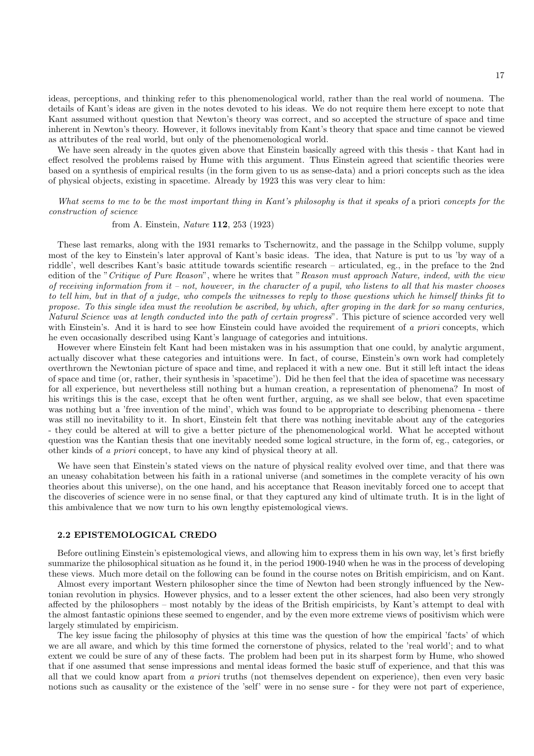ideas, perceptions, and thinking refer to this phenomenological world, rather than the real world of noumena. The details of Kant's ideas are given in the notes devoted to his ideas. We do not require them here except to note that Kant assumed without question that Newton's theory was correct, and so accepted the structure of space and time inherent in Newton's theory. However, it follows inevitably from Kant's theory that space and time cannot be viewed as attributes of the real world, but only of the phenomenological world.

We have seen already in the quotes given above that Einstein basically agreed with this thesis - that Kant had in effect resolved the problems raised by Hume with this argument. Thus Einstein agreed that scientific theories were based on a synthesis of empirical results (in the form given to us as sense-data) and a priori concepts such as the idea of physical objects, existing in spacetime. Already by 1923 this was very clear to him:

*What seems to me to be the most important thing in Kant's philosophy is that it speaks of* a priori *concepts for the construction of science*

from A. Einstein, *Nature* **112**, 253 (1923)

These last remarks, along with the 1931 remarks to Tschernowitz, and the passage in the Schilpp volume, supply most of the key to Einstein's later approval of Kant's basic ideas. The idea, that Nature is put to us 'by way of a riddle', well describes Kant's basic attitude towards scientific research – articulated, eg., in the preface to the 2nd edition of the "*Critique of Pure Reason*", where he writes that "*Reason must approach Nature, indeed, with the view of receiving information from it – not, however, in the character of a pupil, who listens to all that his master chooses to tell him, but in that of a judge, who compels the witnesses to reply to those questions which he himself thinks fit to propose. To this single idea must the revolution be ascribed, by which, after groping in the dark for so many centuries, Natural Science was at length conducted into the path of certain progress*". This picture of science accorded very well with Einstein's. And it is hard to see how Einstein could have avoided the requirement of *a priori* concepts, which he even occasionally described using Kant's language of categories and intuitions.

However where Einstein felt Kant had been mistaken was in his assumption that one could, by analytic argument, actually discover what these categories and intuitions were. In fact, of course, Einstein's own work had completely overthrown the Newtonian picture of space and time, and replaced it with a new one. But it still left intact the ideas of space and time (or, rather, their synthesis in 'spacetime'). Did he then feel that the idea of spacetime was necessary for all experience, but nevertheless still nothing but a human creation, a representation of phenomena? In most of his writings this is the case, except that he often went further, arguing, as we shall see below, that even spacetime was nothing but a 'free invention of the mind', which was found to be appropriate to describing phenomena - there was still no inevitability to it. In short, Einstein felt that there was nothing inevitable about any of the categories - they could be altered at will to give a better picture of the phenomenological world. What he accepted without question was the Kantian thesis that one inevitably needed some logical structure, in the form of, eg., categories, or other kinds of *a priori* concept, to have any kind of physical theory at all.

We have seen that Einstein's stated views on the nature of physical reality evolved over time, and that there was an uneasy cohabitation between his faith in a rational universe (and sometimes in the complete veracity of his own theories about this universe), on the one hand, and his acceptance that Reason inevitably forced one to accept that the discoveries of science were in no sense final, or that they captured any kind of ultimate truth. It is in the light of this ambivalence that we now turn to his own lengthy epistemological views.

### 2.2 EPISTEMOLOGICAL CREDO

Before outlining Einstein's epistemological views, and allowing him to express them in his own way, let's first briefly summarize the philosophical situation as he found it, in the period 1900-1940 when he was in the process of developing these views. Much more detail on the following can be found in the course notes on British empiricism, and on Kant.

Almost every important Western philosopher since the time of Newton had been strongly influenced by the Newtonian revolution in physics. However physics, and to a lesser extent the other sciences, had also been very strongly affected by the philosophers – most notably by the ideas of the British empiricists, by Kant's attempt to deal with the almost fantastic opinions these seemed to engender, and by the even more extreme views of positivism which were largely stimulated by empiricism.

The key issue facing the philosophy of physics at this time was the question of how the empirical 'facts' of which we are all aware, and which by this time formed the cornerstone of physics, related to the 'real world'; and to what extent we could be sure of any of these facts. The problem had been put in its sharpest form by Hume, who showed that if one assumed that sense impressions and mental ideas formed the basic stuff of experience, and that this was all that we could know apart from *a priori* truths (not themselves dependent on experience), then even very basic notions such as causality or the existence of the 'self' were in no sense sure - for they were not part of experience,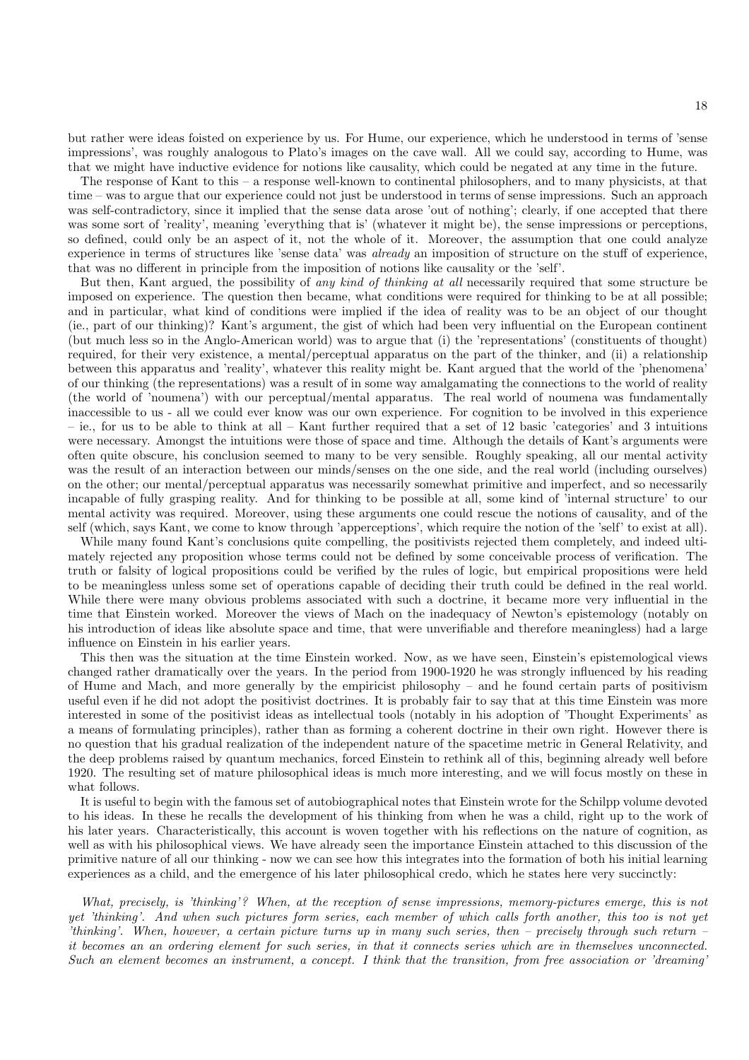but rather were ideas foisted on experience by us. For Hume, our experience, which he understood in terms of 'sense impressions', was roughly analogous to Plato's images on the cave wall. All we could say, according to Hume, was that we might have inductive evidence for notions like causality, which could be negated at any time in the future.

The response of Kant to this – a response well-known to continental philosophers, and to many physicists, at that time – was to argue that our experience could not just be understood in terms of sense impressions. Such an approach was self-contradictory, since it implied that the sense data arose 'out of nothing'; clearly, if one accepted that there was some sort of 'reality', meaning 'everything that is' (whatever it might be), the sense impressions or perceptions, so defined, could only be an aspect of it, not the whole of it. Moreover, the assumption that one could analyze experience in terms of structures like 'sense data' was *already* an imposition of structure on the stuff of experience, that was no different in principle from the imposition of notions like causality or the 'self'.

But then, Kant argued, the possibility of *any kind of thinking at all* necessarily required that some structure be imposed on experience. The question then became, what conditions were required for thinking to be at all possible; and in particular, what kind of conditions were implied if the idea of reality was to be an object of our thought (ie., part of our thinking)? Kant's argument, the gist of which had been very influential on the European continent (but much less so in the Anglo-American world) was to argue that (i) the 'representations' (constituents of thought) required, for their very existence, a mental/perceptual apparatus on the part of the thinker, and (ii) a relationship between this apparatus and 'reality', whatever this reality might be. Kant argued that the world of the 'phenomena' of our thinking (the representations) was a result of in some way amalgamating the connections to the world of reality (the world of 'noumena') with our perceptual/mental apparatus. The real world of noumena was fundamentally inaccessible to us - all we could ever know was our own experience. For cognition to be involved in this experience – ie., for us to be able to think at all – Kant further required that a set of 12 basic 'categories' and 3 intuitions were necessary. Amongst the intuitions were those of space and time. Although the details of Kant's arguments were often quite obscure, his conclusion seemed to many to be very sensible. Roughly speaking, all our mental activity was the result of an interaction between our minds/senses on the one side, and the real world (including ourselves) on the other; our mental/perceptual apparatus was necessarily somewhat primitive and imperfect, and so necessarily incapable of fully grasping reality. And for thinking to be possible at all, some kind of 'internal structure' to our mental activity was required. Moreover, using these arguments one could rescue the notions of causality, and of the self (which, says Kant, we come to know through 'apperceptions', which require the notion of the 'self' to exist at all).

While many found Kant's conclusions quite compelling, the positivists rejected them completely, and indeed ultimately rejected any proposition whose terms could not be defined by some conceivable process of verification. The truth or falsity of logical propositions could be verified by the rules of logic, but empirical propositions were held to be meaningless unless some set of operations capable of deciding their truth could be defined in the real world. While there were many obvious problems associated with such a doctrine, it became more very influential in the time that Einstein worked. Moreover the views of Mach on the inadequacy of Newton's epistemology (notably on his introduction of ideas like absolute space and time, that were unverifiable and therefore meaningless) had a large influence on Einstein in his earlier years.

This then was the situation at the time Einstein worked. Now, as we have seen, Einstein's epistemological views changed rather dramatically over the years. In the period from 1900-1920 he was strongly influenced by his reading of Hume and Mach, and more generally by the empiricist philosophy – and he found certain parts of positivism useful even if he did not adopt the positivist doctrines. It is probably fair to say that at this time Einstein was more interested in some of the positivist ideas as intellectual tools (notably in his adoption of 'Thought Experiments' as a means of formulating principles), rather than as forming a coherent doctrine in their own right. However there is no question that his gradual realization of the independent nature of the spacetime metric in General Relativity, and the deep problems raised by quantum mechanics, forced Einstein to rethink all of this, beginning already well before 1920. The resulting set of mature philosophical ideas is much more interesting, and we will focus mostly on these in what follows.

It is useful to begin with the famous set of autobiographical notes that Einstein wrote for the Schilpp volume devoted to his ideas. In these he recalls the development of his thinking from when he was a child, right up to the work of his later years. Characteristically, this account is woven together with his reflections on the nature of cognition, as well as with his philosophical views. We have already seen the importance Einstein attached to this discussion of the primitive nature of all our thinking - now we can see how this integrates into the formation of both his initial learning experiences as a child, and the emergence of his later philosophical credo, which he states here very succinctly:

*What, precisely, is 'thinking'? When, at the reception of sense impressions, memory-pictures emerge, this is not yet 'thinking'. And when such pictures form series, each member of which calls forth another, this too is not yet 'thinking'. When, however, a certain picture turns up in many such series, then – precisely through such return – it becomes an an ordering element for such series, in that it connects series which are in themselves unconnected. Such an element becomes an instrument, a concept. I think that the transition, from free association or 'dreaming'*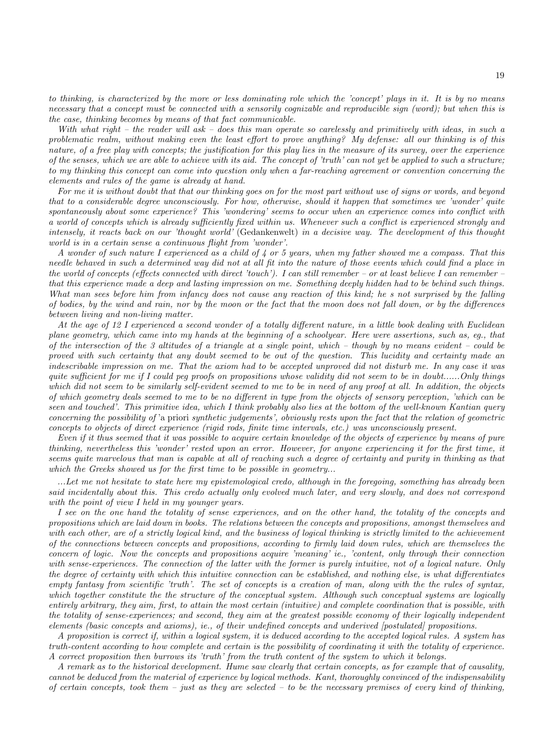*to thinking, is characterized by the more or less dominating role which the 'concept' plays in it. It is by no means necessary that a concept must be connected with a sensorily cognizable and reproducible sign (word); but when this is the case, thinking becomes by means of that fact communicable.*

*With what right – the reader will ask – does this man operate so carelessly and primitively with ideas, in such a problematic realm, without making even the least effort to prove anything? My defense: all our thinking is of this nature, of a free play with concepts; the justification for this play lies in the measure of its survey, over the experience of the senses, which we are able to achieve with its aid. The concept of 'truth' can not yet be applied to such a structure; to my thinking this concept can come into question only when a far-reaching agreement or convention concerning the elements and rules of the game is already at hand.*

*For me it is without doubt that that our thinking goes on for the most part without use of signs or words, and beyond that to a considerable degree unconsciously. For how, otherwise, should it happen that sometimes we 'wonder' quite spontaneously about some experience? This 'wondering' seems to occur when an experience comes into conflict with a world of concepts which is already sufficiently fixed within us. Whenever such a conflict is experienced strongly and intensely, it reacts back on our 'thought world'* (Gedankenwelt) *in a decisive way. The development of this thought world is in a certain sense a continuous flight from 'wonder'.*

*A wonder of such nature I experienced as a child of 4 or 5 years, when my father showed me a compass. That this needle behaved in such a determined way did not at all fit into the nature of those events which could find a place in the world of concepts (effects connected with direct 'touch'). I can still remember – or at least believe I can remember – that this experience made a deep and lasting impression on me. Something deeply hidden had to be behind such things. What man sees before him from infancy does not cause any reaction of this kind; he s not surprised by the falling of bodies, by the wind and rain, nor by the moon or the fact that the moon does not fall down, or by the differences between living and non-living matter.*

*At the age of 12 I experienced a second wonder of a totally different nature, in a little book dealing with Euclidean plane geometry, which came into my hands at the beginning of a schoolyear. Here were assertions, such as, eg., that of the intersection of the 3 altitudes of a triangle at a single point, which – though by no means evident – could be proved with such certainty that any doubt seemed to be out of the question. This lucidity and certainty made an indescribable impression on me. That the axiom had to be accepted unproved did not disturb me. In any case it was quite sufficient for me if I could peg proofs on propositions whose validity did not seem to be in doubt......Only things which did not seem to be similarly self-evident seemed to me to be in need of any proof at all. In addition, the objects of which geometry deals seemed to me to be no different in type from the objects of sensory perception, 'which can be seen and touched'. This primitive idea, which I think probably also lies at the bottom of the well-known Kantian query concerning the possibility of* 'a priori *synthetic judgements', obviously rests upon the fact that the relation of geometric concepts to objects of direct experience (rigid rods, finite time intervals, etc.) was unconsciously present.*

*Even if it thus seemed that it was possible to acquire certain knowledge of the objects of experience by means of pure thinking, nevertheless this 'wonder' rested upon an error. However, for anyone experiencing it for the first time, it seems quite marvelous that man is capable at all of reaching such a degree of certainty and purity in thinking as that which the Greeks showed us for the first time to be possible in geometry...*

*...Let me not hesitate to state here my epistemological credo, although in the foregoing, something has already been said incidentally about this. This credo actually only evolved much later, and very slowly, and does not correspond with the point of view I held in my younger years.*

*I see on the one hand the totality of sense experiences, and on the other hand, the totality of the concepts and propositions which are laid down in books. The relations between the concepts and propositions, amongst themselves and with each other, are of a strictly logical kind, and the business of logical thinking is strictly limited to the achievement of the connections between concepts and propositions, according to firmly laid down rules, which are themselves the concern of logic. Now the concepts and propositions acquire 'meaning' ie., 'content, only through their connection with sense-experiences. The connection of the latter with the former is purely intuitive, not of a logical nature. Only the degree of certainty with which this intuitive connection can be established, and nothing else, is what differentiates empty fantasy from scientific 'truth'. The set of concepts is a creation of man, along with the the rules of syntax, which together constitute the the structure of the conceptual system. Although such conceptual systems are logically entirely arbitrary, they aim, first, to attain the most certain (intuitive) and complete coordination that is possible, with the totality of sense-experiences; and second, they aim at the greatest possible economy of their logically independent elements (basic concepts and axioms), ie., of their undefined concepts and underived [postulated] propositions.*

*A proposition is correct if, within a logical system, it is deduced according to the accepted logical rules. A system has truth-content according to how complete and certain is the possibility of coordinating it with the totality of experience. A correct proposition then burrows its 'truth' from the truth content of the system to which it belongs.*

*A remark as to the historical development. Hume saw clearly that certain concepts, as for example that of causality, cannot be deduced from the material of experience by logical methods. Kant, thoroughly convinced of the indispensability of certain concepts, took them – just as they are selected – to be the necessary premises of every kind of thinking,*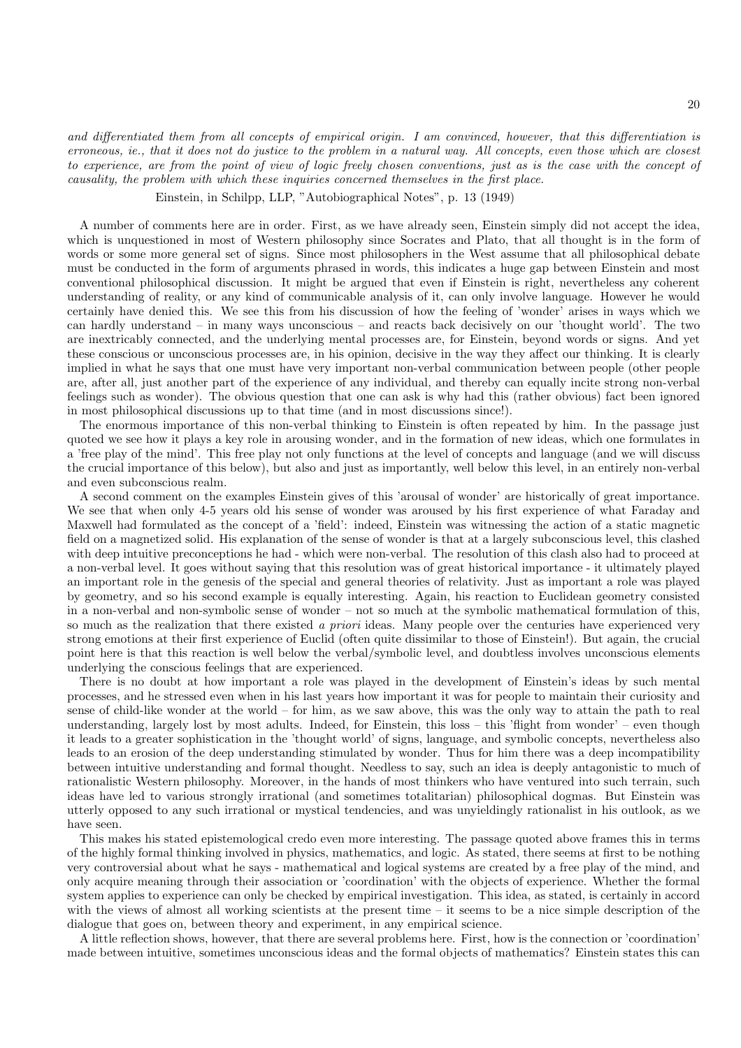*and differentiated them from all concepts of empirical origin. I am convinced, however, that this differentiation is erroneous, ie., that it does not do justice to the problem in a natural way. All concepts, even those which are closest to experience, are from the point of view of logic freely chosen conventions, just as is the case with the concept of causality, the problem with which these inquiries concerned themselves in the first place.*

Einstein, in Schilpp, LLP, "Autobiographical Notes", p. 13 (1949)

A number of comments here are in order. First, as we have already seen, Einstein simply did not accept the idea, which is unquestioned in most of Western philosophy since Socrates and Plato, that all thought is in the form of words or some more general set of signs. Since most philosophers in the West assume that all philosophical debate must be conducted in the form of arguments phrased in words, this indicates a huge gap between Einstein and most conventional philosophical discussion. It might be argued that even if Einstein is right, nevertheless any coherent understanding of reality, or any kind of communicable analysis of it, can only involve language. However he would certainly have denied this. We see this from his discussion of how the feeling of 'wonder' arises in ways which we can hardly understand – in many ways unconscious – and reacts back decisively on our 'thought world'. The two are inextricably connected, and the underlying mental processes are, for Einstein, beyond words or signs. And yet these conscious or unconscious processes are, in his opinion, decisive in the way they affect our thinking. It is clearly implied in what he says that one must have very important non-verbal communication between people (other people are, after all, just another part of the experience of any individual, and thereby can equally incite strong non-verbal feelings such as wonder). The obvious question that one can ask is why had this (rather obvious) fact been ignored in most philosophical discussions up to that time (and in most discussions since!).

The enormous importance of this non-verbal thinking to Einstein is often repeated by him. In the passage just quoted we see how it plays a key role in arousing wonder, and in the formation of new ideas, which one formulates in a 'free play of the mind'. This free play not only functions at the level of concepts and language (and we will discuss the crucial importance of this below), but also and just as importantly, well below this level, in an entirely non-verbal and even subconscious realm.

A second comment on the examples Einstein gives of this 'arousal of wonder' are historically of great importance. We see that when only 4-5 years old his sense of wonder was aroused by his first experience of what Faraday and Maxwell had formulated as the concept of a 'field': indeed, Einstein was witnessing the action of a static magnetic field on a magnetized solid. His explanation of the sense of wonder is that at a largely subconscious level, this clashed with deep intuitive preconceptions he had - which were non-verbal. The resolution of this clash also had to proceed at a non-verbal level. It goes without saying that this resolution was of great historical importance - it ultimately played an important role in the genesis of the special and general theories of relativity. Just as important a role was played by geometry, and so his second example is equally interesting. Again, his reaction to Euclidean geometry consisted in a non-verbal and non-symbolic sense of wonder – not so much at the symbolic mathematical formulation of this, so much as the realization that there existed *a priori* ideas. Many people over the centuries have experienced very strong emotions at their first experience of Euclid (often quite dissimilar to those of Einstein!). But again, the crucial point here is that this reaction is well below the verbal/symbolic level, and doubtless involves unconscious elements underlying the conscious feelings that are experienced.

There is no doubt at how important a role was played in the development of Einstein's ideas by such mental processes, and he stressed even when in his last years how important it was for people to maintain their curiosity and sense of child-like wonder at the world – for him, as we saw above, this was the only way to attain the path to real understanding, largely lost by most adults. Indeed, for Einstein, this loss – this 'flight from wonder' – even though it leads to a greater sophistication in the 'thought world' of signs, language, and symbolic concepts, nevertheless also leads to an erosion of the deep understanding stimulated by wonder. Thus for him there was a deep incompatibility between intuitive understanding and formal thought. Needless to say, such an idea is deeply antagonistic to much of rationalistic Western philosophy. Moreover, in the hands of most thinkers who have ventured into such terrain, such ideas have led to various strongly irrational (and sometimes totalitarian) philosophical dogmas. But Einstein was utterly opposed to any such irrational or mystical tendencies, and was unyieldingly rationalist in his outlook, as we have seen.

This makes his stated epistemological credo even more interesting. The passage quoted above frames this in terms of the highly formal thinking involved in physics, mathematics, and logic. As stated, there seems at first to be nothing very controversial about what he says - mathematical and logical systems are created by a free play of the mind, and only acquire meaning through their association or 'coordination' with the objects of experience. Whether the formal system applies to experience can only be checked by empirical investigation. This idea, as stated, is certainly in accord with the views of almost all working scientists at the present time – it seems to be a nice simple description of the dialogue that goes on, between theory and experiment, in any empirical science.

A little reflection shows, however, that there are several problems here. First, how is the connection or 'coordination' made between intuitive, sometimes unconscious ideas and the formal objects of mathematics? Einstein states this can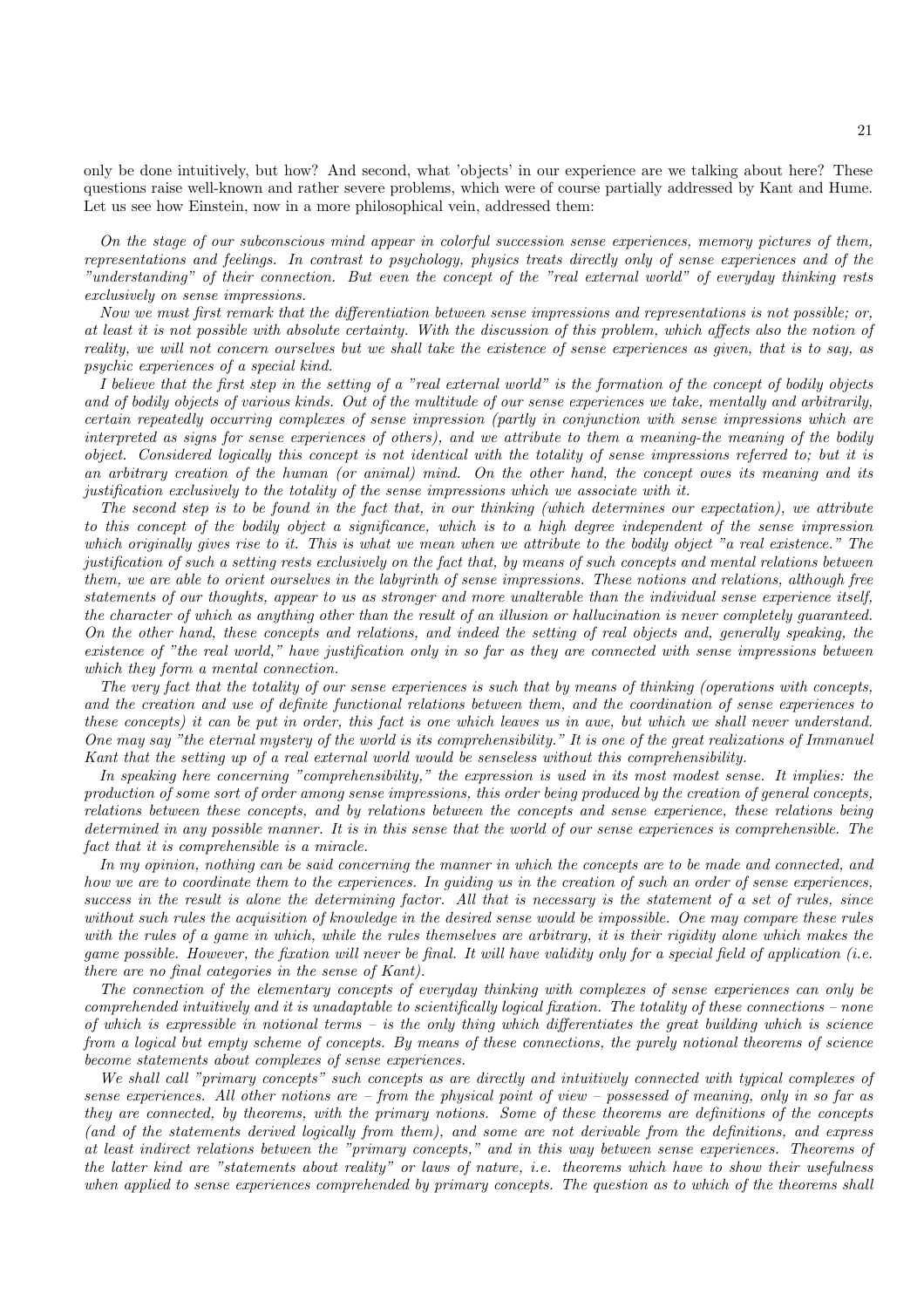only be done intuitively, but how? And second, what 'objects' in our experience are we talking about here? These questions raise well-known and rather severe problems, which were of course partially addressed by Kant and Hume. Let us see how Einstein, now in a more philosophical vein, addressed them:

*On the stage of our subconscious mind appear in colorful succession sense experiences, memory pictures of them, representations and feelings. In contrast to psychology, physics treats directly only of sense experiences and of the "understanding" of their connection. But even the concept of the "real external world" of everyday thinking rests exclusively on sense impressions.*

*Now we must first remark that the differentiation between sense impressions and representations is not possible; or, at least it is not possible with absolute certainty. With the discussion of this problem, which affects also the notion of reality, we will not concern ourselves but we shall take the existence of sense experiences as given, that is to say, as psychic experiences of a special kind.*

*I believe that the first step in the setting of a "real external world" is the formation of the concept of bodily objects and of bodily objects of various kinds. Out of the multitude of our sense experiences we take, mentally and arbitrarily, certain repeatedly occurring complexes of sense impression (partly in conjunction with sense impressions which are interpreted as signs for sense experiences of others), and we attribute to them a meaning-the meaning of the bodily object. Considered logically this concept is not identical with the totality of sense impressions referred to; but it is an arbitrary creation of the human (or animal) mind. On the other hand, the concept owes its meaning and its justification exclusively to the totality of the sense impressions which we associate with it.*

*The second step is to be found in the fact that, in our thinking (which determines our expectation), we attribute to this concept of the bodily object a significance, which is to a high degree independent of the sense impression which originally gives rise to it. This is what we mean when we attribute to the bodily object "a real existence." The justification of such a setting rests exclusively on the fact that, by means of such concepts and mental relations between them, we are able to orient ourselves in the labyrinth of sense impressions. These notions and relations, although free statements of our thoughts, appear to us as stronger and more unalterable than the individual sense experience itself, the character of which as anything other than the result of an illusion or hallucination is never completely guaranteed. On the other hand, these concepts and relations, and indeed the setting of real objects and, generally speaking, the existence of "the real world," have justification only in so far as they are connected with sense impressions between which they form a mental connection.*

*The very fact that the totality of our sense experiences is such that by means of thinking (operations with concepts, and the creation and use of definite functional relations between them, and the coordination of sense experiences to these concepts) it can be put in order, this fact is one which leaves us in awe, but which we shall never understand. One may say "the eternal mystery of the world is its comprehensibility." It is one of the great realizations of Immanuel Kant that the setting up of a real external world would be senseless without this comprehensibility.*

*In speaking here concerning "comprehensibility," the expression is used in its most modest sense. It implies: the production of some sort of order among sense impressions, this order being produced by the creation of general concepts, relations between these concepts, and by relations between the concepts and sense experience, these relations being determined in any possible manner. It is in this sense that the world of our sense experiences is comprehensible. The fact that it is comprehensible is a miracle.*

*In my opinion, nothing can be said concerning the manner in which the concepts are to be made and connected, and how we are to coordinate them to the experiences. In guiding us in the creation of such an order of sense experiences, success in the result is alone the determining factor. All that is necessary is the statement of a set of rules, since without such rules the acquisition of knowledge in the desired sense would be impossible. One may compare these rules with the rules of a game in which, while the rules themselves are arbitrary, it is their rigidity alone which makes the game possible. However, the fixation will never be final. It will have validity only for a special field of application (i.e. there are no final categories in the sense of Kant).*

*The connection of the elementary concepts of everyday thinking with complexes of sense experiences can only be comprehended intuitively and it is unadaptable to scientifically logical fixation. The totality of these connections – none of which is expressible in notional terms – is the only thing which differentiates the great building which is science from a logical but empty scheme of concepts. By means of these connections, the purely notional theorems of science become statements about complexes of sense experiences.*

*We shall call "primary concepts" such concepts as are directly and intuitively connected with typical complexes of sense experiences. All other notions are – from the physical point of view – possessed of meaning, only in so far as they are connected, by theorems, with the primary notions. Some of these theorems are definitions of the concepts (and of the statements derived logically from them), and some are not derivable from the definitions, and express at least indirect relations between the "primary concepts," and in this way between sense experiences. Theorems of the latter kind are "statements about reality" or laws of nature, i.e. theorems which have to show their usefulness when applied to sense experiences comprehended by primary concepts. The question as to which of the theorems shall*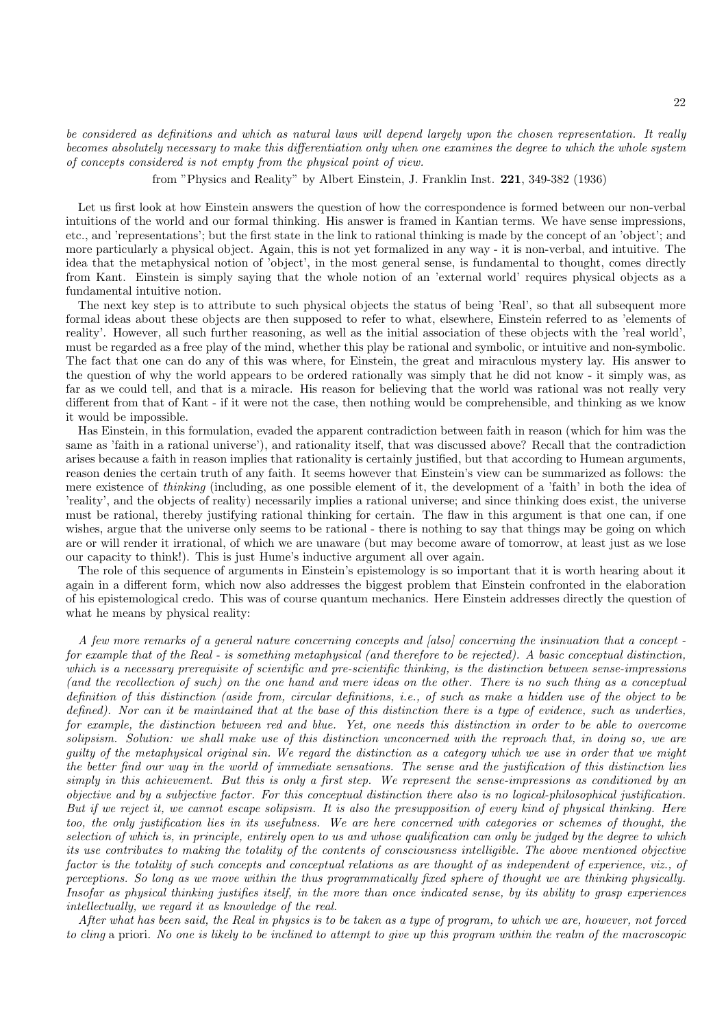*be considered as definitions and which as natural laws will depend largely upon the chosen representation. It really becomes absolutely necessary to make this differentiation only when one examines the degree to which the whole system of concepts considered is not empty from the physical point of view.*

from "Physics and Reality" by Albert Einstein, J. Franklin Inst. **221**, 349-382 (1936)

Let us first look at how Einstein answers the question of how the correspondence is formed between our non-verbal intuitions of the world and our formal thinking. His answer is framed in Kantian terms. We have sense impressions, etc., and 'representations'; but the first state in the link to rational thinking is made by the concept of an 'object'; and more particularly a physical object. Again, this is not yet formalized in any way - it is non-verbal, and intuitive. The idea that the metaphysical notion of 'object', in the most general sense, is fundamental to thought, comes directly from Kant. Einstein is simply saying that the whole notion of an 'external world' requires physical objects as a fundamental intuitive notion.

The next key step is to attribute to such physical objects the status of being 'Real', so that all subsequent more formal ideas about these objects are then supposed to refer to what, elsewhere, Einstein referred to as 'elements of reality'. However, all such further reasoning, as well as the initial association of these objects with the 'real world', must be regarded as a free play of the mind, whether this play be rational and symbolic, or intuitive and non-symbolic. The fact that one can do any of this was where, for Einstein, the great and miraculous mystery lay. His answer to the question of why the world appears to be ordered rationally was simply that he did not know - it simply was, as far as we could tell, and that is a miracle. His reason for believing that the world was rational was not really very different from that of Kant - if it were not the case, then nothing would be comprehensible, and thinking as we know it would be impossible.

Has Einstein, in this formulation, evaded the apparent contradiction between faith in reason (which for him was the same as 'faith in a rational universe'), and rationality itself, that was discussed above? Recall that the contradiction arises because a faith in reason implies that rationality is certainly justified, but that according to Humean arguments, reason denies the certain truth of any faith. It seems however that Einstein's view can be summarized as follows: the mere existence of *thinking* (including, as one possible element of it, the development of a 'faith' in both the idea of 'reality', and the objects of reality) necessarily implies a rational universe; and since thinking does exist, the universe must be rational, thereby justifying rational thinking for certain. The flaw in this argument is that one can, if one wishes, argue that the universe only seems to be rational - there is nothing to say that things may be going on which are or will render it irrational, of which we are unaware (but may become aware of tomorrow, at least just as we lose our capacity to think!). This is just Hume's inductive argument all over again.

The role of this sequence of arguments in Einstein's epistemology is so important that it is worth hearing about it again in a different form, which now also addresses the biggest problem that Einstein confronted in the elaboration of his epistemological credo. This was of course quantum mechanics. Here Einstein addresses directly the question of what he means by physical reality:

*A few more remarks of a general nature concerning concepts and [also] concerning the insinuation that a concept - for example that of the Real - is something metaphysical (and therefore to be rejected). A basic conceptual distinction, which is a necessary prerequisite of scientific and pre-scientific thinking, is the distinction between sense-impressions (and the recollection of such) on the one hand and mere ideas on the other. There is no such thing as a conceptual definition of this distinction (aside from, circular definitions, i.e., of such as make a hidden use of the object to be defined). Nor can it be maintained that at the base of this distinction there is a type of evidence, such as underlies, for example, the distinction between red and blue. Yet, one needs this distinction in order to be able to overcome solipsism. Solution: we shall make use of this distinction unconcerned with the reproach that, in doing so, we are guilty of the metaphysical original sin. We regard the distinction as a category which we use in order that we might the better find our way in the world of immediate sensations. The sense and the justification of this distinction lies simply in this achievement. But this is only a first step. We represent the sense-impressions as conditioned by an objective and by a subjective factor. For this conceptual distinction there also is no logical-philosophical justification. But if we reject it, we cannot escape solipsism. It is also the presupposition of every kind of physical thinking. Here too, the only justification lies in its usefulness. We are here concerned with categories or schemes of thought, the selection of which is, in principle, entirely open to us and whose qualification can only be judged by the degree to which its use contributes to making the totality of the contents of consciousness intelligible. The above mentioned objective factor is the totality of such concepts and conceptual relations as are thought of as independent of experience, viz., of perceptions. So long as we move within the thus programmatically fixed sphere of thought we are thinking physically. Insofar as physical thinking justifies itself, in the more than once indicated sense, by its ability to grasp experiences intellectually, we regard it as knowledge of the real.*

*After what has been said, the Real in physics is to be taken as a type of program, to which we are, however, not forced to cling* a priori*. No one is likely to be inclined to attempt to give up this program within the realm of the macroscopic*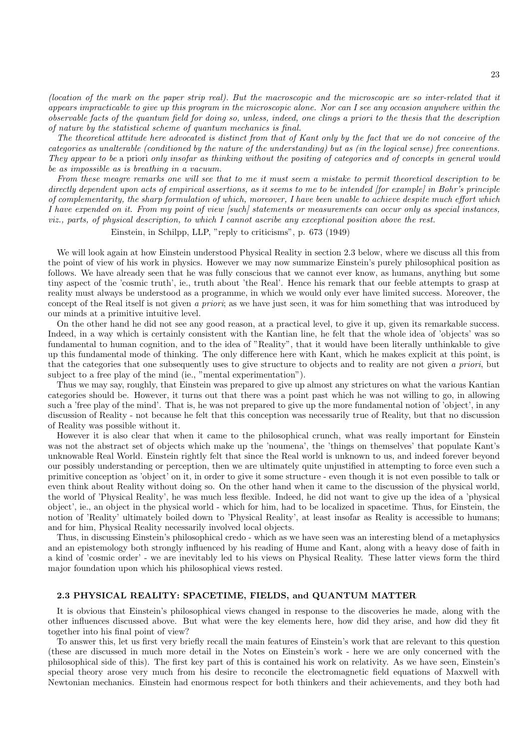*(location of the mark on the paper strip real). But the macroscopic and the microscopic are so inter-related that it appears impracticable to give up this program in the microscopic alone. Nor can I see any occasion anywhere within the observable facts of the quantum field for doing so, unless, indeed, one clings a priori to the thesis that the description of nature by the statistical scheme of quantum mechanics is final.*

*The theoretical attitude here advocated is distinct from that of Kant only by the fact that we do not conceive of the categories as unalterable (conditioned by the nature of the understanding) but as (in the logical sense) free conventions. They appear to be* a priori *only insofar as thinking without the positing of categories and of concepts in general would be as impossible as is breathing in a vacuum.*

*From these meagre remarks one will see that to me it must seem a mistake to permit theoretical description to be directly dependent upon acts of empirical assertions, as it seems to me to be intended [for example] in Bohr's principle of complementarity, the sharp formulation of which, moreover, I have been unable to achieve despite much effort which I have expended on it. From my point of view [such] statements or measurements can occur only as special instances, viz., parts, of physical description, to which I cannot ascribe any exceptional position above the rest.*

Einstein, in Schilpp, LLP, "reply to criticisms", p. 673 (1949)

We will look again at how Einstein understood Physical Reality in section 2.3 below, where we discuss all this from the point of view of his work in physics. However we may now summarize Einstein's purely philosophical position as follows. We have already seen that he was fully conscious that we cannot ever know, as humans, anything but some tiny aspect of the 'cosmic truth', ie., truth about 'the Real'. Hence his remark that our feeble attempts to grasp at reality must always be understood as a programme, in which we would only ever have limited success. Moreover, the concept of the Real itself is not given *a priori*; as we have just seen, it was for him something that was introduced by our minds at a primitive intuitive level.

On the other hand he did not see any good reason, at a practical level, to give it up, given its remarkable success. Indeed, in a way which is certainly consistent with the Kantian line, he felt that the whole idea of 'objects' was so fundamental to human cognition, and to the idea of "Reality", that it would have been literally unthinkable to give up this fundamental mode of thinking. The only difference here with Kant, which he makes explicit at this point, is that the categories that one subsequently uses to give structure to objects and to reality are not given *a priori*, but subject to a free play of the mind (ie., "mental experimentation").

Thus we may say, roughly, that Einstein was prepared to give up almost any strictures on what the various Kantian categories should be. However, it turns out that there was a point past which he was not willing to go, in allowing such a 'free play of the mind'. That is, he was not prepared to give up the more fundamental notion of 'object', in any discussion of Reality - not because he felt that this conception was necessarily true of Reality, but that no discussion of Reality was possible without it.

However it is also clear that when it came to the philosophical crunch, what was really important for Einstein was not the abstract set of objects which make up the 'noumena', the 'things on themselves' that populate Kant's unknowable Real World. Einstein rightly felt that since the Real world is unknown to us, and indeed forever beyond our possibly understanding or perception, then we are ultimately quite unjustified in attempting to force even such a primitive conception as 'object' on it, in order to give it some structure - even though it is not even possible to talk or even think about Reality without doing so. On the other hand when it came to the discussion of the physical world, the world of 'Physical Reality', he was much less flexible. Indeed, he did not want to give up the idea of a 'physical object', ie., an object in the physical world - which for him, had to be localized in spacetime. Thus, for Einstein, the notion of 'Reality' ultimately boiled down to 'Physical Reality', at least insofar as Reality is accessible to humans; and for him, Physical Reality necessarily involved local objects.

Thus, in discussing Einstein's philosophical credo - which as we have seen was an interesting blend of a metaphysics and an epistemology both strongly influenced by his reading of Hume and Kant, along with a heavy dose of faith in a kind of 'cosmic order' - we are inevitably led to his views on Physical Reality. These latter views form the third major foundation upon which his philosophical views rested.

### 2.3 PHYSICAL REALITY: SPACETIME, FIELDS, and QUANTUM MATTER

It is obvious that Einstein's philosophical views changed in response to the discoveries he made, along with the other influences discussed above. But what were the key elements here, how did they arise, and how did they fit together into his final point of view?

To answer this, let us first very briefly recall the main features of Einstein's work that are relevant to this question (these are discussed in much more detail in the Notes on Einstein's work - here we are only concerned with the philosophical side of this). The first key part of this is contained his work on relativity. As we have seen, Einstein's special theory arose very much from his desire to reconcile the electromagnetic field equations of Maxwell with Newtonian mechanics. Einstein had enormous respect for both thinkers and their achievements, and they both had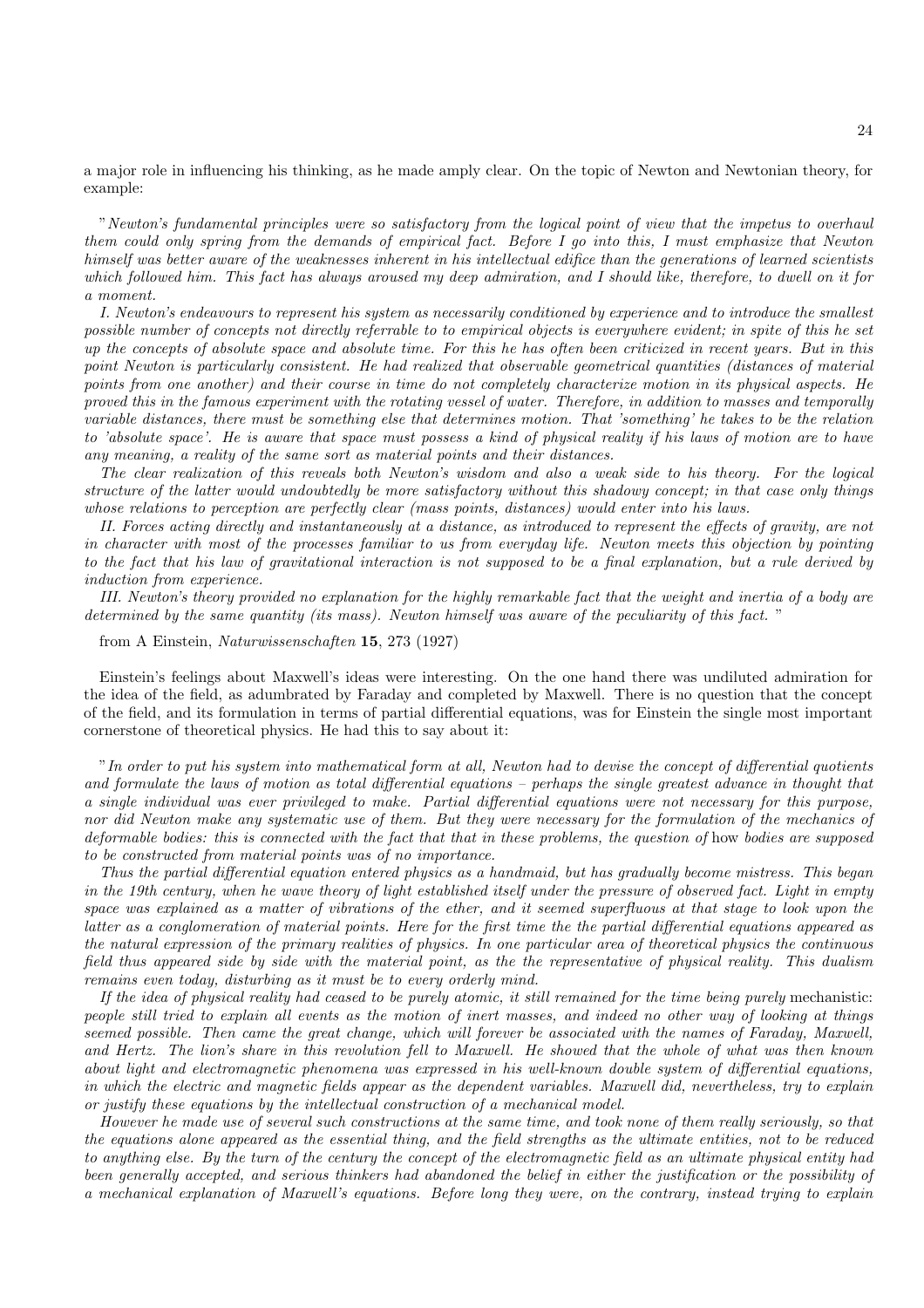a major role in influencing his thinking, as he made amply clear. On the topic of Newton and Newtonian theory, for example:

"*Newton's fundamental principles were so satisfactory from the logical point of view that the impetus to overhaul them could only spring from the demands of empirical fact. Before I go into this, I must emphasize that Newton himself was better aware of the weaknesses inherent in his intellectual edifice than the generations of learned scientists which followed him. This fact has always aroused my deep admiration, and I should like, therefore, to dwell on it for a moment.*

*I. Newton's endeavours to represent his system as necessarily conditioned by experience and to introduce the smallest possible number of concepts not directly referrable to to empirical objects is everywhere evident; in spite of this he set up the concepts of absolute space and absolute time. For this he has often been criticized in recent years. But in this point Newton is particularly consistent. He had realized that observable geometrical quantities (distances of material points from one another) and their course in time do not completely characterize motion in its physical aspects. He proved this in the famous experiment with the rotating vessel of water. Therefore, in addition to masses and temporally variable distances, there must be something else that determines motion. That 'something' he takes to be the relation to 'absolute space'. He is aware that space must possess a kind of physical reality if his laws of motion are to have any meaning, a reality of the same sort as material points and their distances.*

*The clear realization of this reveals both Newton's wisdom and also a weak side to his theory. For the logical structure of the latter would undoubtedly be more satisfactory without this shadowy concept; in that case only things whose relations to perception are perfectly clear (mass points, distances) would enter into his laws.*

*II. Forces acting directly and instantaneously at a distance, as introduced to represent the effects of gravity, are not in character with most of the processes familiar to us from everyday life. Newton meets this objection by pointing to the fact that his law of gravitational interaction is not supposed to be a final explanation, but a rule derived by induction from experience.*

*III. Newton's theory provided no explanation for the highly remarkable fact that the weight and inertia of a body are determined by the same quantity (its mass). Newton himself was aware of the peculiarity of this fact.* "

from A Einstein, *Naturwissenschaften* **15**, 273 (1927)

Einstein's feelings about Maxwell's ideas were interesting. On the one hand there was undiluted admiration for the idea of the field, as adumbrated by Faraday and completed by Maxwell. There is no question that the concept of the field, and its formulation in terms of partial differential equations, was for Einstein the single most important cornerstone of theoretical physics. He had this to say about it:

"*In order to put his system into mathematical form at all, Newton had to devise the concept of differential quotients and formulate the laws of motion as total differential equations – perhaps the single greatest advance in thought that a single individual was ever privileged to make. Partial differential equations were not necessary for this purpose, nor did Newton make any systematic use of them. But they were necessary for the formulation of the mechanics of deformable bodies: this is connected with the fact that that in these problems, the question of* how *bodies are supposed to be constructed from material points was of no importance.*

*Thus the partial differential equation entered physics as a handmaid, but has gradually become mistress. This began in the 19th century, when he wave theory of light established itself under the pressure of observed fact. Light in empty space was explained as a matter of vibrations of the ether, and it seemed superfluous at that stage to look upon the latter as a conglomeration of material points. Here for the first time the the partial differential equations appeared as the natural expression of the primary realities of physics. In one particular area of theoretical physics the continuous field thus appeared side by side with the material point, as the the representative of physical reality. This dualism remains even today, disturbing as it must be to every orderly mind.*

*If the idea of physical reality had ceased to be purely atomic, it still remained for the time being purely* mechanistic*: people still tried to explain all events as the motion of inert masses, and indeed no other way of looking at things seemed possible. Then came the great change, which will forever be associated with the names of Faraday, Maxwell, and Hertz. The lion's share in this revolution fell to Maxwell. He showed that the whole of what was then known about light and electromagnetic phenomena was expressed in his well-known double system of differential equations, in which the electric and magnetic fields appear as the dependent variables. Maxwell did, nevertheless, try to explain or justify these equations by the intellectual construction of a mechanical model.*

*However he made use of several such constructions at the same time, and took none of them really seriously, so that the equations alone appeared as the essential thing, and the field strengths as the ultimate entities, not to be reduced to anything else. By the turn of the century the concept of the electromagnetic field as an ultimate physical entity had been generally accepted, and serious thinkers had abandoned the belief in either the justification or the possibility of a mechanical explanation of Maxwell's equations. Before long they were, on the contrary, instead trying to explain*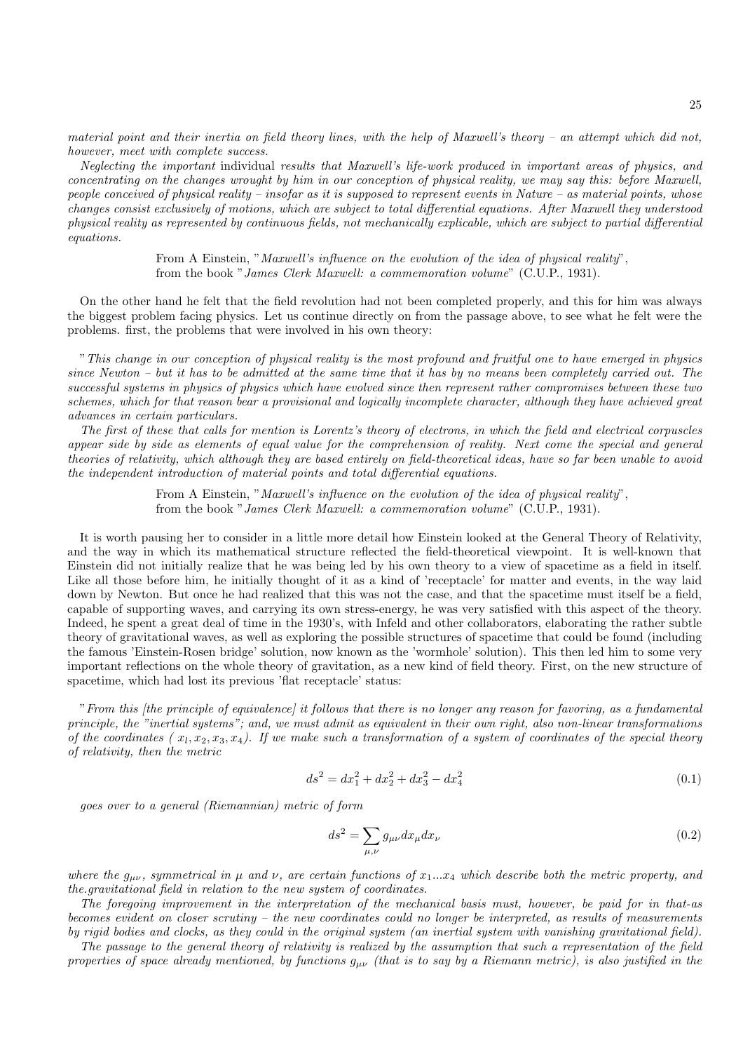*material point and their inertia on field theory lines, with the help of Maxwell's theory – an attempt which did not, however, meet with complete success.*

*Neglecting the important* individual *results that Maxwell's life-work produced in important areas of physics, and concentrating on the changes wrought by him in our conception of physical reality, we may say this: before Maxwell, people conceived of physical reality – insofar as it is supposed to represent events in Nature – as material points, whose changes consist exclusively of motions, which are subject to total differential equations. After Maxwell they understood physical reality as represented by continuous fields, not mechanically explicable, which are subject to partial differential equations.*

> From A Einstein, "*Maxwell's influence on the evolution of the idea of physical reality*", from the book "*James Clerk Maxwell: a commemoration volume*" (C.U.P., 1931).

On the other hand he felt that the field revolution had not been completed properly, and this for him was always the biggest problem facing physics. Let us continue directly on from the passage above, to see what he felt were the problems. first, the problems that were involved in his own theory:

"*This change in our conception of physical reality is the most profound and fruitful one to have emerged in physics since Newton – but it has to be admitted at the same time that it has by no means been completely carried out. The successful systems in physics of physics which have evolved since then represent rather compromises between these two schemes, which for that reason bear a provisional and logically incomplete character, although they have achieved great advances in certain particulars.*

*The first of these that calls for mention is Lorentz's theory of electrons, in which the field and electrical corpuscles appear side by side as elements of equal value for the comprehension of reality. Next come the special and general theories of relativity, which although they are based entirely on field-theoretical ideas, have so far been unable to avoid the independent introduction of material points and total differential equations.*

> From A Einstein, "*Maxwell's influence on the evolution of the idea of physical reality*", from the book "*James Clerk Maxwell: a commemoration volume*" (C.U.P., 1931).

It is worth pausing her to consider in a little more detail how Einstein looked at the General Theory of Relativity, and the way in which its mathematical structure reflected the field-theoretical viewpoint. It is well-known that Einstein did not initially realize that he was being led by his own theory to a view of spacetime as a field in itself. Like all those before him, he initially thought of it as a kind of 'receptacle' for matter and events, in the way laid down by Newton. But once he had realized that this was not the case, and that the spacetime must itself be a field, capable of supporting waves, and carrying its own stress-energy, he was very satisfied with this aspect of the theory. Indeed, he spent a great deal of time in the 1930's, with Infeld and other collaborators, elaborating the rather subtle theory of gravitational waves, as well as exploring the possible structures of spacetime that could be found (including the famous 'Einstein-Rosen bridge' solution, now known as the 'wormhole' solution). This then led him to some very important reflections on the whole theory of gravitation, as a new kind of field theory. First, on the new structure of spacetime, which had lost its previous 'flat receptacle' status:

"*From this [the principle of equivalence] it follows that there is no longer any reason for favoring, as a fundamental principle, the "inertial systems"; and, we must admit as equivalent in their own right, also non-linear transformations of the coordinates ( $x_l, x_2, x_3, x_4$). If we make such a transformation of a system of coordinates of the special theory of relativity, then the metric*

$$ds^2 = dx_1^2 + dx_2^2 + dx_3^2 - dx_4^2 \tag{0.1}$$

*goes over to a general (Riemannian) metric of form*

$$ds^2 = \sum_{\mu,\nu} g_{\mu\nu} dx_\mu dx_\nu \tag{0.2}$$

*where the $g_{\mu\nu}$, symmetrical in $\mu$ and $\nu$, are certain functions of $x_1 ... x_4$ which describe both the metric property, and the.gravitational field in relation to the new system of coordinates.*

*The foregoing improvement in the interpretation of the mechanical basis must, however, be paid for in that-as becomes evident on closer scrutiny – the new coordinates could no longer be interpreted, as results of measurements by rigid bodies and clocks, as they could in the original system (an inertial system with vanishing gravitational field).*

*The passage to the general theory of relativity is realized by the assumption that such a representation of the field properties of space already mentioned, by functions $g_{\mu\nu}$ (that is to say by a Riemann metric), is also justified in the*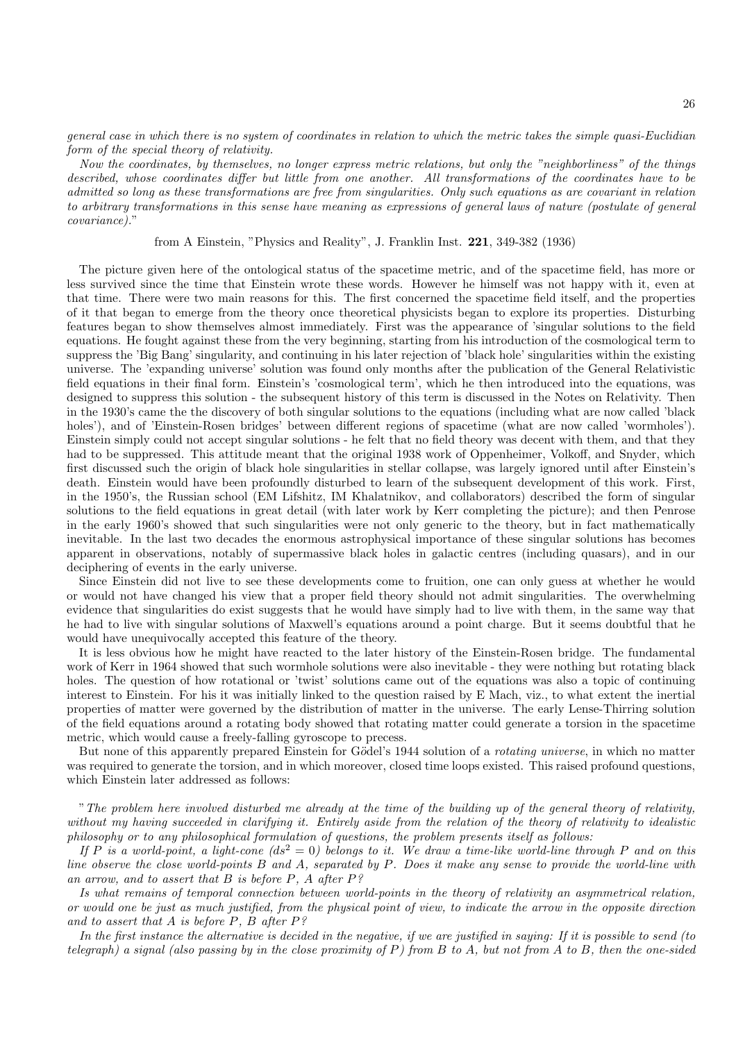*general case in which there is no system of coordinates in relation to which the metric takes the simple quasi-Euclidian form of the special theory of relativity.*

*Now the coordinates, by themselves, no longer express metric relations, but only the "neighborliness" of the things described, whose coordinates differ but little from one another. All transformations of the coordinates have to be admitted so long as these transformations are free from singularities. Only such equations as are covariant in relation to arbitrary transformations in this sense have meaning as expressions of general laws of nature (postulate of general covariance).*"

from A Einstein, "Physics and Reality", J. Franklin Inst. **221**, 349-382 (1936)

The picture given here of the ontological status of the spacetime metric, and of the spacetime field, has more or less survived since the time that Einstein wrote these words. However he himself was not happy with it, even at that time. There were two main reasons for this. The first concerned the spacetime field itself, and the properties of it that began to emerge from the theory once theoretical physicists began to explore its properties. Disturbing features began to show themselves almost immediately. First was the appearance of 'singular solutions to the field equations. He fought against these from the very beginning, starting from his introduction of the cosmological term to suppress the 'Big Bang' singularity, and continuing in his later rejection of 'black hole' singularities within the existing universe. The 'expanding universe' solution was found only months after the publication of the General Relativistic field equations in their final form. Einstein's 'cosmological term', which he then introduced into the equations, was designed to suppress this solution - the subsequent history of this term is discussed in the Notes on Relativity. Then in the 1930's came the the discovery of both singular solutions to the equations (including what are now called 'black holes'), and of 'Einstein-Rosen bridges' between different regions of spacetime (what are now called 'wormholes'). Einstein simply could not accept singular solutions - he felt that no field theory was decent with them, and that they had to be suppressed. This attitude meant that the original 1938 work of Oppenheimer, Volkoff, and Snyder, which first discussed such the origin of black hole singularities in stellar collapse, was largely ignored until after Einstein's death. Einstein would have been profoundly disturbed to learn of the subsequent development of this work. First, in the 1950's, the Russian school (EM Lifshitz, IM Khalatnikov, and collaborators) described the form of singular solutions to the field equations in great detail (with later work by Kerr completing the picture); and then Penrose in the early 1960's showed that such singularities were not only generic to the theory, but in fact mathematically inevitable. In the last two decades the enormous astrophysical importance of these singular solutions has becomes apparent in observations, notably of supermassive black holes in galactic centres (including quasars), and in our deciphering of events in the early universe.

Since Einstein did not live to see these developments come to fruition, one can only guess at whether he would or would not have changed his view that a proper field theory should not admit singularities. The overwhelming evidence that singularities do exist suggests that he would have simply had to live with them, in the same way that he had to live with singular solutions of Maxwell's equations around a point charge. But it seems doubtful that he would have unequivocally accepted this feature of the theory.

It is less obvious how he might have reacted to the later history of the Einstein-Rosen bridge. The fundamental work of Kerr in 1964 showed that such wormhole solutions were also inevitable - they were nothing but rotating black holes. The question of how rotational or 'twist' solutions came out of the equations was also a topic of continuing interest to Einstein. For his it was initially linked to the question raised by E Mach, viz., to what extent the inertial properties of matter were governed by the distribution of matter in the universe. The early Lense-Thirring solution of the field equations around a rotating body showed that rotating matter could generate a torsion in the spacetime metric, which would cause a freely-falling gyroscope to precess.

But none of this apparently prepared Einstein for Gödel's 1944 solution of a *rotating universe*, in which no matter was required to generate the torsion, and in which moreover, closed time loops existed. This raised profound questions, which Einstein later addressed as follows:

"*The problem here involved disturbed me already at the time of the building up of the general theory of relativity, without my having succeeded in clarifying it. Entirely aside from the relation of the theory of relativity to idealistic philosophy or to any philosophical formulation of questions, the problem presents itself as follows:*

*If P is a world-point, a light-cone ($ds^2 = 0$) belongs to it. We draw a time-like world-line through P and on this line observe the close world-points B and A, separated by P. Does it make any sense to provide the world-line with an arrow, and to assert that B is before P, A after P?*

*Is what remains of temporal connection between world-points in the theory of relativity an asymmetrical relation, or would one be just as much justified, from the physical point of view, to indicate the arrow in the opposite direction and to assert that A is before P, B after P?*

*In the first instance the alternative is decided in the negative, if we are justified in saying: If it is possible to send (to telegraph) a signal (also passing by in the close proximity of P) from B to A, but not from A to B, then the one-sided*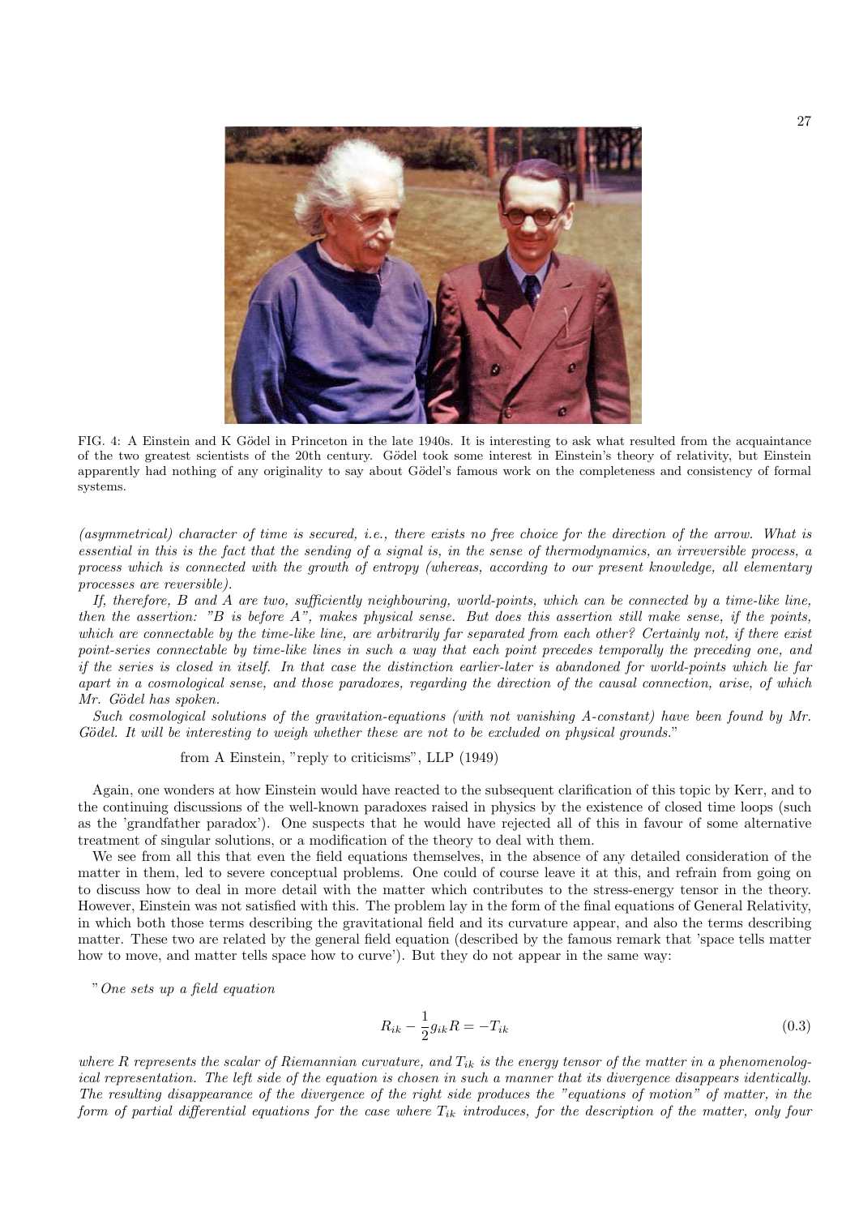FIG. 4: A Einstein and K Gödel in Princeton in the late 1940s. It is interesting to ask what resulted from the acquaintance of the two greatest scientists of the 20th century. Gödel took some interest in Einstein's theory of relativity, but Einstein apparently had nothing of any originality to say about Gödel's famous work on the completeness and consistency of formal systems.

*(asymmetrical) character of time is secured, i.e., there exists no free choice for the direction of the arrow. What is essential in this is the fact that the sending of a signal is, in the sense of thermodynamics, an irreversible process, a process which is connected with the growth of entropy (whereas, according to our present knowledge, all elementary processes are reversible).*

*If, therefore, B and A are two, sufficiently neighbouring, world-points, which can be connected by a time-like line, then the assertion: "B is before A", makes physical sense. But does this assertion still make sense, if the points, which are connectable by the time-like line, are arbitrarily far separated from each other? Certainly not, if there exist point-series connectable by time-like lines in such a way that each point precedes temporally the preceding one, and if the series is closed in itself. In that case the distinction earlier-later is abandoned for world-points which lie far apart in a cosmological sense, and those paradoxes, regarding the direction of the causal connection, arise, of which Mr. Gödel has spoken.*

*Such cosmological solutions of the gravitation-equations (with not vanishing A-constant) have been found by Mr. Gödel. It will be interesting to weigh whether these are not to be excluded on physical grounds.*"

from A Einstein, "reply to criticisms", LLP (1949)

Again, one wonders at how Einstein would have reacted to the subsequent clarification of this topic by Kerr, and to the continuing discussions of the well-known paradoxes raised in physics by the existence of closed time loops (such as the 'grandfather paradox'). One suspects that he would have rejected all of this in favour of some alternative treatment of singular solutions, or a modification of the theory to deal with them.

We see from all this that even the field equations themselves, in the absence of any detailed consideration of the matter in them, led to severe conceptual problems. One could of course leave it at this, and refrain from going on to discuss how to deal in more detail with the matter which contributes to the stress-energy tensor in the theory. However, Einstein was not satisfied with this. The problem lay in the form of the final equations of General Relativity, in which both those terms describing the gravitational field and its curvature appear, and also the terms describing matter. These two are related by the general field equation (described by the famous remark that 'space tells matter how to move, and matter tells space how to curve'). But they do not appear in the same way:

"*One sets up a field equation*

$$R_{ik} - \frac{1}{2} g_{ik} R = -T_{ik} \tag{0.3}$$

*where $R$ represents the scalar of Riemannian curvature, and $T_{ik}$ is the energy tensor of the matter in a phenomenological representation. The left side of the equation is chosen in such a manner that its divergence disappears identically. The resulting disappearance of the divergence of the right side produces the "equations of motion" of matter, in the form of partial differential equations for the case where $T_{ik}$ introduces, for the description of the matter, only four*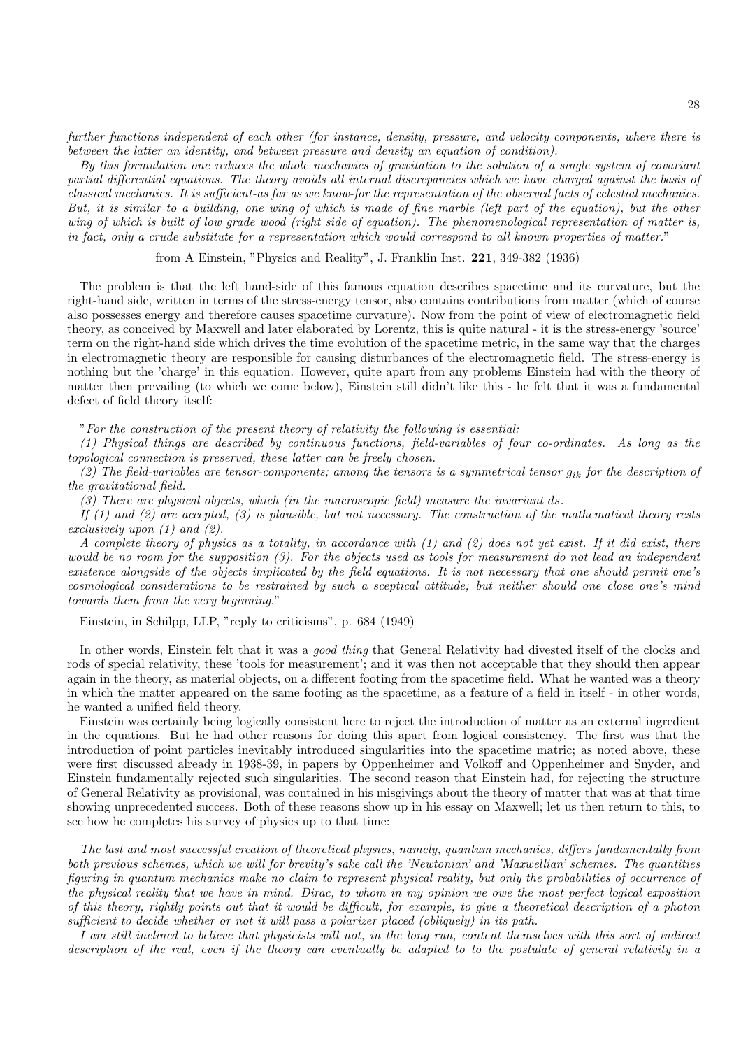*further functions independent of each other (for instance, density, pressure, and velocity components, where there is between the latter an identity, and between pressure and density an equation of condition).*

*By this formulation one reduces the whole mechanics of gravitation to the solution of a single system of covariant partial differential equations. The theory avoids all internal discrepancies which we have charged against the basis of classical mechanics. It is sufficient-as far as we know-for the representation of the observed facts of celestial mechanics. But, it is similar to a building, one wing of which is made of fine marble (left part of the equation), but the other wing of which is built of low grade wood (right side of equation). The phenomenological representation of matter is, in fact, only a crude substitute for a representation which would correspond to all known properties of matter.*"

from A Einstein, "Physics and Reality", J. Franklin Inst. **221**, 349-382 (1936)

The problem is that the left hand-side of this famous equation describes spacetime and its curvature, but the right-hand side, written in terms of the stress-energy tensor, also contains contributions from matter (which of course also possesses energy and therefore causes spacetime curvature). Now from the point of view of electromagnetic field theory, as conceived by Maxwell and later elaborated by Lorentz, this is quite natural - it is the stress-energy 'source' term on the right-hand side which drives the time evolution of the spacetime metric, in the same way that the charges in electromagnetic theory are responsible for causing disturbances of the electromagnetic field. The stress-energy is nothing but the 'charge' in this equation. However, quite apart from any problems Einstein had with the theory of matter then prevailing (to which we come below), Einstein still didn't like this - he felt that it was a fundamental defect of field theory itself:

"*For the construction of the present theory of relativity the following is essential:*

*(1) Physical things are described by continuous functions, field-variables of four co-ordinates. As long as the topological connection is preserved, these latter can be freely chosen.*

*(2) The field-variables are tensor-components; among the tensors is a symmetrical tensor $g_{ik}$ for the description of the gravitational field.*

*(3) There are physical objects, which (in the macroscopic field) measure the invariant $ds$.*

*If (1) and (2) are accepted, (3) is plausible, but not necessary. The construction of the mathematical theory rests exclusively upon (1) and (2).*

*A complete theory of physics as a totality, in accordance with (1) and (2) does not yet exist. If it did exist, there would be no room for the supposition (3). For the objects used as tools for measurement do not lead an independent existence alongside of the objects implicated by the field equations. It is not necessary that one should permit one's cosmological considerations to be restrained by such a sceptical attitude; but neither should one close one's mind towards them from the very beginning.*"

Einstein, in Schilpp, LLP, "reply to criticisms", p. 684 (1949)

In other words, Einstein felt that it was a *good thing* that General Relativity had divested itself of the clocks and rods of special relativity, these 'tools for measurement'; and it was then not acceptable that they should then appear again in the theory, as material objects, on a different footing from the spacetime field. What he wanted was a theory in which the matter appeared on the same footing as the spacetime, as a feature of a field in itself - in other words, he wanted a unified field theory.

Einstein was certainly being logically consistent here to reject the introduction of matter as an external ingredient in the equations. But he had other reasons for doing this apart from logical consistency. The first was that the introduction of point particles inevitably introduced singularities into the spacetime matric; as noted above, these were first discussed already in 1938-39, in papers by Oppenheimer and Volkoff and Oppenheimer and Snyder, and Einstein fundamentally rejected such singularities. The second reason that Einstein had, for rejecting the structure of General Relativity as provisional, was contained in his misgivings about the theory of matter that was at that time showing unprecedented success. Both of these reasons show up in his essay on Maxwell; let us then return to this, to see how he completes his survey of physics up to that time:

*The last and most successful creation of theoretical physics, namely, quantum mechanics, differs fundamentally from both previous schemes, which we will for brevity's sake call the 'Newtonian' and 'Maxwellian' schemes. The quantities figuring in quantum mechanics make no claim to represent physical reality, but only the probabilities of occurrence of the physical reality that we have in mind. Dirac, to whom in my opinion we owe the most perfect logical exposition of this theory, rightly points out that it would be difficult, for example, to give a theoretical description of a photon sufficient to decide whether or not it will pass a polarizer placed (obliquely) in its path.*

*I am still inclined to believe that physicists will not, in the long run, content themselves with this sort of indirect description of the real, even if the theory can eventually be adapted to to the postulate of general relativity in a*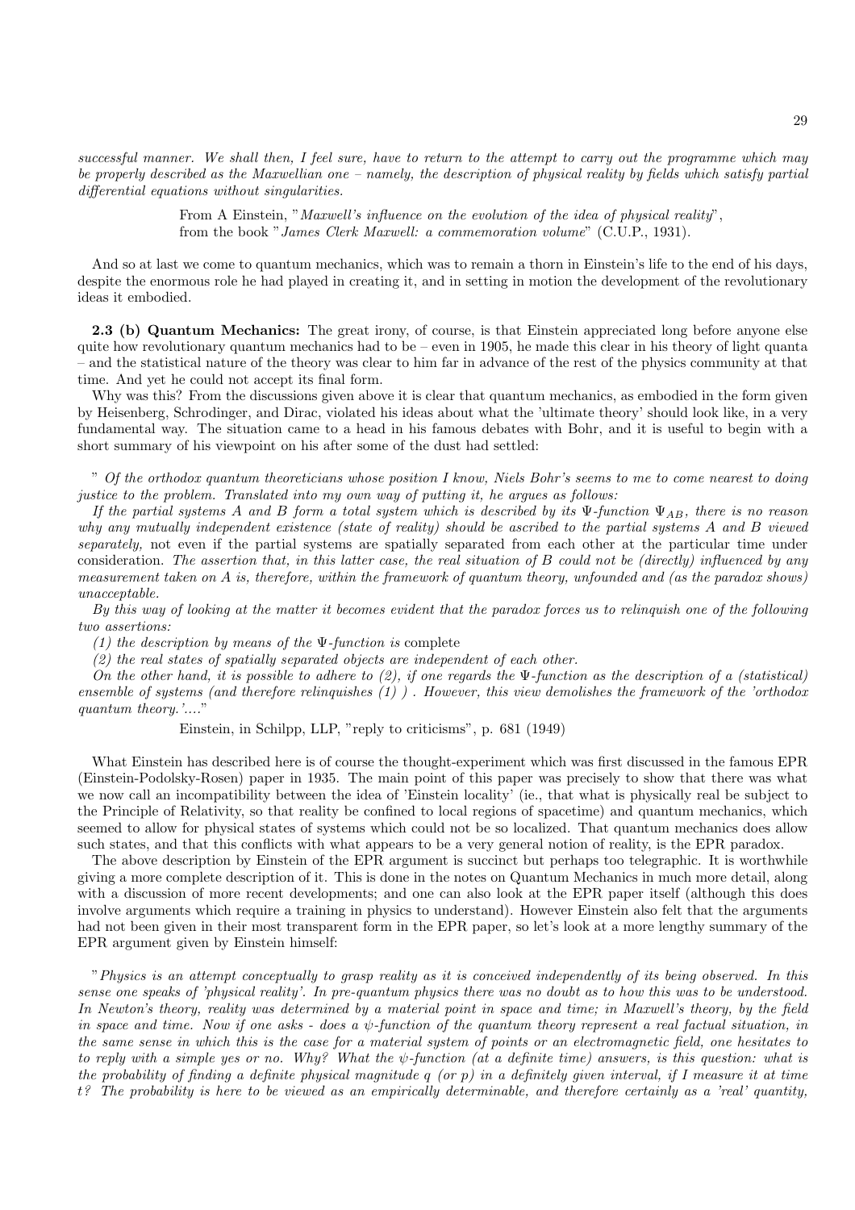*successful manner. We shall then, I feel sure, have to return to the attempt to carry out the programme which may be properly described as the Maxwellian one – namely, the description of physical reality by fields which satisfy partial differential equations without singularities.*

From A Einstein, "*Maxwell's influence on the evolution of the idea of physical reality*", from the book "*James Clerk Maxwell: a commemoration volume*" (C.U.P., 1931).

And so at last we come to quantum mechanics, which was to remain a thorn in Einstein's life to the end of his days, despite the enormous role he had played in creating it, and in setting in motion the development of the revolutionary ideas it embodied.

**2.3 (b) Quantum Mechanics:** The great irony, of course, is that Einstein appreciated long before anyone else quite how revolutionary quantum mechanics had to be – even in 1905, he made this clear in his theory of light quanta – and the statistical nature of the theory was clear to him far in advance of the rest of the physics community at that time. And yet he could not accept its final form.

Why was this? From the discussions given above it is clear that quantum mechanics, as embodied in the form given by Heisenberg, Schrodinger, and Dirac, violated his ideas about what the 'ultimate theory' should look like, in a very fundamental way. The situation came to a head in his famous debates with Bohr, and it is useful to begin with a short summary of his viewpoint on his after some of the dust had settled:

" *Of the orthodox quantum theoreticians whose position I know, Niels Bohr's seems to me to come nearest to doing justice to the problem. Translated into my own way of putting it, he argues as follows:*

*If the partial systems A and B form a total system which is described by its $\Psi$-function $\Psi_{AB}$, there is no reason why any mutually independent existence (state of reality) should be ascribed to the partial systems A and B viewed separately,* not even if the partial systems are spatially separated from each other at the particular time under consideration. *The assertion that, in this latter case, the real situation of B could not be (directly) influenced by any measurement taken on A is, therefore, within the framework of quantum theory, unfounded and (as the paradox shows) unacceptable.*

*By this way of looking at the matter it becomes evident that the paradox forces us to relinquish one of the following two assertions:*

*(1) the description by means of the $\Psi$-function is* complete

*(2) the real states of spatially separated objects are independent of each other.*

*On the other hand, it is possible to adhere to (2), if one regards the $\Psi$-function as the description of a (statistical) ensemble of systems (and therefore relinquishes (1) ) . However, this view demolishes the framework of the 'orthodox quantum theory.'....*"

Einstein, in Schilpp, LLP, "reply to criticisms", p. 681 (1949)

What Einstein has described here is of course the thought-experiment which was first discussed in the famous EPR (Einstein-Podolsky-Rosen) paper in 1935. The main point of this paper was precisely to show that there was what we now call an incompatibility between the idea of 'Einstein locality' (ie., that what is physically real be subject to the Principle of Relativity, so that reality be confined to local regions of spacetime) and quantum mechanics, which seemed to allow for physical states of systems which could not be so localized. That quantum mechanics does allow such states, and that this conflicts with what appears to be a very general notion of reality, is the EPR paradox.

The above description by Einstein of the EPR argument is succinct but perhaps too telegraphic. It is worthwhile giving a more complete description of it. This is done in the notes on Quantum Mechanics in much more detail, along with a discussion of more recent developments; and one can also look at the EPR paper itself (although this does involve arguments which require a training in physics to understand). However Einstein also felt that the arguments had not been given in their most transparent form in the EPR paper, so let's look at a more lengthy summary of the EPR argument given by Einstein himself:

"*Physics is an attempt conceptually to grasp reality as it is conceived independently of its being observed. In this sense one speaks of 'physical reality'. In pre-quantum physics there was no doubt as to how this was to be understood. In Newton's theory, reality was determined by a material point in space and time; in Maxwell's theory, by the field in space and time. Now if one asks - does a $\psi$-function of the quantum theory represent a real factual situation, in the same sense in which this is the case for a material system of points or an electromagnetic field, one hesitates to to reply with a simple yes or no. Why? What the $\psi$-function (at a definite time) answers, is this question: what is the probability of finding a definite physical magnitude q (or p) in a definitely given interval, if I measure it at time t? The probability is here to be viewed as an empirically determinable, and therefore certainly as a 'real' quantity,*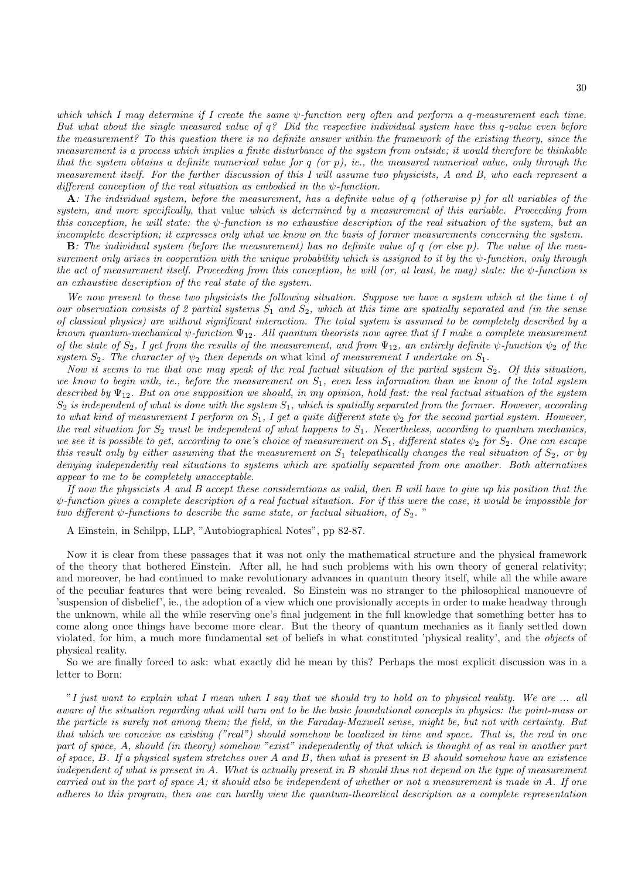*which which I may determine if I create the same $\psi$-function very often and perform a q-measurement each time. But what about the single measured value of q? Did the respective individual system have this q-value even before the measurement? To this question there is no definite answer within the framework of the existing theory, since the measurement is a process which implies a finite disturbance of the system from outside; it would therefore be thinkable that the system obtains a definite numerical value for q (or p), ie., the measured numerical value, only through the measurement itself. For the further discussion of this I will assume two physicists, A and B, who each represent a different conception of the real situation as embodied in the $\psi$-function.*

**A***: The individual system, before the measurement, has a definite value of q (otherwise p) for all variables of the system, and more specifically,* that value *which is determined by a measurement of this variable. Proceeding from this conception, he will state: the $\psi$-function is no exhaustive description of the real situation of the system, but an incomplete description; it expresses only what we know on the basis of former measurements concerning the system.*

**B***: The individual system (before the measurement) has no definite value of q (or else p). The value of the measurement only arises in cooperation with the unique probability which is assigned to it by the $\psi$-function, only through the act of measurement itself. Proceeding from this conception, he will (or, at least, he may) state: the $\psi$-function is an exhaustive description of the real state of the system.*

*We now present to these two physicists the following situation. Suppose we have a system which at the time t of our observation consists of 2 partial systems $S_1$ and $S_2$, which at this time are spatially separated and (in the sense of classical physics) are without significant interaction. The total system is assumed to be completely described by a known quantum-mechanical $\psi$-function $\Psi_{12}$. All quantum theorists now agree that if I make a complete measurement of the state of $S_2$, I get from the results of the measurement, and from $\Psi_{12}$, an entirely definite $\psi$-function $\psi_2$ of the system $S_2$. The character of $\psi_2$ then depends on* what kind *of measurement I undertake on $S_1$.*

*Now it seems to me that one may speak of the real factual situation of the partial system $S_2$. Of this situation, we know to begin with, ie., before the measurement on $S_1$, even less information than we know of the total system described by $\Psi_{12}$. But on one supposition we should, in my opinion, hold fast: the real factual situation of the system $S_2$ is independent of what is done with the system $S_1$, which is spatially separated from the former. However, according to what kind of measurement I perform on $S_1$, I get a quite different state $\psi_2$ for the second partial system. However, the real situation for $S_2$ must be independent of what happens to $S_1$. Nevertheless, according to quantum mechanics, we see it is possible to get, according to one's choice of measurement on $S_1$, different states $\psi_2$ for $S_2$. One can escape this result only by either assuming that the measurement on $S_1$ telepathically changes the real situation of $S_2$, or by denying independently real situations to systems which are spatially separated from one another. Both alternatives appear to me to be completely unacceptable.*

*If now the physicists A and B accept these considerations as valid, then B will have to give up his position that the $\psi$-function gives a complete description of a real factual situation. For if this were the case, it would be impossible for two different $\psi$-functions to describe the same state, or factual situation, of $S_2$.* "

A Einstein, in Schilpp, LLP, "Autobiographical Notes", pp 82-87.

Now it is clear from these passages that it was not only the mathematical structure and the physical framework of the theory that bothered Einstein. After all, he had such problems with his own theory of general relativity; and moreover, he had continued to make revolutionary advances in quantum theory itself, while all the while aware of the peculiar features that were being revealed. So Einstein was no stranger to the philosophical manouevre of 'suspension of disbelief', ie., the adoption of a view which one provisionally accepts in order to make headway through the unknown, while all the while reserving one's final judgement in the full knowledge that something better has to come along once things have become more clear. But the theory of quantum mechanics as it fianly settled down violated, for him, a much more fundamental set of beliefs in what constituted 'physical reality', and the *objects* of physical reality.

So we are finally forced to ask: what exactly did he mean by this? Perhaps the most explicit discussion was in a letter to Born:

"*I just want to explain what I mean when I say that we should try to hold on to physical reality. We are ... all aware of the situation regarding what will turn out to be the basic foundational concepts in physics: the point-mass or the particle is surely not among them; the field, in the Faraday-Maxwell sense, might be, but not with certainty. But that which we conceive as existing ("real") should somehow be localized in time and space. That is, the real in one part of space, A, should (in theory) somehow "exist" independently of that which is thought of as real in another part of space, B. If a physical system stretches over A and B, then what is present in B should somehow have an existence independent of what is present in A. What is actually present in B should thus not depend on the type of measurement carried out in the part of space A; it should also be independent of whether or not a measurement is made in A. If one adheres to this program, then one can hardly view the quantum-theoretical description as a complete representation*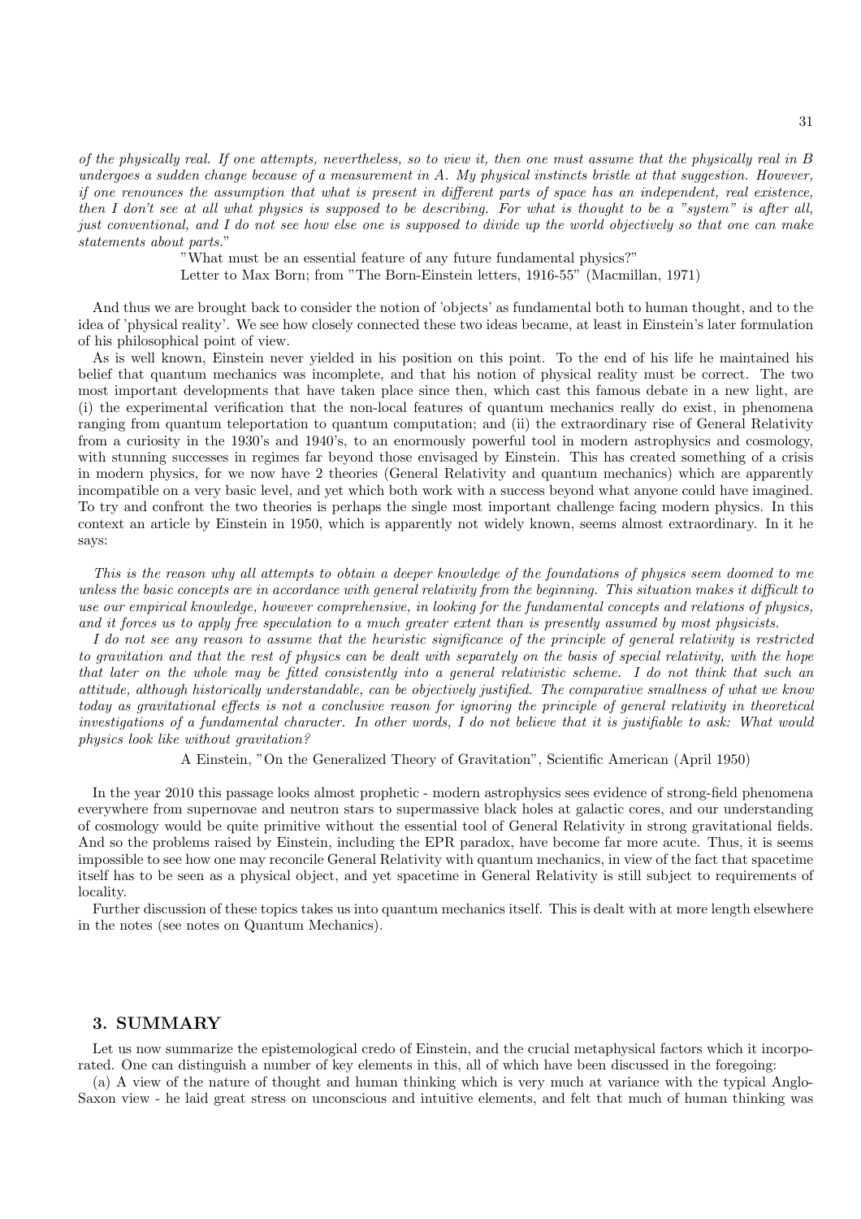*of the physically real. If one attempts, nevertheless, so to view it, then one must assume that the physically real in B undergoes a sudden change because of a measurement in A. My physical instincts bristle at that suggestion. However, if one renounces the assumption that what is present in different parts of space has an independent, real existence, then I don't see at all what physics is supposed to be describing. For what is thought to be a "system" is after all, just conventional, and I do not see how else one is supposed to divide up the world objectively so that one can make statements about parts.*"

"What must be an essential feature of any future fundamental physics?"
Letter to Max Born; from "The Born-Einstein letters, 1916-55" (Macmillan, 1971)

And thus we are brought back to consider the notion of 'objects' as fundamental both to human thought, and to the idea of 'physical reality'. We see how closely connected these two ideas became, at least in Einstein's later formulation of his philosophical point of view.

As is well known, Einstein never yielded in his position on this point. To the end of his life he maintained his belief that quantum mechanics was incomplete, and that his notion of physical reality must be correct. The two most important developments that have taken place since then, which cast this famous debate in a new light, are (i) the experimental verification that the non-local features of quantum mechanics really do exist, in phenomena ranging from quantum teleportation to quantum computation; and (ii) the extraordinary rise of General Relativity from a curiosity in the 1930's and 1940's, to an enormously powerful tool in modern astrophysics and cosmology, with stunning successes in regimes far beyond those envisaged by Einstein. This has created something of a crisis in modern physics, for we now have 2 theories (General Relativity and quantum mechanics) which are apparently incompatible on a very basic level, and yet which both work with a success beyond what anyone could have imagined. To try and confront the two theories is perhaps the single most important challenge facing modern physics. In this context an article by Einstein in 1950, which is apparently not widely known, seems almost extraordinary. In it he says:

*This is the reason why all attempts to obtain a deeper knowledge of the foundations of physics seem doomed to me unless the basic concepts are in accordance with general relativity from the beginning. This situation makes it difficult to use our empirical knowledge, however comprehensive, in looking for the fundamental concepts and relations of physics, and it forces us to apply free speculation to a much greater extent than is presently assumed by most physicists.*

*I do not see any reason to assume that the heuristic significance of the principle of general relativity is restricted to gravitation and that the rest of physics can be dealt with separately on the basis of special relativity, with the hope that later on the whole may be fitted consistently into a general relativistic scheme. I do not think that such an attitude, although historically understandable, can be objectively justified. The comparative smallness of what we know today as gravitational effects is not a conclusive reason for ignoring the principle of general relativity in theoretical investigations of a fundamental character. In other words, I do not believe that it is justifiable to ask: What would physics look like without gravitation?*

A Einstein, "On the Generalized Theory of Gravitation", Scientific American (April 1950)

In the year 2010 this passage looks almost prophetic - modern astrophysics sees evidence of strong-field phenomena everywhere from supernovae and neutron stars to supermassive black holes at galactic cores, and our understanding of cosmology would be quite primitive without the essential tool of General Relativity in strong gravitational fields. And so the problems raised by Einstein, including the EPR paradox, have become far more acute. Thus, it is seems impossible to see how one may reconcile General Relativity with quantum mechanics, in view of the fact that spacetime itself has to be seen as a physical object, and yet spacetime in General Relativity is still subject to requirements of locality.

Further discussion of these topics takes us into quantum mechanics itself. This is dealt with at more length elsewhere in the notes (see notes on Quantum Mechanics).

## 3. SUMMARY

Let us now summarize the epistemological credo of Einstein, and the crucial metaphysical factors which it incorporated. One can distinguish a number of key elements in this, all of which have been discussed in the foregoing:

(a) A view of the nature of thought and human thinking which is very much at variance with the typical Anglo-Saxon view - he laid great stress on unconscious and intuitive elements, and felt that much of human thinking was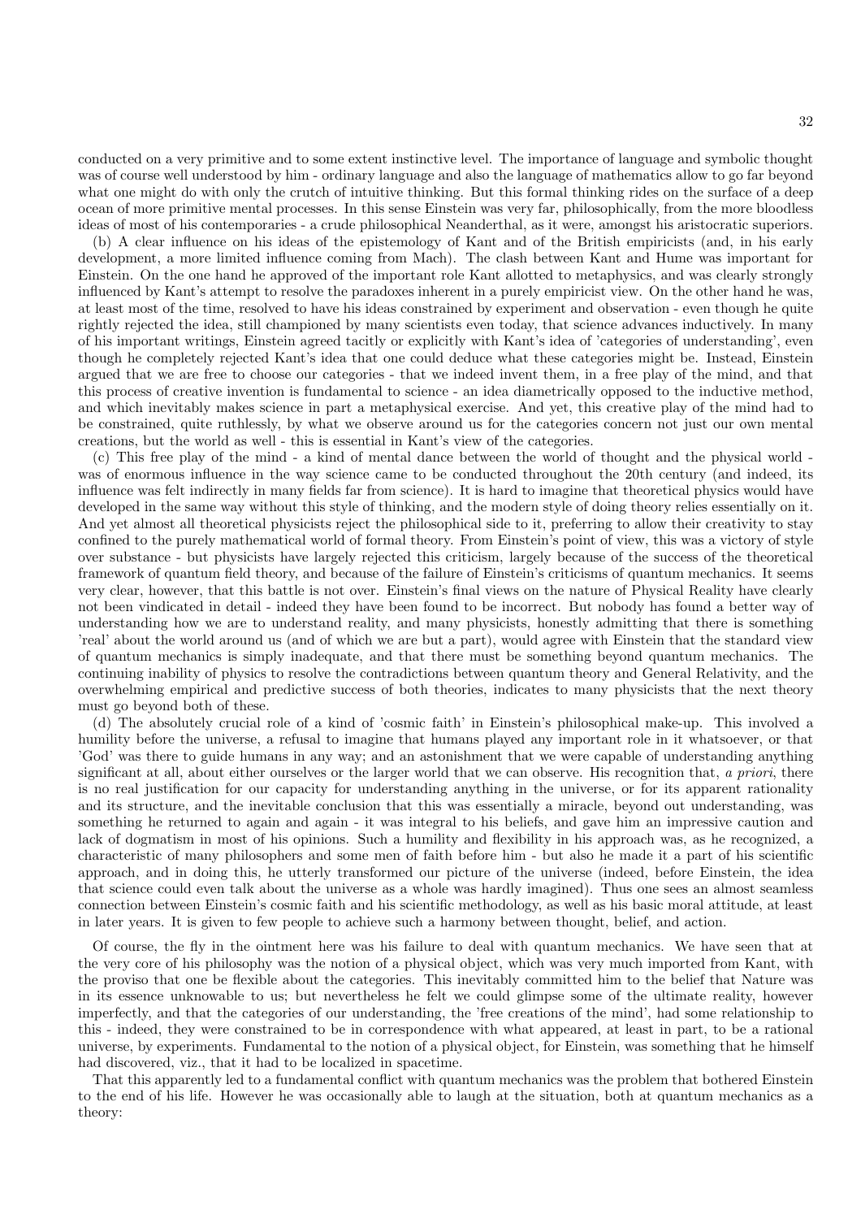conducted on a very primitive and to some extent instinctive level. The importance of language and symbolic thought was of course well understood by him - ordinary language and also the language of mathematics allow to go far beyond what one might do with only the crutch of intuitive thinking. But this formal thinking rides on the surface of a deep ocean of more primitive mental processes. In this sense Einstein was very far, philosophically, from the more bloodless ideas of most of his contemporaries - a crude philosophical Neanderthal, as it were, amongst his aristocratic superiors.

(b) A clear influence on his ideas of the epistemology of Kant and of the British empiricists (and, in his early development, a more limited influence coming from Mach). The clash between Kant and Hume was important for Einstein. On the one hand he approved of the important role Kant allotted to metaphysics, and was clearly strongly influenced by Kant's attempt to resolve the paradoxes inherent in a purely empiricist view. On the other hand he was, at least most of the time, resolved to have his ideas constrained by experiment and observation - even though he quite rightly rejected the idea, still championed by many scientists even today, that science advances inductively. In many of his important writings, Einstein agreed tacitly or explicitly with Kant's idea of 'categories of understanding', even though he completely rejected Kant's idea that one could deduce what these categories might be. Instead, Einstein argued that we are free to choose our categories - that we indeed invent them, in a free play of the mind, and that this process of creative invention is fundamental to science - an idea diametrically opposed to the inductive method, and which inevitably makes science in part a metaphysical exercise. And yet, this creative play of the mind had to be constrained, quite ruthlessly, by what we observe around us for the categories concern not just our own mental creations, but the world as well - this is essential in Kant's view of the categories.

(c) This free play of the mind - a kind of mental dance between the world of thought and the physical world - was of enormous influence in the way science came to be conducted throughout the 20th century (and indeed, its influence was felt indirectly in many fields far from science). It is hard to imagine that theoretical physics would have developed in the same way without this style of thinking, and the modern style of doing theory relies essentially on it. And yet almost all theoretical physicists reject the philosophical side to it, preferring to allow their creativity to stay confined to the purely mathematical world of formal theory. From Einstein's point of view, this was a victory of style over substance - but physicists have largely rejected this criticism, largely because of the success of the theoretical framework of quantum field theory, and because of the failure of Einstein's criticisms of quantum mechanics. It seems very clear, however, that this battle is not over. Einstein's final views on the nature of Physical Reality have clearly not been vindicated in detail - indeed they have been found to be incorrect. But nobody has found a better way of understanding how we are to understand reality, and many physicists, honestly admitting that there is something 'real' about the world around us (and of which we are but a part), would agree with Einstein that the standard view of quantum mechanics is simply inadequate, and that there must be something beyond quantum mechanics. The continuing inability of physics to resolve the contradictions between quantum theory and General Relativity, and the overwhelming empirical and predictive success of both theories, indicates to many physicists that the next theory must go beyond both of these.

(d) The absolutely crucial role of a kind of 'cosmic faith' in Einstein's philosophical make-up. This involved a humility before the universe, a refusal to imagine that humans played any important role in it whatsoever, or that 'God' was there to guide humans in any way; and an astonishment that we were capable of understanding anything significant at all, about either ourselves or the larger world that we can observe. His recognition that, *a priori*, there is no real justification for our capacity for understanding anything in the universe, or for its apparent rationality and its structure, and the inevitable conclusion that this was essentially a miracle, beyond out understanding, was something he returned to again and again - it was integral to his beliefs, and gave him an impressive caution and lack of dogmatism in most of his opinions. Such a humility and flexibility in his approach was, as he recognized, a characteristic of many philosophers and some men of faith before him - but also he made it a part of his scientific approach, and in doing this, he utterly transformed our picture of the universe (indeed, before Einstein, the idea that science could even talk about the universe as a whole was hardly imagined). Thus one sees an almost seamless connection between Einstein's cosmic faith and his scientific methodology, as well as his basic moral attitude, at least in later years. It is given to few people to achieve such a harmony between thought, belief, and action.

Of course, the fly in the ointment here was his failure to deal with quantum mechanics. We have seen that at the very core of his philosophy was the notion of a physical object, which was very much imported from Kant, with the proviso that one be flexible about the categories. This inevitably committed him to the belief that Nature was in its essence unknowable to us; but nevertheless he felt we could glimpse some of the ultimate reality, however imperfectly, and that the categories of our understanding, the 'free creations of the mind', had some relationship to this - indeed, they were constrained to be in correspondence with what appeared, at least in part, to be a rational universe, by experiments. Fundamental to the notion of a physical object, for Einstein, was something that he himself had discovered, viz., that it had to be localized in spacetime.

That this apparently led to a fundamental conflict with quantum mechanics was the problem that bothered Einstein to the end of his life. However he was occasionally able to laugh at the situation, both at quantum mechanics as a theory: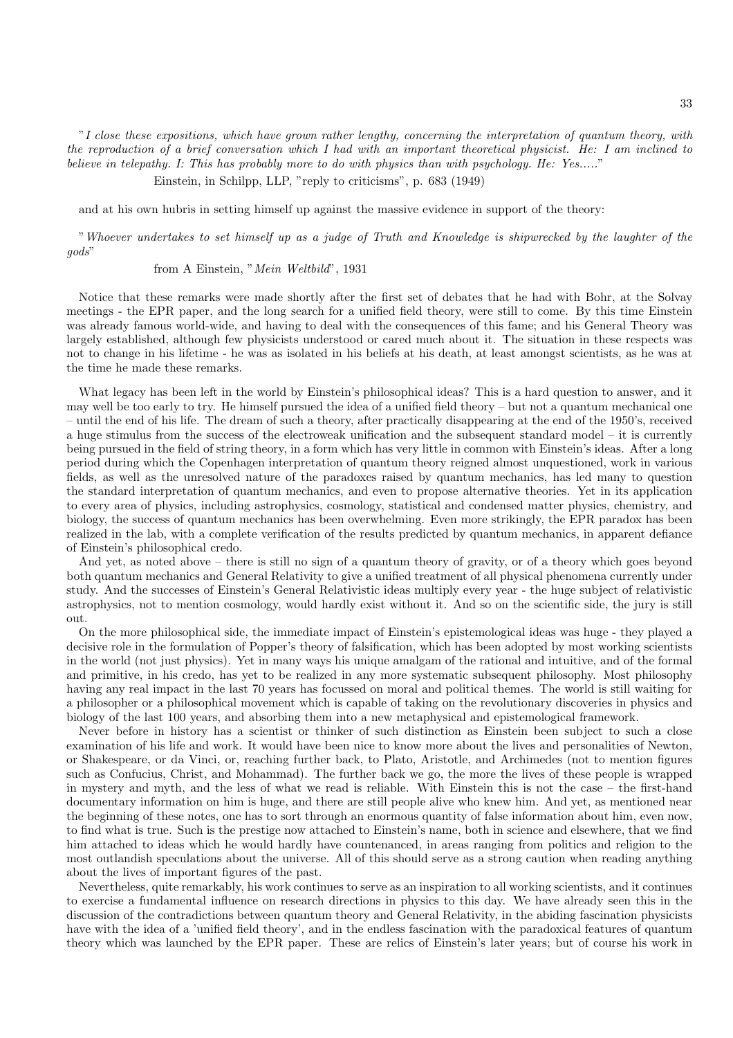"*I close these expositions, which have grown rather lengthy, concerning the interpretation of quantum theory, with the reproduction of a brief conversation which I had with an important theoretical physicist. He: I am inclined to believe in telepathy. I: This has probably more to do with physics than with psychology. He: Yes.....*"

Einstein, in Schilpp, LLP, "reply to criticisms", p. 683 (1949)

and at his own hubris in setting himself up against the massive evidence in support of the theory:

"*Whoever undertakes to set himself up as a judge of Truth and Knowledge is shipwrecked by the laughter of the gods*"

from A Einstein, "*Mein Weltbild*", 1931

Notice that these remarks were made shortly after the first set of debates that he had with Bohr, at the Solvay meetings - the EPR paper, and the long search for a unified field theory, were still to come. By this time Einstein was already famous world-wide, and having to deal with the consequences of this fame; and his General Theory was largely established, although few physicists understood or cared much about it. The situation in these respects was not to change in his lifetime - he was as isolated in his beliefs at his death, at least amongst scientists, as he was at the time he made these remarks.

What legacy has been left in the world by Einstein's philosophical ideas? This is a hard question to answer, and it may well be too early to try. He himself pursued the idea of a unified field theory – but not a quantum mechanical one – until the end of his life. The dream of such a theory, after practically disappearing at the end of the 1950's, received a huge stimulus from the success of the electroweak unification and the subsequent standard model – it is currently being pursued in the field of string theory, in a form which has very little in common with Einstein's ideas. After a long period during which the Copenhagen interpretation of quantum theory reigned almost unquestioned, work in various fields, as well as the unresolved nature of the paradoxes raised by quantum mechanics, has led many to question the standard interpretation of quantum mechanics, and even to propose alternative theories. Yet in its application to every area of physics, including astrophysics, cosmology, statistical and condensed matter physics, chemistry, and biology, the success of quantum mechanics has been overwhelming. Even more strikingly, the EPR paradox has been realized in the lab, with a complete verification of the results predicted by quantum mechanics, in apparent defiance of Einstein's philosophical credo.

And yet, as noted above – there is still no sign of a quantum theory of gravity, or of a theory which goes beyond both quantum mechanics and General Relativity to give a unified treatment of all physical phenomena currently under study. And the successes of Einstein's General Relativistic ideas multiply every year - the huge subject of relativistic astrophysics, not to mention cosmology, would hardly exist without it. And so on the scientific side, the jury is still out.

On the more philosophical side, the immediate impact of Einstein's epistemological ideas was huge - they played a decisive role in the formulation of Popper's theory of falsification, which has been adopted by most working scientists in the world (not just physics). Yet in many ways his unique amalgam of the rational and intuitive, and of the formal and primitive, in his credo, has yet to be realized in any more systematic subsequent philosophy. Most philosophy having any real impact in the last 70 years has focussed on moral and political themes. The world is still waiting for a philosopher or a philosophical movement which is capable of taking on the revolutionary discoveries in physics and biology of the last 100 years, and absorbing them into a new metaphysical and epistemological framework.

Never before in history has a scientist or thinker of such distinction as Einstein been subject to such a close examination of his life and work. It would have been nice to know more about the lives and personalities of Newton, or Shakespeare, or da Vinci, or, reaching further back, to Plato, Aristotle, and Archimedes (not to mention figures such as Confucius, Christ, and Mohammad). The further back we go, the more the lives of these people is wrapped in mystery and myth, and the less of what we read is reliable. With Einstein this is not the case – the first-hand documentary information on him is huge, and there are still people alive who knew him. And yet, as mentioned near the beginning of these notes, one has to sort through an enormous quantity of false information about him, even now, to find what is true. Such is the prestige now attached to Einstein's name, both in science and elsewhere, that we find him attached to ideas which he would hardly have countenanced, in areas ranging from politics and religion to the most outlandish speculations about the universe. All of this should serve as a strong caution when reading anything about the lives of important figures of the past.

Nevertheless, quite remarkably, his work continues to serve as an inspiration to all working scientists, and it continues to exercise a fundamental influence on research directions in physics to this day. We have already seen this in the discussion of the contradictions between quantum theory and General Relativity, in the abiding fascination physicists have with the idea of a 'unified field theory', and in the endless fascination with the paradoxical features of quantum theory which was launched by the EPR paper. These are relics of Einstein's later years; but of course his work in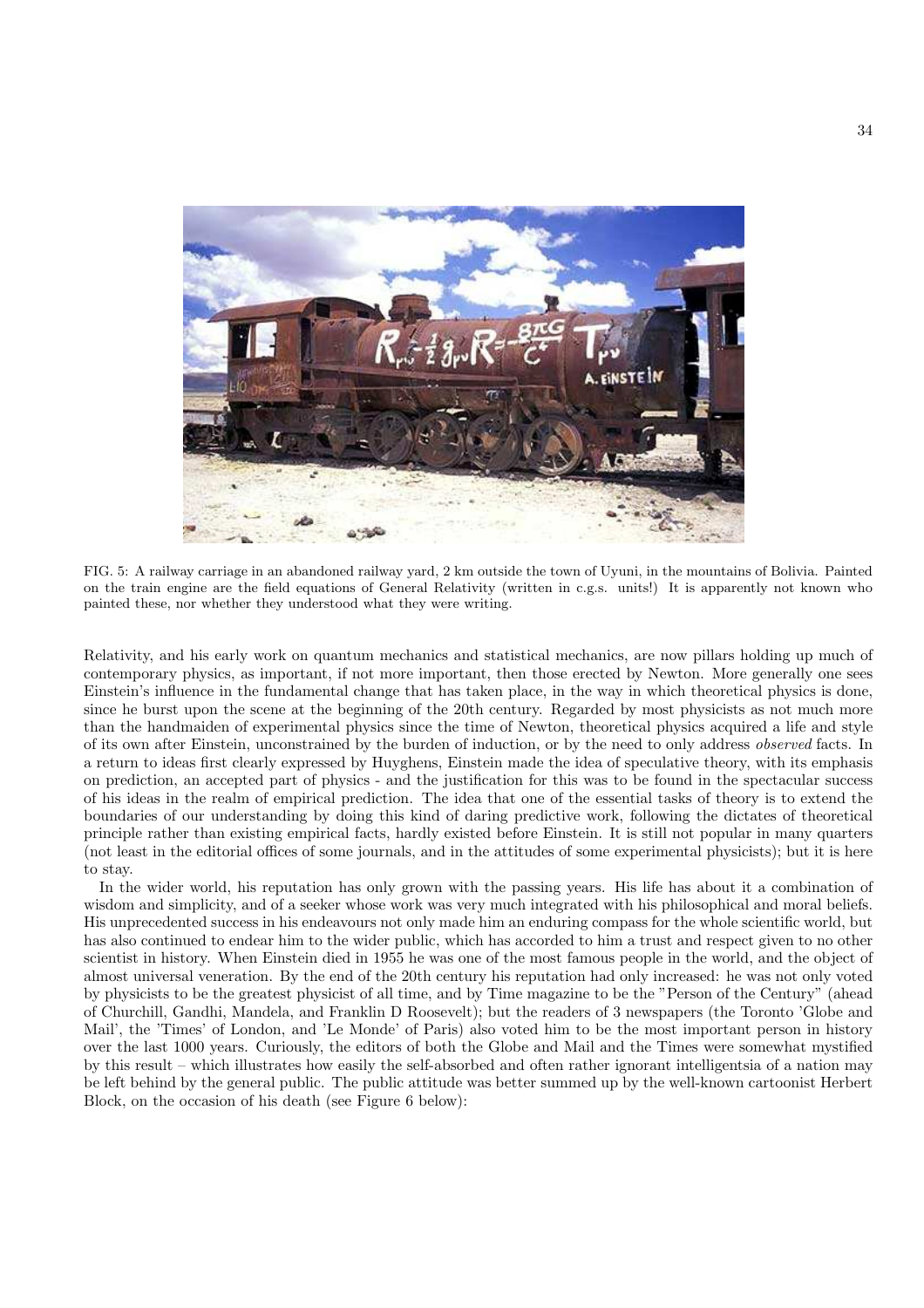FIG. 5: A railway carriage in an abandoned railway yard, 2 km outside the town of Uyuni, in the mountains of Bolivia. Painted on the train engine are the field equations of General Relativity (written in c.g.s. units!) It is apparently not known who painted these, nor whether they understood what they were writing.

Relativity, and his early work on quantum mechanics and statistical mechanics, are now pillars holding up much of contemporary physics, as important, if not more important, then those erected by Newton. More generally one sees Einstein's influence in the fundamental change that has taken place, in the way in which theoretical physics is done, since he burst upon the scene at the beginning of the 20th century. Regarded by most physicists as not much more than the handmaiden of experimental physics since the time of Newton, theoretical physics acquired a life and style of its own after Einstein, unconstrained by the burden of induction, or by the need to only address *observed* facts. In a return to ideas first clearly expressed by Huyghens, Einstein made the idea of speculative theory, with its emphasis on prediction, an accepted part of physics - and the justification for this was to be found in the spectacular success of his ideas in the realm of empirical prediction. The idea that one of the essential tasks of theory is to extend the boundaries of our understanding by doing this kind of daring predictive work, following the dictates of theoretical principle rather than existing empirical facts, hardly existed before Einstein. It is still not popular in many quarters (not least in the editorial offices of some journals, and in the attitudes of some experimental physicists); but it is here to stay.

In the wider world, his reputation has only grown with the passing years. His life has about it a combination of wisdom and simplicity, and of a seeker whose work was very much integrated with his philosophical and moral beliefs. His unprecedented success in his endeavours not only made him an enduring compass for the whole scientific world, but has also continued to endear him to the wider public, which has accorded to him a trust and respect given to no other scientist in history. When Einstein died in 1955 he was one of the most famous people in the world, and the object of almost universal veneration. By the end of the 20th century his reputation had only increased: he was not only voted by physicists to be the greatest physicist of all time, and by Time magazine to be the "Person of the Century" (ahead of Churchill, Gandhi, Mandela, and Franklin D Roosevelt); but the readers of 3 newspapers (the Toronto 'Globe and Mail', the 'Times' of London, and 'Le Monde' of Paris) also voted him to be the most important person in history over the last 1000 years. Curiously, the editors of both the Globe and Mail and the Times were somewhat mystified by this result – which illustrates how easily the self-absorbed and often rather ignorant intelligentsia of a nation may be left behind by the general public. The public attitude was better summed up by the well-known cartoonist Herbert Block, on the occasion of his death (see Figure 6 below):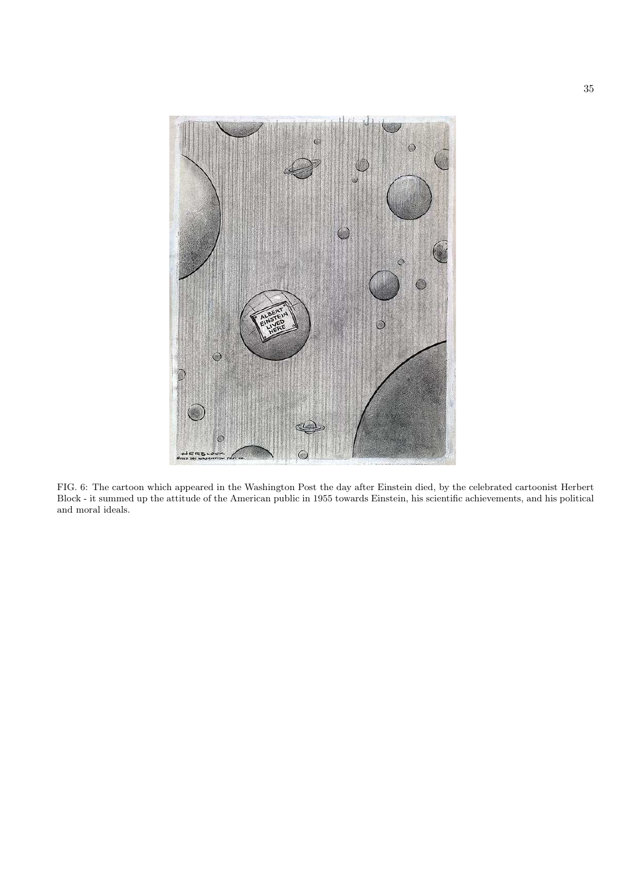FIG. 6: The cartoon which appeared in the Washington Post the day after Einstein died, by the celebrated cartoonist Herbert Block - it summed up the attitude of the American public in 1955 towards Einstein, his scientific achievements, and his political and moral ideals.